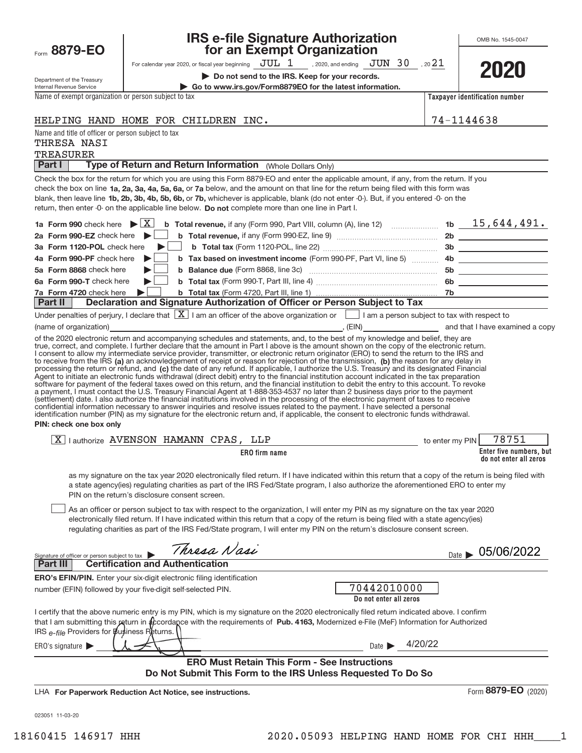Form **8879-EO**

Department of the Treasury
Internal Revenue Service

# IRS e-file Signature Authorization for an Exempt Organization

For calendar year 2020, or fiscal year beginning JUL 1 , 2020, and ending JUN 30 , 20 21

▶ **Do not send to the IRS. Keep for your records.**

▶ **Go to www.irs.gov/Form8879EO for the latest information.**

OMB No. 1545-0047

**2020**

Name of exempt organization or person subject to tax: HELPING HAND HOME FOR CHILDREN INC.

**Taxpayer identification number:** 74-1144638

Name and title of officer or person subject to tax:
THRESA NASI
TREASURER

## Part I — Type of Return and Return Information (Whole Dollars Only)

Check the box for the return for which you are using this Form 8879-EO and enter the applicable amount, if any, from the return. If you check the box on line **1a, 2a, 3a, 4a, 5a, 6a,** or **7a** below, and the amount on that line for the return being filed with this form was blank, then leave line **1b, 2b, 3b, 4b, 5b, 6b,** or **7b,** whichever is applicable, blank (do not enter -0-). But, if you entered -0- on the return, then enter -0- on the applicable line below. **Do not** complete more than one line in Part I.

| | | | |
|---|---|---|---|
| **1a Form 990** check here ▶ [X] | **b Total revenue,** if any (Form 990, Part VIII, column (A), line 12) | 1b | 15,644,491. |
| **2a Form 990-EZ** check here ▶ [ ] | **b Total revenue,** if any (Form 990-EZ, line 9) | 2b | |
| **3a Form 1120-POL** check here ▶ [ ] | **b Total tax** (Form 1120-POL, line 22) | 3b | |
| **4a Form 990-PF** check here ▶ [ ] | **b Tax based on investment income** (Form 990-PF, Part VI, line 5) | 4b | |
| **5a Form 8868** check here ▶ [ ] | **b Balance due** (Form 8868, line 3c) | 5b | |
| **6a Form 990-T** check here ▶ [ ] | **b Total tax** (Form 990-T, Part III, line 4) | 6b | |
| **7a Form 4720** check here ▶ [ ] | **b Total tax** (Form 4720, Part III, line 1) | 7b | |

## Part II — Declaration and Signature Authorization of Officer or Person Subject to Tax

Under penalties of perjury, I declare that [X] I am an officer of the above organization or [ ] I am a person subject to tax with respect to (name of organization) ____________, (EIN) ____________ and that I have examined a copy of the 2020 electronic return and accompanying schedules and statements, and, to the best of my knowledge and belief, they are true, correct, and complete. I further declare that the amount in Part I above is the amount shown on the copy of the electronic return. I consent to allow my intermediate service provider, transmitter, or electronic return originator (ERO) to send the return to the IRS and to receive from the IRS **(a)** an acknowledgement of receipt or reason for rejection of the transmission, **(b)** the reason for any delay in processing the return or refund, and **(c)** the date of any refund. If applicable, I authorize the U.S. Treasury and its designated Financial Agent to initiate an electronic funds withdrawal (direct debit) entry to the financial institution account indicated in the tax preparation software for payment of the federal taxes owed on this return, and the financial institution to debit the entry to this account. To revoke a payment, I must contact the U.S. Treasury Financial Agent at 1-888-353-4537 no later than 2 business days prior to the payment (settlement) date. I also authorize the financial institutions involved in the processing of the electronic payment of taxes to receive confidential information necessary to answer inquiries and resolve issues related to the payment. I have selected a personal identification number (PIN) as my signature for the electronic return and, if applicable, the consent to electronic funds withdrawal.

**PIN: check one box only**

[X] I authorize AVENSON HAMANN CPAS, LLP (**ERO firm name**) to enter my PIN 78751 (**Enter five numbers, but do not enter all zeros**) as my signature on the tax year 2020 electronically filed return. If I have indicated within this return that a copy of the return is being filed with a state agency(ies) regulating charities as part of the IRS Fed/State program, I also authorize the aforementioned ERO to enter my PIN on the return's disclosure consent screen.

[ ] As an officer or person subject to tax with respect to the organization, I will enter my PIN as my signature on the tax year 2020 electronically filed return. If I have indicated within this return that a copy of the return is being filed with a state agency(ies) regulating charities as part of the IRS Fed/State program, I will enter my PIN on the return's disclosure consent screen.

Signature of officer or person subject to tax ▶ *Thresa Nasi* Date ▶ 05/06/2022

## Part III — Certification and Authentication

**ERO's EFIN/PIN.** Enter your six-digit electronic filing identification number (EFIN) followed by your five-digit self-selected PIN. 70442010000 (**Do not enter all zeros**)

I certify that the above numeric entry is my PIN, which is my signature on the 2020 electronically filed return indicated above. I confirm that I am submitting this return in accordance with the requirements of **Pub. 4163,** Modernized e-File (MeF) Information for Authorized IRS *e-file* Providers for Business Returns.

ERO's signature ▶ [signature] Date ▶ 4/20/22

**ERO Must Retain This Form - See Instructions**
**Do Not Submit This Form to the IRS Unless Requested To Do So**

LHA **For Paperwork Reduction Act Notice, see instructions.** Form **8879-EO** (2020)

023051 11-03-20

18160415 146917 HHH 2020.05093 HELPING HAND HOME FOR CHI HHH____1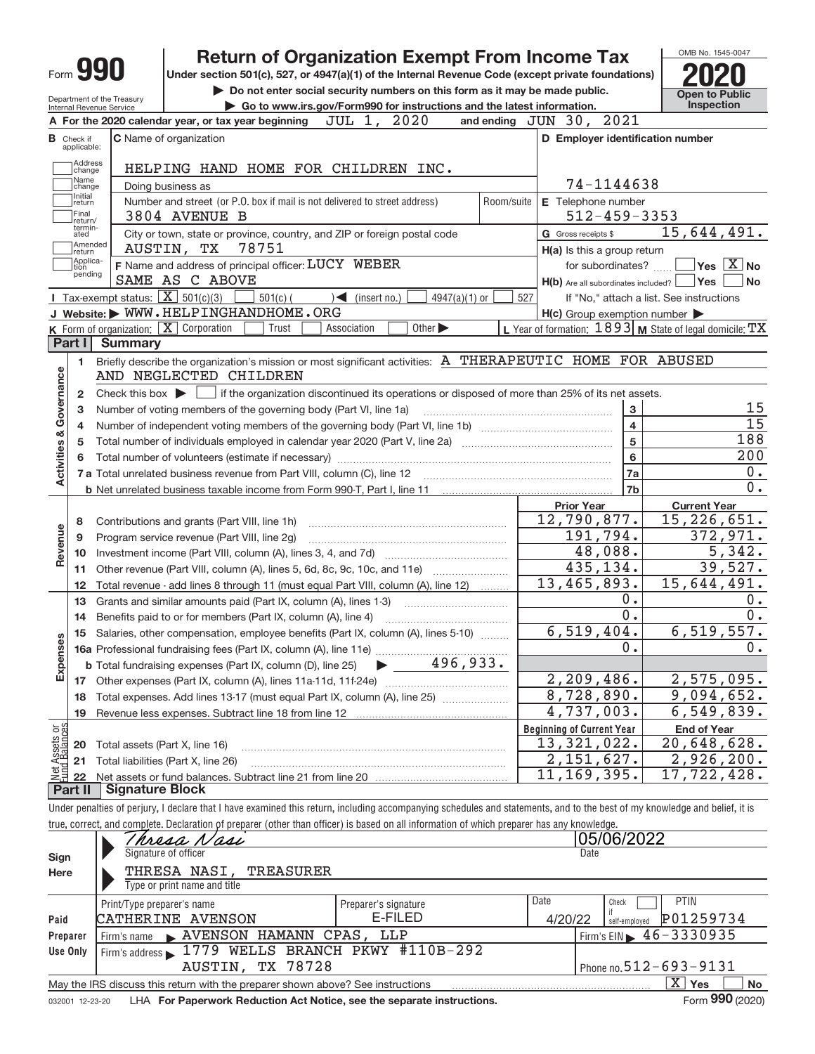Form **990**

# Return of Organization Exempt From Income Tax

**Under section 501(c), 527, or 4947(a)(1) of the Internal Revenue Code (except private foundations)**

▶ Do not enter social security numbers on this form as it may be made public.

▶ Go to www.irs.gov/Form990 for instructions and the latest information.

OMB No. 1545-0047

**2020**

**Open to Public Inspection**

Department of the Treasury
Internal Revenue Service

**A** For the 2020 calendar year, or tax year beginning JUL 1, 2020 and ending JUN 30, 2021

**B** Check if applicable: Address change, Name change, Initial return, Final return/terminated, Amended return, Application pending

**C** Name of organization: HELPING HAND HOME FOR CHILDREN INC.

Doing business as

Number and street (or P.O. box if mail is not delivered to street address): 3804 AVENUE B | Room/suite

City or town, state or province, country, and ZIP or foreign postal code: AUSTIN, TX 78751

**D** Employer identification number: 74-1144638

**E** Telephone number: 512-459-3353

**G** Gross receipts $ 15,644,491.

**F** Name and address of principal officer: LUCY WEBER
SAME AS C ABOVE

**H(a)** Is this a group return for subordinates? ☐ Yes ☒ No

**H(b)** Are all subordinates included? ☐ Yes ☐ No
If "No," attach a list. See instructions

**I** Tax-exempt status: ☒ 501(c)(3) ☐ 501(c) ( ) ◀ (insert no.) ☐ 4947(a)(1) or ☐ 527

**J** Website: ▶ WWW.HELPINGHANDHOME.ORG

**H(c)** Group exemption number ▶

**K** Form of organization: ☒ Corporation ☐ Trust ☐ Association ☐ Other ▶

**L** Year of formation: 1893 **M** State of legal domicile: TX

## Part I Summary

**Activities & Governance**

1. Briefly describe the organization's mission or most significant activities: A THERAPEUTIC HOME FOR ABUSED AND NEGLECTED CHILDREN
2. Check this box ▶ ☐ if the organization discontinued its operations or disposed of more than 25% of its net assets.

| | | | |
|---|---|---|---|
| 3 | Number of voting members of the governing body (Part VI, line 1a) | 3 | 15 |
| 4 | Number of independent voting members of the governing body (Part VI, line 1b) | 4 | 15 |
| 5 | Total number of individuals employed in calendar year 2020 (Part V, line 2a) | 5 | 188 |
| 6 | Total number of volunteers (estimate if necessary) | 6 | 200 |
| 7a | Total unrelated business revenue from Part VIII, column (C), line 12 | 7a | 0. |
| b | Net unrelated business taxable income from Form 990-T, Part I, line 11 | 7b | 0. |

| | | Prior Year | Current Year |
|---|---|---|---|
| **Revenue** | | | |
| 8 | Contributions and grants (Part VIII, line 1h) | 12,790,877. | 15,226,651. |
| 9 | Program service revenue (Part VIII, line 2g) | 191,794. | 372,971. |
| 10 | Investment income (Part VIII, column (A), lines 3, 4, and 7d) | 48,088. | 5,342. |
| 11 | Other revenue (Part VIII, column (A), lines 5, 6d, 8c, 9c, 10c, and 11e) | 435,134. | 39,527. |
| 12 | Total revenue - add lines 8 through 11 (must equal Part VIII, column (A), line 12) | 13,465,893. | 15,644,491. |
| **Expenses** | | | |
| 13 | Grants and similar amounts paid (Part IX, column (A), lines 1-3) | 0. | 0. |
| 14 | Benefits paid to or for members (Part IX, column (A), line 4) | 0. | 0. |
| 15 | Salaries, other compensation, employee benefits (Part IX, column (A), lines 5-10) | 6,519,404. | 6,519,557. |
| 16a | Professional fundraising fees (Part IX, column (A), line 11e) | 0. | 0. |
| b | Total fundraising expenses (Part IX, column (D), line 25) ▶ 496,933. | | |
| 17 | Other expenses (Part IX, column (A), lines 11a-11d, 11f-24e) | 2,209,486. | 2,575,095. |
| 18 | Total expenses. Add lines 13-17 (must equal Part IX, column (A), line 25) | 8,728,890. | 9,094,652. |
| 19 | Revenue less expenses. Subtract line 18 from line 12 | 4,737,003. | 6,549,839. |

| **Net Assets or Fund Balances** | | Beginning of Current Year | End of Year |
|---|---|---|---|
| 20 | Total assets (Part X, line 16) | 13,321,022. | 20,648,628. |
| 21 | Total liabilities (Part X, line 26) | 2,151,627. | 2,926,200. |
| 22 | Net assets or fund balances. Subtract line 21 from line 20 | 11,169,395. | 17,722,428. |

## Part II Signature Block

Under penalties of perjury, I declare that I have examined this return, including accompanying schedules and statements, and to the best of my knowledge and belief, it is true, correct, and complete. Declaration of preparer (other than officer) is based on all information of which preparer has any knowledge.

**Sign Here**

Signature of officer: *Thresa Nasi* | Date: 05/06/2022

THRESA NASI, TREASURER
Type or print name and title

**Paid Preparer Use Only**

| Print/Type preparer's name | Preparer's signature | Date | Check ☐ if self-employed | PTIN |
|---|---|---|---|---|
| CATHERINE AVENSON | E-FILED | 4/20/22 | | P01259734 |

Firm's name ▶ AVENSON HAMANN CPAS, LLP | Firm's EIN ▶ 46-3330935

Firm's address ▶ 1779 WELLS BRANCH PKWY #110B-292, AUSTIN, TX 78728 | Phone no. 512-693-9131

May the IRS discuss this return with the preparer shown above? See instructions ☒ Yes ☐ No

032001 12-23-20 LHA **For Paperwork Reduction Act Notice, see the separate instructions.** Form **990** (2020)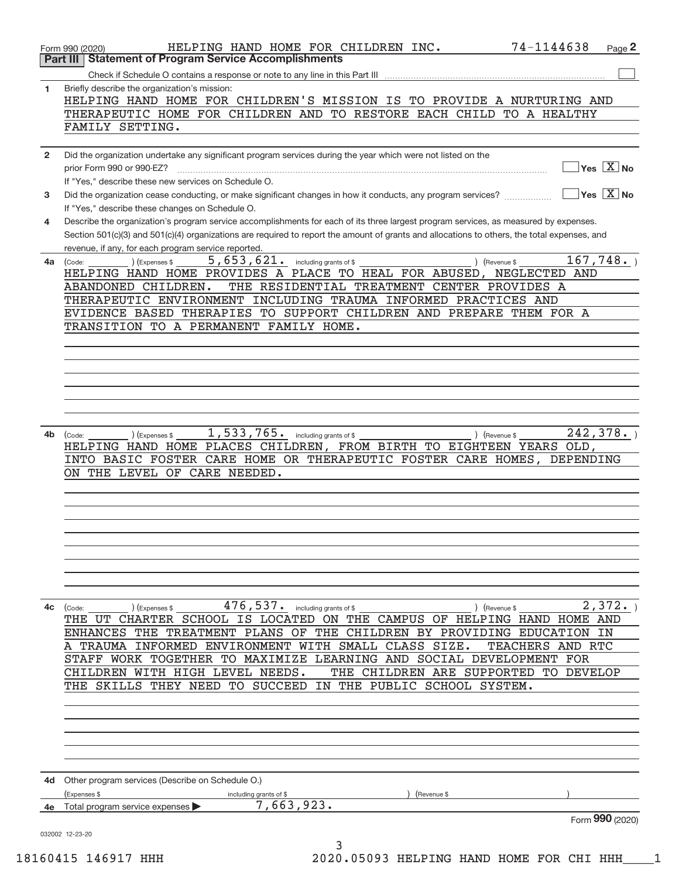Form 990 (2020) HELPING HAND HOME FOR CHILDREN INC. 74-1144638 Page 2

## Part III Statement of Program Service Accomplishments

Check if Schedule O contains a response or note to any line in this Part III ☐

**1** Briefly describe the organization's mission:

HELPING HAND HOME FOR CHILDREN'S MISSION IS TO PROVIDE A NURTURING AND THERAPEUTIC HOME FOR CHILDREN AND TO RESTORE EACH CHILD TO A HEALTHY FAMILY SETTING.

**2** Did the organization undertake any significant program services during the year which were not listed on the prior Form 990 or 990-EZ? ☐ Yes ☒ No

If "Yes," describe these new services on Schedule O.

**3** Did the organization cease conducting, or make significant changes in how it conducts, any program services? ☐ Yes ☒ No

If "Yes," describe these changes on Schedule O.

**4** Describe the organization's program service accomplishments for each of its three largest program services, as measured by expenses. Section 501(c)(3) and 501(c)(4) organizations are required to report the amount of grants and allocations to others, the total expenses, and revenue, if any, for each program service reported.

**4a** (Code: ) (Expenses $ 5,653,621. including grants of $ ) (Revenue $ 167,748. )

HELPING HAND HOME PROVIDES A PLACE TO HEAL FOR ABUSED, NEGLECTED AND ABANDONED CHILDREN. THE RESIDENTIAL TREATMENT CENTER PROVIDES A THERAPEUTIC ENVIRONMENT INCLUDING TRAUMA INFORMED PRACTICES AND EVIDENCE BASED THERAPIES TO SUPPORT CHILDREN AND PREPARE THEM FOR A TRANSITION TO A PERMANENT FAMILY HOME.

**4b** (Code: ) (Expenses $ 1,533,765. including grants of $ ) (Revenue $ 242,378. )

HELPING HAND HOME PLACES CHILDREN, FROM BIRTH TO EIGHTEEN YEARS OLD, INTO BASIC FOSTER CARE HOME OR THERAPEUTIC FOSTER CARE HOMES, DEPENDING ON THE LEVEL OF CARE NEEDED.

**4c** (Code: ) (Expenses $ 476,537. including grants of $ ) (Revenue $ 2,372. )

THE UT CHARTER SCHOOL IS LOCATED ON THE CAMPUS OF HELPING HAND HOME AND ENHANCES THE TREATMENT PLANS OF THE CHILDREN BY PROVIDING EDUCATION IN A TRAUMA INFORMED ENVIRONMENT WITH SMALL CLASS SIZE. TEACHERS AND RTC STAFF WORK TOGETHER TO MAXIMIZE LEARNING AND SOCIAL DEVELOPMENT FOR CHILDREN WITH HIGH LEVEL NEEDS. THE CHILDREN ARE SUPPORTED TO DEVELOP THE SKILLS THEY NEED TO SUCCEED IN THE PUBLIC SCHOOL SYSTEM.

**4d** Other program services (Describe on Schedule O.)

(Expenses $ including grants of $ ) (Revenue $ )

**4e** Total program service expenses ▶ 7,663,923.

Form **990** (2020)

032002 12-23-20

18160415 146917 HHH 2020.05093 HELPING HAND HOME FOR CHI HHH____1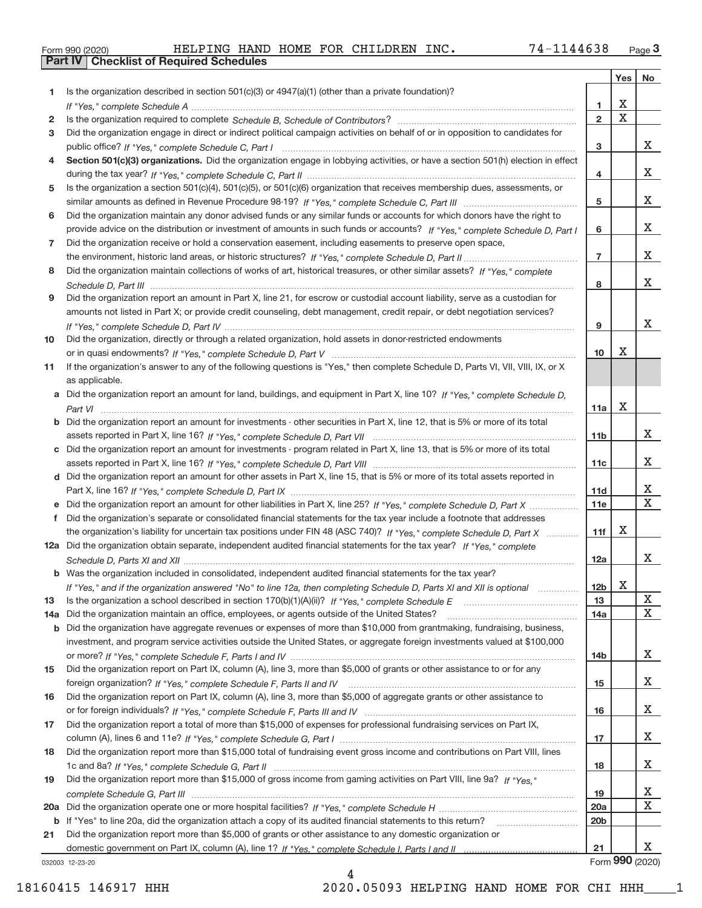Form 990 (2020) HELPING HAND HOME FOR CHILDREN INC. 74-1144638 Page **3**

**Part IV | Checklist of Required Schedules**

| | | | Yes | No |
|---|---|---|---|---|
| **1** | Is the organization described in section 501(c)(3) or 4947(a)(1) (other than a private foundation)? *If "Yes," complete Schedule A* | **1** | X | |
| **2** | Is the organization required to complete *Schedule B, Schedule of Contributors*? | **2** | X | |
| **3** | Did the organization engage in direct or indirect political campaign activities on behalf of or in opposition to candidates for public office? *If "Yes," complete Schedule C, Part I* | **3** | | X |
| **4** | **Section 501(c)(3) organizations.** Did the organization engage in lobbying activities, or have a section 501(h) election in effect during the tax year? *If "Yes," complete Schedule C, Part II* | **4** | | X |
| **5** | Is the organization a section 501(c)(4), 501(c)(5), or 501(c)(6) organization that receives membership dues, assessments, or similar amounts as defined in Revenue Procedure 98-19? *If "Yes," complete Schedule C, Part III* | **5** | | X |
| **6** | Did the organization maintain any donor advised funds or any similar funds or accounts for which donors have the right to provide advice on the distribution or investment of amounts in such funds or accounts? *If "Yes," complete Schedule D, Part I* | **6** | | X |
| **7** | Did the organization receive or hold a conservation easement, including easements to preserve open space, the environment, historic land areas, or historic structures? *If "Yes," complete Schedule D, Part II* | **7** | | X |
| **8** | Did the organization maintain collections of works of art, historical treasures, or other similar assets? *If "Yes," complete Schedule D, Part III* | **8** | | X |
| **9** | Did the organization report an amount in Part X, line 21, for escrow or custodial account liability, serve as a custodian for amounts not listed in Part X; or provide credit counseling, debt management, credit repair, or debt negotiation services? *If "Yes," complete Schedule D, Part IV* | **9** | | X |
| **10** | Did the organization, directly or through a related organization, hold assets in donor-restricted endowments or in quasi endowments? *If "Yes," complete Schedule D, Part V* | **10** | X | |
| **11** | If the organization's answer to any of the following questions is "Yes," then complete Schedule D, Parts VI, VII, VIII, IX, or X as applicable. | | | |
| **a** | Did the organization report an amount for land, buildings, and equipment in Part X, line 10? *If "Yes," complete Schedule D, Part VI* | **11a** | X | |
| **b** | Did the organization report an amount for investments - other securities in Part X, line 12, that is 5% or more of its total assets reported in Part X, line 16? *If "Yes," complete Schedule D, Part VII* | **11b** | | X |
| **c** | Did the organization report an amount for investments - program related in Part X, line 13, that is 5% or more of its total assets reported in Part X, line 16? *If "Yes," complete Schedule D, Part VIII* | **11c** | | X |
| **d** | Did the organization report an amount for other assets in Part X, line 15, that is 5% or more of its total assets reported in Part X, line 16? *If "Yes," complete Schedule D, Part IX* | **11d** | | X |
| **e** | Did the organization report an amount for other liabilities in Part X, line 25? *If "Yes," complete Schedule D, Part X* | **11e** | | X |
| **f** | Did the organization's separate or consolidated financial statements for the tax year include a footnote that addresses the organization's liability for uncertain tax positions under FIN 48 (ASC 740)? *If "Yes," complete Schedule D, Part X* | **11f** | X | |
| **12a** | Did the organization obtain separate, independent audited financial statements for the tax year? *If "Yes," complete Schedule D, Parts XI and XII* | **12a** | | X |
| **b** | Was the organization included in consolidated, independent audited financial statements for the tax year? *If "Yes," and if the organization answered "No" to line 12a, then completing Schedule D, Parts XI and XII is optional* | **12b** | X | |
| **13** | Is the organization a school described in section 170(b)(1)(A)(ii)? *If "Yes," complete Schedule E* | **13** | | X |
| **14a** | Did the organization maintain an office, employees, or agents outside of the United States? | **14a** | | X |
| **b** | Did the organization have aggregate revenues or expenses of more than $10,000 from grantmaking, fundraising, business, investment, and program service activities outside the United States, or aggregate foreign investments valued at $100,000 or more? *If "Yes," complete Schedule F, Parts I and IV* | **14b** | | X |
| **15** | Did the organization report on Part IX, column (A), line 3, more than $5,000 of grants or other assistance to or for any foreign organization? *If "Yes," complete Schedule F, Parts II and IV* | **15** | | X |
| **16** | Did the organization report on Part IX, column (A), line 3, more than $5,000 of aggregate grants or other assistance to or for foreign individuals? *If "Yes," complete Schedule F, Parts III and IV* | **16** | | X |
| **17** | Did the organization report a total of more than $15,000 of expenses for professional fundraising services on Part IX, column (A), lines 6 and 11e? *If "Yes," complete Schedule G, Part I* | **17** | | X |
| **18** | Did the organization report more than $15,000 total of fundraising event gross income and contributions on Part VIII, lines 1c and 8a? *If "Yes," complete Schedule G, Part II* | **18** | | X |
| **19** | Did the organization report more than $15,000 of gross income from gaming activities on Part VIII, line 9a? *If "Yes," complete Schedule G, Part III* | **19** | | X |
| **20a** | Did the organization operate one or more hospital facilities? *If "Yes," complete Schedule H* | **20a** | | X |
| **b** | If "Yes" to line 20a, did the organization attach a copy of its audited financial statements to this return? | **20b** | | |
| **21** | Did the organization report more than $5,000 of grants or other assistance to any domestic organization or domestic government on Part IX, column (A), line 1? *If "Yes," complete Schedule I, Parts I and II* | **21** | | X |

032003 12-23-20 Form **990** (2020)

18160415 146917 HHH 2020.05093 HELPING HAND HOME FOR CHI HHH____1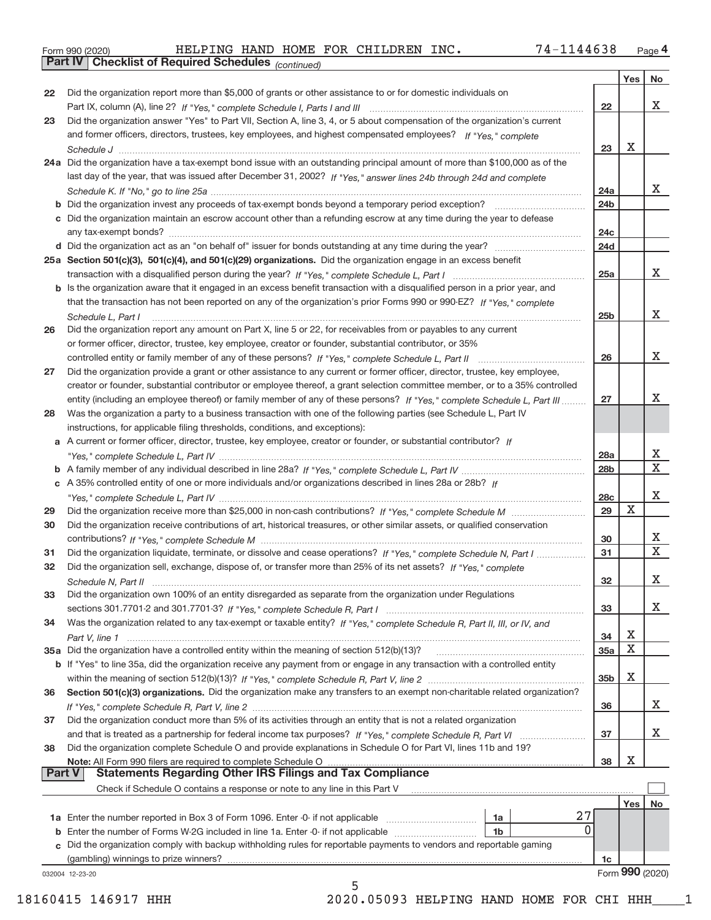Form 990 (2020) HELPING HAND HOME FOR CHILDREN INC. 74-1144638 Page 4

## Part IV Checklist of Required Schedules *(continued)*

| | | | Yes | No |
|---|---|---|---|---|
| 22 | Did the organization report more than $5,000 of grants or other assistance to or for domestic individuals on Part IX, column (A), line 2? *If "Yes," complete Schedule I, Parts I and III* | 22 | | X |
| 23 | Did the organization answer "Yes" to Part VII, Section A, line 3, 4, or 5 about compensation of the organization's current and former officers, directors, trustees, key employees, and highest compensated employees? *If "Yes," complete Schedule J* | 23 | X | |
| 24a | Did the organization have a tax-exempt bond issue with an outstanding principal amount of more than $100,000 as of the last day of the year, that was issued after December 31, 2002? *If "Yes," answer lines 24b through 24d and complete Schedule K. If "No," go to line 25a* | 24a | | X |
| b | Did the organization invest any proceeds of tax-exempt bonds beyond a temporary period exception? | 24b | | |
| c | Did the organization maintain an escrow account other than a refunding escrow at any time during the year to defease any tax-exempt bonds? | 24c | | |
| d | Did the organization act as an "on behalf of" issuer for bonds outstanding at any time during the year? | 24d | | |
| 25a | **Section 501(c)(3), 501(c)(4), and 501(c)(29) organizations.** Did the organization engage in an excess benefit transaction with a disqualified person during the year? *If "Yes," complete Schedule L, Part I* | 25a | | X |
| b | Is the organization aware that it engaged in an excess benefit transaction with a disqualified person in a prior year, and that the transaction has not been reported on any of the organization's prior Forms 990 or 990-EZ? *If "Yes," complete Schedule L, Part I* | 25b | | X |
| 26 | Did the organization report any amount on Part X, line 5 or 22, for receivables from or payables to any current or former officer, director, trustee, key employee, creator or founder, substantial contributor, or 35% controlled entity or family member of any of these persons? *If "Yes," complete Schedule L, Part II* | 26 | | X |
| 27 | Did the organization provide a grant or other assistance to any current or former officer, director, trustee, key employee, creator or founder, substantial contributor or employee thereof, a grant selection committee member, or to a 35% controlled entity (including an employee thereof) or family member of any of these persons? *If "Yes," complete Schedule L, Part III* | 27 | | X |
| 28 | Was the organization a party to a business transaction with one of the following parties (see Schedule L, Part IV instructions, for applicable filing thresholds, conditions, and exceptions): | | | |
| a | A current or former officer, director, trustee, key employee, creator or founder, or substantial contributor? *If "Yes," complete Schedule L, Part IV* | 28a | | X |
| b | A family member of any individual described in line 28a? *If "Yes," complete Schedule L, Part IV* | 28b | | X |
| c | A 35% controlled entity of one or more individuals and/or organizations described in lines 28a or 28b? *If "Yes," complete Schedule L, Part IV* | 28c | | X |
| 29 | Did the organization receive more than $25,000 in non-cash contributions? *If "Yes," complete Schedule M* | 29 | X | |
| 30 | Did the organization receive contributions of art, historical treasures, or other similar assets, or qualified conservation contributions? *If "Yes," complete Schedule M* | 30 | | X |
| 31 | Did the organization liquidate, terminate, or dissolve and cease operations? *If "Yes," complete Schedule N, Part I* | 31 | | X |
| 32 | Did the organization sell, exchange, dispose of, or transfer more than 25% of its net assets? *If "Yes," complete Schedule N, Part II* | 32 | | X |
| 33 | Did the organization own 100% of an entity disregarded as separate from the organization under Regulations sections 301.7701-2 and 301.7701-3? *If "Yes," complete Schedule R, Part I* | 33 | | X |
| 34 | Was the organization related to any tax-exempt or taxable entity? *If "Yes," complete Schedule R, Part II, III, or IV, and Part V, line 1* | 34 | X | |
| 35a | Did the organization have a controlled entity within the meaning of section 512(b)(13)? | 35a | X | |
| b | If "Yes" to line 35a, did the organization receive any payment from or engage in any transaction with a controlled entity within the meaning of section 512(b)(13)? *If "Yes," complete Schedule R, Part V, line 2* | 35b | X | |
| 36 | **Section 501(c)(3) organizations.** Did the organization make any transfers to an exempt non-charitable related organization? *If "Yes," complete Schedule R, Part V, line 2* | 36 | | X |
| 37 | Did the organization conduct more than 5% of its activities through an entity that is not a related organization and that is treated as a partnership for federal income tax purposes? *If "Yes," complete Schedule R, Part VI* | 37 | | X |
| 38 | Did the organization complete Schedule O and provide explanations in Schedule O for Part VI, lines 11b and 19? **Note:** All Form 990 filers are required to complete Schedule O | 38 | X | |

## Part V Statements Regarding Other IRS Filings and Tax Compliance

Check if Schedule O contains a response or note to any line in this Part V ☐

| | | | | | Yes | No |
|---|---|---|---|---|---|---|
| 1a | Enter the number reported in Box 3 of Form 1096. Enter -0- if not applicable | 1a | 27 | | | |
| b | Enter the number of Forms W-2G included in line 1a. Enter -0- if not applicable | 1b | 0 | | | |
| c | Did the organization comply with backup withholding rules for reportable payments to vendors and reportable gaming (gambling) winnings to prize winners? | | | 1c | | |

032004 12-23-20 Form **990** (2020)

18160415 146917 HHH 2020.05093 HELPING HAND HOME FOR CHI HHH____1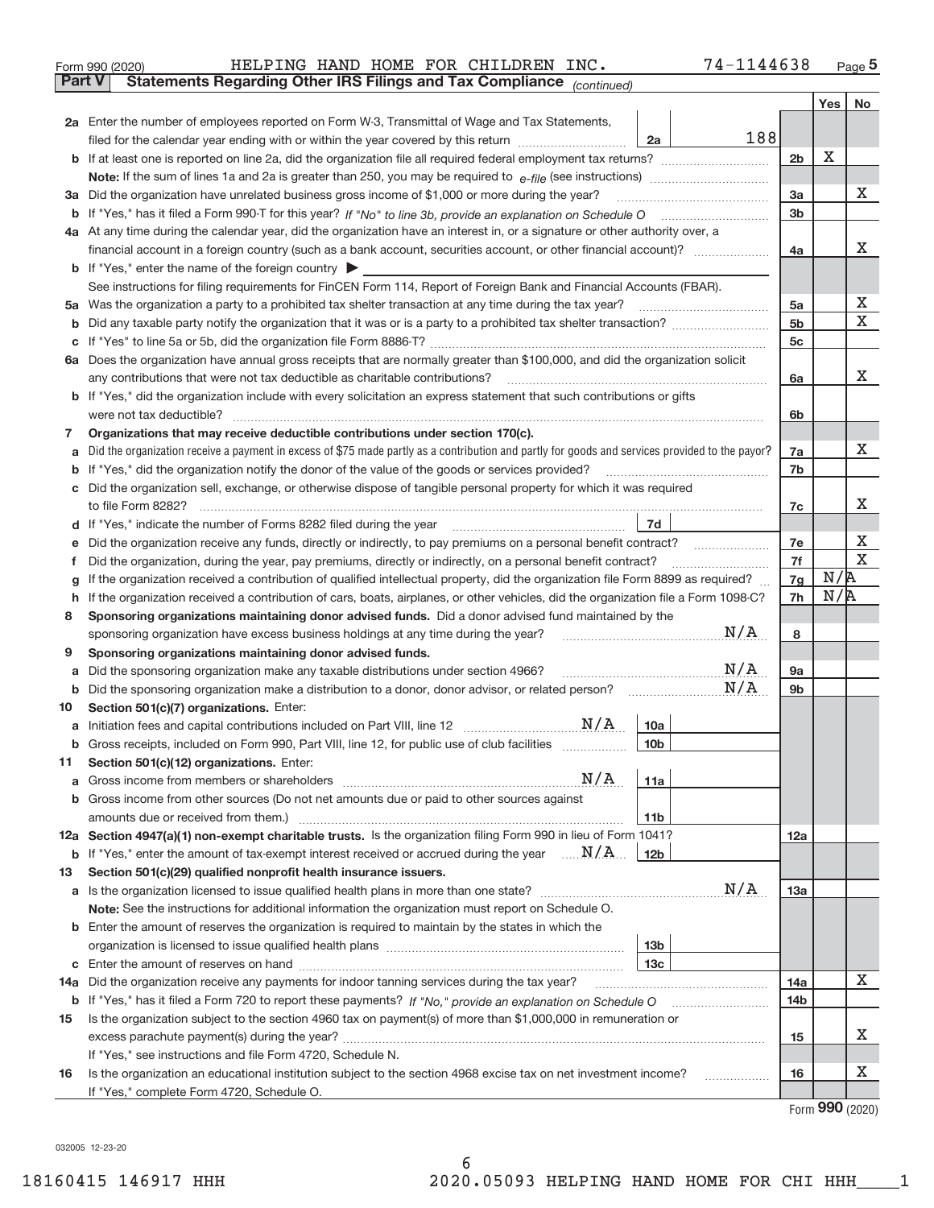Form 990 (2020) HELPING HAND HOME FOR CHILDREN INC. 74-1144638 Page 5

**Part V Statements Regarding Other IRS Filings and Tax Compliance** *(continued)*

| | | | | Yes | No |
|---|---|---|---|---|---|
| **2a** | Enter the number of employees reported on Form W-3, Transmittal of Wage and Tax Statements, filed for the calendar year ending with or within the year covered by this return | 2a | 188 | | |
| **b** | If at least one is reported on line 2a, did the organization file all required federal employment tax returns? | | 2b | X | |
| | **Note:** If the sum of lines 1a and 2a is greater than 250, you may be required to *e-file* (see instructions) | | | | |
| **3a** | Did the organization have unrelated business gross income of $1,000 or more during the year? | | 3a | | X |
| **b** | If "Yes," has it filed a Form 990-T for this year? *If "No" to line 3b, provide an explanation on Schedule O* | | 3b | | |
| **4a** | At any time during the calendar year, did the organization have an interest in, or a signature or other authority over, a financial account in a foreign country (such as a bank account, securities account, or other financial account)? | | 4a | | X |
| **b** | If "Yes," enter the name of the foreign country ▶ | | | | |
| | See instructions for filing requirements for FinCEN Form 114, Report of Foreign Bank and Financial Accounts (FBAR). | | | | |
| **5a** | Was the organization a party to a prohibited tax shelter transaction at any time during the tax year? | | 5a | | X |
| **b** | Did any taxable party notify the organization that it was or is a party to a prohibited tax shelter transaction? | | 5b | | X |
| **c** | If "Yes" to line 5a or 5b, did the organization file Form 8886-T? | | 5c | | |
| **6a** | Does the organization have annual gross receipts that are normally greater than $100,000, and did the organization solicit any contributions that were not tax deductible as charitable contributions? | | 6a | | X |
| **b** | If "Yes," did the organization include with every solicitation an express statement that such contributions or gifts were not tax deductible? | | 6b | | |
| **7** | **Organizations that may receive deductible contributions under section 170(c).** | | | | |
| **a** | Did the organization receive a payment in excess of $75 made partly as a contribution and partly for goods and services provided to the payor? | | 7a | | X |
| **b** | If "Yes," did the organization notify the donor of the value of the goods or services provided? | | 7b | | |
| **c** | Did the organization sell, exchange, or otherwise dispose of tangible personal property for which it was required to file Form 8282? | | 7c | | X |
| **d** | If "Yes," indicate the number of Forms 8282 filed during the year | 7d | | | |
| **e** | Did the organization receive any funds, directly or indirectly, to pay premiums on a personal benefit contract? | | 7e | | X |
| **f** | Did the organization, during the year, pay premiums, directly or indirectly, on a personal benefit contract? | | 7f | | X |
| **g** | If the organization received a contribution of qualified intellectual property, did the organization file Form 8899 as required? | | 7g | N/A | |
| **h** | If the organization received a contribution of cars, boats, airplanes, or other vehicles, did the organization file a Form 1098-C? | | 7h | N/A | |
| **8** | **Sponsoring organizations maintaining donor advised funds.** Did a donor advised fund maintained by the sponsoring organization have excess business holdings at any time during the year? N/A | | 8 | | |
| **9** | **Sponsoring organizations maintaining donor advised funds.** | | | | |
| **a** | Did the sponsoring organization make any taxable distributions under section 4966? N/A | | 9a | | |
| **b** | Did the sponsoring organization make a distribution to a donor, donor advisor, or related person? N/A | | 9b | | |
| **10** | **Section 501(c)(7) organizations.** Enter: | | | | |
| **a** | Initiation fees and capital contributions included on Part VIII, line 12 N/A | 10a | | | |
| **b** | Gross receipts, included on Form 990, Part VIII, line 12, for public use of club facilities | 10b | | | |
| **11** | **Section 501(c)(12) organizations.** Enter: | | | | |
| **a** | Gross income from members or shareholders N/A | 11a | | | |
| **b** | Gross income from other sources (Do not net amounts due or paid to other sources against amounts due or received from them.) | 11b | | | |
| **12a** | **Section 4947(a)(1) non-exempt charitable trusts.** Is the organization filing Form 990 in lieu of Form 1041? | | 12a | | |
| **b** | If "Yes," enter the amount of tax-exempt interest received or accrued during the year N/A | 12b | | | |
| **13** | **Section 501(c)(29) qualified nonprofit health insurance issuers.** | | | | |
| **a** | Is the organization licensed to issue qualified health plans in more than one state? N/A | | 13a | | |
| | **Note:** See the instructions for additional information the organization must report on Schedule O. | | | | |
| **b** | Enter the amount of reserves the organization is required to maintain by the states in which the organization is licensed to issue qualified health plans | 13b | | | |
| **c** | Enter the amount of reserves on hand | 13c | | | |
| **14a** | Did the organization receive any payments for indoor tanning services during the tax year? | | 14a | | X |
| **b** | If "Yes," has it filed a Form 720 to report these payments? *If "No," provide an explanation on Schedule O* | | 14b | | |
| **15** | Is the organization subject to the section 4960 tax on payment(s) of more than $1,000,000 in remuneration or excess parachute payment(s) during the year? | | 15 | | X |
| | If "Yes," see instructions and file Form 4720, Schedule N. | | | | |
| **16** | Is the organization an educational institution subject to the section 4968 excise tax on net investment income? | | 16 | | X |
| | If "Yes," complete Form 4720, Schedule O. | | | | |

Form **990** (2020)

032005 12-23-20

18160415 146917 HHH 2020.05093 HELPING HAND HOME FOR CHI HHH____1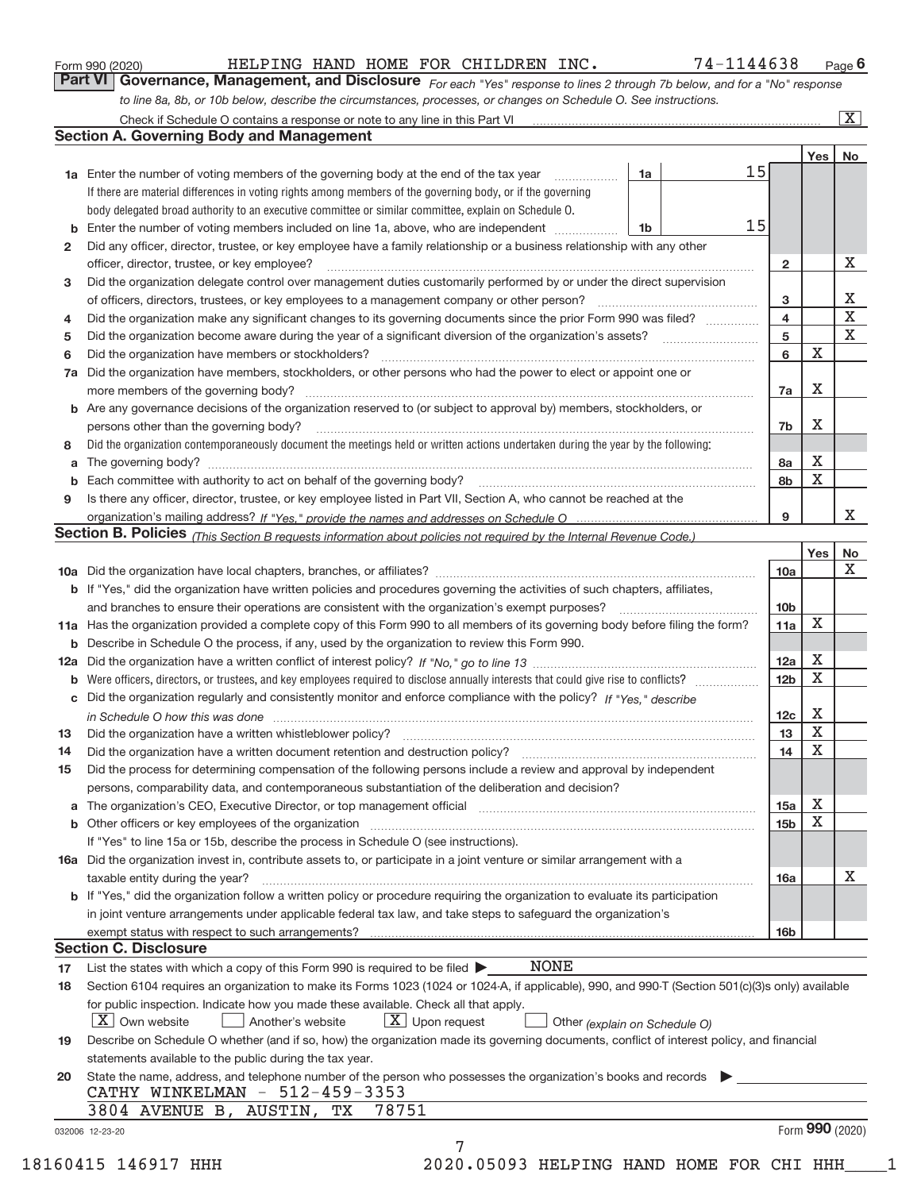Form 990 (2020) HELPING HAND HOME FOR CHILDREN INC. 74-1144638 Page 6

**Part VI Governance, Management, and Disclosure** *For each "Yes" response to lines 2 through 7b below, and for a "No" response to line 8a, 8b, or 10b below, describe the circumstances, processes, or changes on Schedule O. See instructions.*

Check if Schedule O contains a response or note to any line in this Part VI [X]

### Section A. Governing Body and Management

| | | | | Yes | No |
|---|---|---|---|---|---|
| **1a** | Enter the number of voting members of the governing body at the end of the tax year — 1a | 15 | | | |
| | If there are material differences in voting rights among members of the governing body, or if the governing body delegated broad authority to an executive committee or similar committee, explain on Schedule O. | | | | |
| **b** | Enter the number of voting members included on line 1a, above, who are independent — 1b | 15 | | | |
| **2** | Did any officer, director, trustee, or key employee have a family relationship or a business relationship with any other officer, director, trustee, or key employee? | | 2 | | X |
| **3** | Did the organization delegate control over management duties customarily performed by or under the direct supervision of officers, directors, trustees, or key employees to a management company or other person? | | 3 | | X |
| **4** | Did the organization make any significant changes to its governing documents since the prior Form 990 was filed? | | 4 | | X |
| **5** | Did the organization become aware during the year of a significant diversion of the organization's assets? | | 5 | | X |
| **6** | Did the organization have members or stockholders? | | 6 | X | |
| **7a** | Did the organization have members, stockholders, or other persons who had the power to elect or appoint one or more members of the governing body? | | 7a | X | |
| **b** | Are any governance decisions of the organization reserved to (or subject to approval by) members, stockholders, or persons other than the governing body? | | 7b | X | |
| **8** | Did the organization contemporaneously document the meetings held or written actions undertaken during the year by the following: | | | | |
| **a** | The governing body? | | 8a | X | |
| **b** | Each committee with authority to act on behalf of the governing body? | | 8b | X | |
| **9** | Is there any officer, director, trustee, or key employee listed in Part VII, Section A, who cannot be reached at the organization's mailing address? *If "Yes," provide the names and addresses on Schedule O* | | 9 | | X |

### Section B. Policies *(This Section B requests information about policies not required by the Internal Revenue Code.)*

| | | | Yes | No |
|---|---|---|---|---|
| **10a** | Did the organization have local chapters, branches, or affiliates? | 10a | | X |
| **b** | If "Yes," did the organization have written policies and procedures governing the activities of such chapters, affiliates, and branches to ensure their operations are consistent with the organization's exempt purposes? | 10b | | |
| **11a** | Has the organization provided a complete copy of this Form 990 to all members of its governing body before filing the form? | 11a | X | |
| **b** | Describe in Schedule O the process, if any, used by the organization to review this Form 990. | | | |
| **12a** | Did the organization have a written conflict of interest policy? *If "No," go to line 13* | 12a | X | |
| **b** | Were officers, directors, or trustees, and key employees required to disclose annually interests that could give rise to conflicts? | 12b | X | |
| **c** | Did the organization regularly and consistently monitor and enforce compliance with the policy? *If "Yes," describe in Schedule O how this was done* | 12c | X | |
| **13** | Did the organization have a written whistleblower policy? | 13 | X | |
| **14** | Did the organization have a written document retention and destruction policy? | 14 | X | |
| **15** | Did the process for determining compensation of the following persons include a review and approval by independent persons, comparability data, and contemporaneous substantiation of the deliberation and decision? | | | |
| **a** | The organization's CEO, Executive Director, or top management official | 15a | X | |
| **b** | Other officers or key employees of the organization | 15b | X | |
| | If "Yes" to line 15a or 15b, describe the process in Schedule O (see instructions). | | | |
| **16a** | Did the organization invest in, contribute assets to, or participate in a joint venture or similar arrangement with a taxable entity during the year? | 16a | | X |
| **b** | If "Yes," did the organization follow a written policy or procedure requiring the organization to evaluate its participation in joint venture arrangements under applicable federal tax law, and take steps to safeguard the organization's exempt status with respect to such arrangements? | 16b | | |

### Section C. Disclosure

**17** List the states with which a copy of this Form 990 is required to be filed ▶ NONE

**18** Section 6104 requires an organization to make its Forms 1023 (1024 or 1024-A, if applicable), 990, and 990-T (Section 501(c)(3)s only) available for public inspection. Indicate how you made these available. Check all that apply.

[X] Own website [ ] Another's website [X] Upon request [ ] Other *(explain on Schedule O)*

**19** Describe on Schedule O whether (and if so, how) the organization made its governing documents, conflict of interest policy, and financial statements available to the public during the tax year.

**20** State the name, address, and telephone number of the person who possesses the organization's books and records ▶

CATHY WINKELMAN - 512-459-3353

3804 AVENUE B, AUSTIN, TX 78751

032006 12-23-20 Form **990** (2020)

18160415 146917 HHH 2020.05093 HELPING HAND HOME FOR CHI HHH____1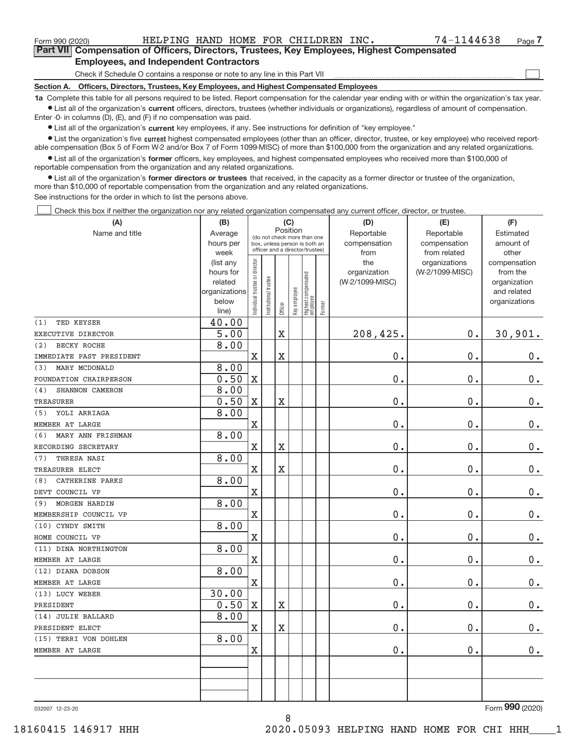Form 990 (2020) HELPING HAND HOME FOR CHILDREN INC. 74-1144638 Page 7

**Part VII Compensation of Officers, Directors, Trustees, Key Employees, Highest Compensated Employees, and Independent Contractors**

Check if Schedule O contains a response or note to any line in this Part VII

**Section A. Officers, Directors, Trustees, Key Employees, and Highest Compensated Employees**

**1a** Complete this table for all persons required to be listed. Report compensation for the calendar year ending with or within the organization's tax year.

- List all of the organization's **current** officers, directors, trustees (whether individuals or organizations), regardless of amount of compensation. Enter -0- in columns (D), (E), and (F) if no compensation was paid.
- List all of the organization's **current** key employees, if any. See instructions for definition of "key employee."
- List the organization's five **current** highest compensated employees (other than an officer, director, trustee, or key employee) who received reportable compensation (Box 5 of Form W-2 and/or Box 7 of Form 1099-MISC) of more than $100,000 from the organization and any related organizations.
- List all of the organization's **former** officers, key employees, and highest compensated employees who received more than $100,000 of reportable compensation from the organization and any related organizations.
- List all of the organization's **former directors or trustees** that received, in the capacity as a former director or trustee of the organization, more than $10,000 of reportable compensation from the organization and any related organizations.

See instructions for the order in which to list the persons above.

Check this box if neither the organization nor any related organization compensated any current officer, director, or trustee.

| (A) Name and title | (B) Average hours per week (list any hours for related organizations below line) | (C) Position: Individual trustee or director | Institutional trustee | Officer | Key employee | Highest compensated employee | Former | (D) Reportable compensation from the organization (W-2/1099-MISC) | (E) Reportable compensation from related organizations (W-2/1099-MISC) | (F) Estimated amount of other compensation from the organization and related organizations |
|---|---|---|---|---|---|---|---|---|---|---|
| (1) TED KEYSER<br>EXECUTIVE DIRECTOR | 40.00<br>5.00 | | | X | | | | 208,425. | 0. | 30,901. |
| (2) BECKY ROCHE<br>IMMEDIATE PAST PRESIDENT | 8.00 | X | | X | | | | 0. | 0. | 0. |
| (3) MARY MCDONALD<br>FOUNDATION CHAIRPERSON | 8.00<br>0.50 | X | | | | | | 0. | 0. | 0. |
| (4) SHANNON CAMERON<br>TREASURER | 8.00<br>0.50 | X | | X | | | | 0. | 0. | 0. |
| (5) YOLI ARRIAGA<br>MEMBER AT LARGE | 8.00 | X | | | | | | 0. | 0. | 0. |
| (6) MARY ANN FRISHMAN<br>RECORDING SECRETARY | 8.00 | X | | X | | | | 0. | 0. | 0. |
| (7) THRESA NASI<br>TREASURER ELECT | 8.00 | X | | X | | | | 0. | 0. | 0. |
| (8) CATHERINE PARKS<br>DEVT COUNCIL VP | 8.00 | X | | | | | | 0. | 0. | 0. |
| (9) MORGEN HARDIN<br>MEMBERSHIP COUNCIL VP | 8.00 | X | | | | | | 0. | 0. | 0. |
| (10) CYNDY SMITH<br>HOME COUNCIL VP | 8.00 | X | | | | | | 0. | 0. | 0. |
| (11) DINA NORTHINGTON<br>MEMBER AT LARGE | 8.00 | X | | | | | | 0. | 0. | 0. |
| (12) DIANA DOBSON<br>MEMBER AT LARGE | 8.00 | X | | | | | | 0. | 0. | 0. |
| (13) LUCY WEBER<br>PRESIDENT | 30.00<br>0.50 | X | | X | | | | 0. | 0. | 0. |
| (14) JULIE BALLARD<br>PRESIDENT ELECT | 8.00 | X | | X | | | | 0. | 0. | 0. |
| (15) TERRI VON DOHLEN<br>MEMBER AT LARGE | 8.00 | X | | | | | | 0. | 0. | 0. |
| | | | | | | | | | | |
| | | | | | | | | | | |

032007 12-23-20 Form **990** (2020)

18160415 146917 HHH 2020.05093 HELPING HAND HOME FOR CHI HHH____1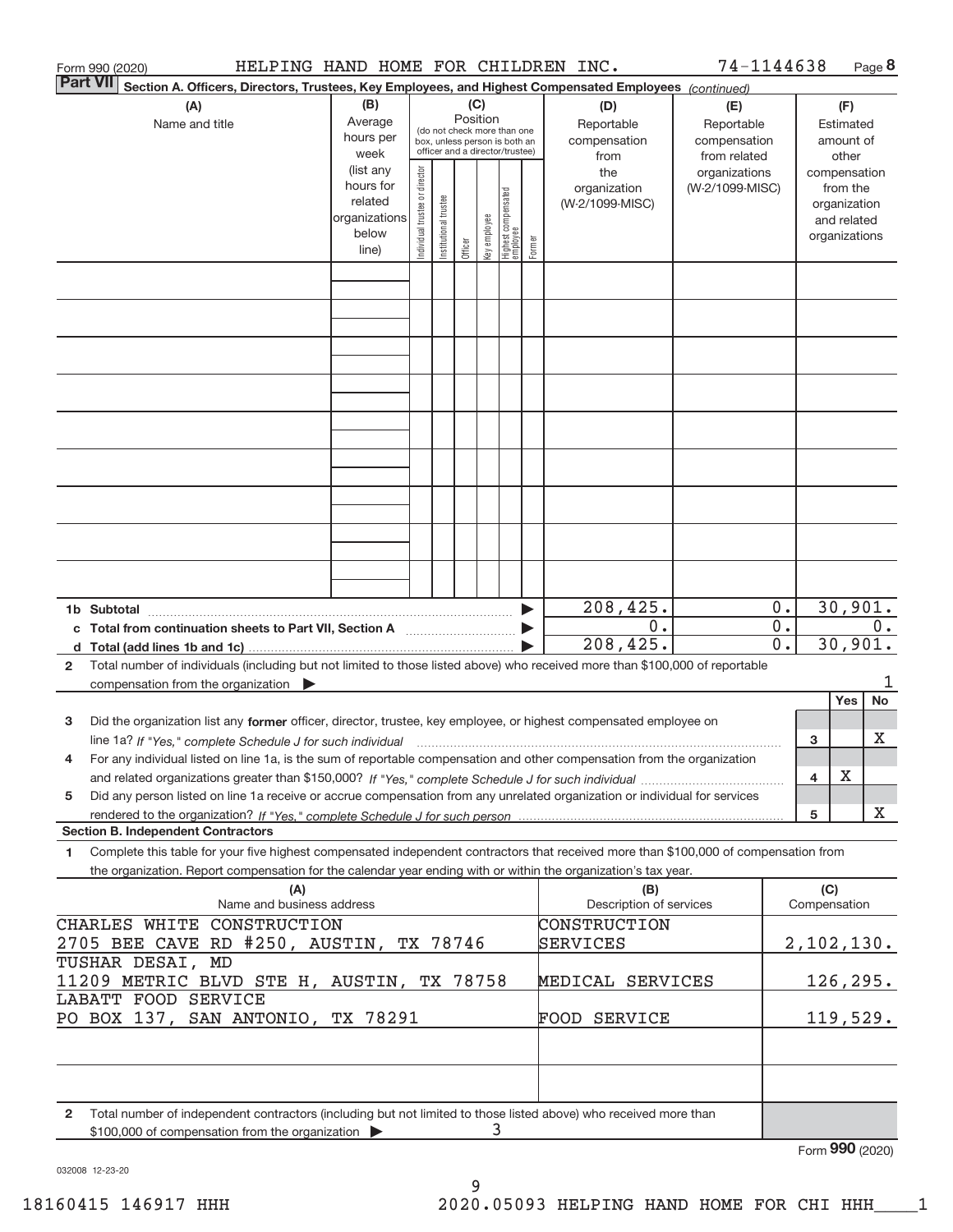Form 990 (2020) HELPING HAND HOME FOR CHILDREN INC. 74-1144638 Page 8

**Part VII Section A. Officers, Directors, Trustees, Key Employees, and Highest Compensated Employees** *(continued)*

| (A) Name and title | (B) Average hours per week (list any hours for related organizations below line) | (C) Position: Individual trustee or director | Institutional trustee | Officer | Key employee | Highest compensated employee | Former | (D) Reportable compensation from the organization (W-2/1099-MISC) | (E) Reportable compensation from related organizations (W-2/1099-MISC) | (F) Estimated amount of other compensation from the organization and related organizations |
|---|---|---|---|---|---|---|---|---|---|---|
| | | | | | | | | | | |
| **1b Subtotal** | | | | | | | | 208,425. | 0. | 30,901. |
| **c Total from continuation sheets to Part VII, Section A** | | | | | | | | 0. | 0. | 0. |
| **d Total (add lines 1b and 1c)** | | | | | | | | 208,425. | 0. | 30,901. |

2 Total number of individuals (including but not limited to those listed above) who received more than $100,000 of reportable compensation from the organization ▶ 1

| | | Yes | No |
|---|---|---|---|
| 3 Did the organization list any **former** officer, director, trustee, key employee, or highest compensated employee on line 1a? *If "Yes," complete Schedule J for such individual* | 3 | | X |
| 4 For any individual listed on line 1a, is the sum of reportable compensation and other compensation from the organization and related organizations greater than $150,000? *If "Yes," complete Schedule J for such individual* | 4 | X | |
| 5 Did any person listed on line 1a receive or accrue compensation from any unrelated organization or individual for services rendered to the organization? *If "Yes," complete Schedule J for such person* | 5 | | X |

**Section B. Independent Contractors**

1 Complete this table for your five highest compensated independent contractors that received more than $100,000 of compensation from the organization. Report compensation for the calendar year ending with or within the organization's tax year.

| (A) Name and business address | (B) Description of services | (C) Compensation |
|---|---|---|
| CHARLES WHITE CONSTRUCTION<br>2705 BEE CAVE RD #250, AUSTIN, TX 78746 | CONSTRUCTION SERVICES | 2,102,130. |
| TUSHAR DESAI, MD<br>11209 METRIC BLVD STE H, AUSTIN, TX 78758 | MEDICAL SERVICES | 126,295. |
| LABATT FOOD SERVICE<br>PO BOX 137, SAN ANTONIO, TX 78291 | FOOD SERVICE | 119,529. |
| | | |
| | | |

2 Total number of independent contractors (including but not limited to those listed above) who received more than $100,000 of compensation from the organization ▶ 3

Form **990** (2020)

032008 12-23-20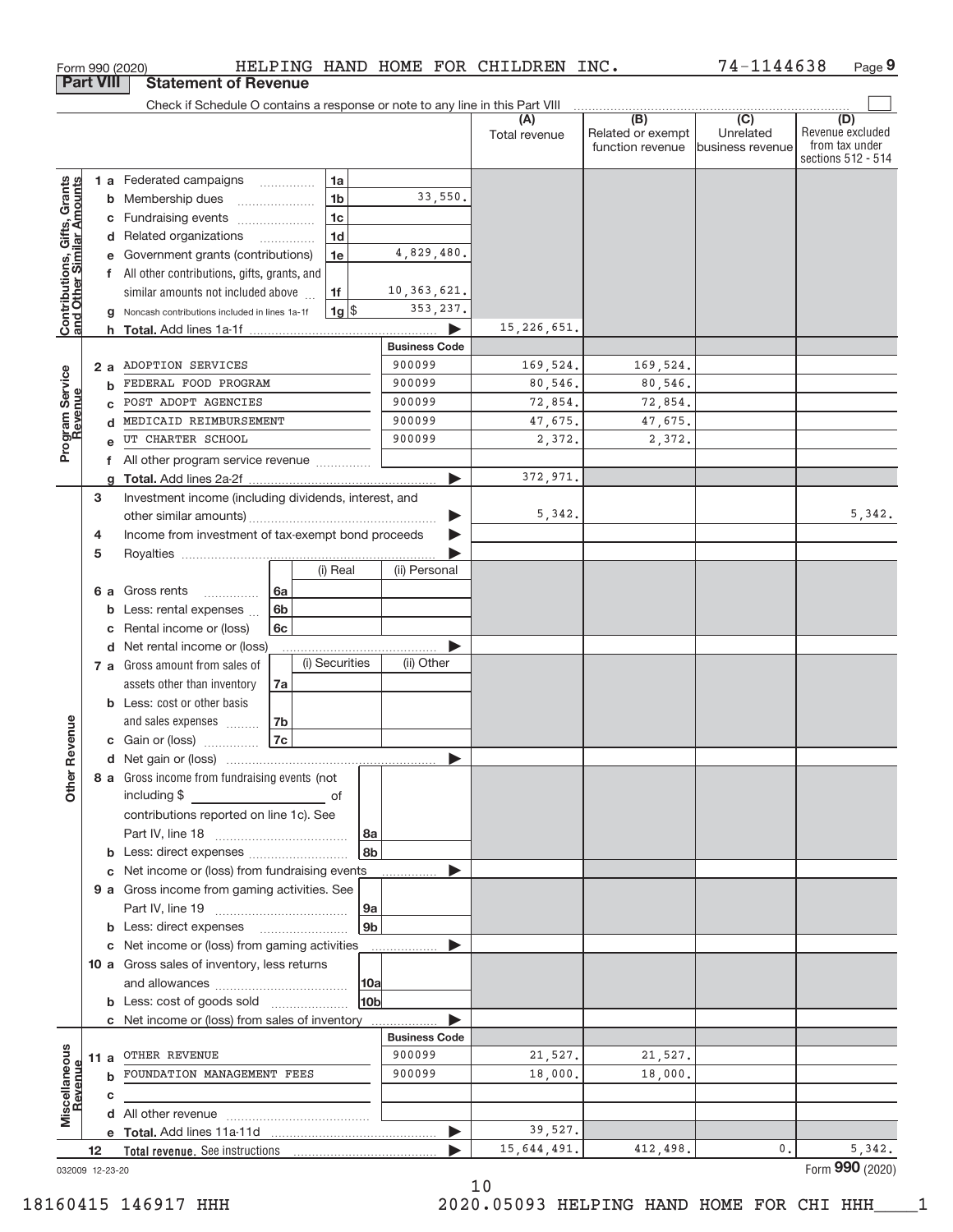Form 990 (2020) HELPING HAND HOME FOR CHILDREN INC. 74-1144638 Page **9**

## Part VIII Statement of Revenue

Check if Schedule O contains a response or note to any line in this Part VIII ☐

| | | | (A) Total revenue | (B) Related or exempt function revenue | (C) Unrelated business revenue | (D) Revenue excluded from tax under sections 512 - 514 |
|---|---|---|---|---|---|---|
| **Contributions, Gifts, Grants and Other Similar Amounts** | 1 a Federated campaigns | 1a | | | | |
| | b Membership dues | 1b 33,550. | | | | |
| | c Fundraising events | 1c | | | | |
| | d Related organizations | 1d | | | | |
| | e Government grants (contributions) | 1e 4,829,480. | | | | |
| | f All other contributions, gifts, grants, and similar amounts not included above | 1f 10,363,621. | | | | |
| | g Noncash contributions included in lines 1a-1f | 1g $ 353,237. | | | | |
| | h **Total.** Add lines 1a-1f | | 15,226,651. | | | |
| **Program Service Revenue** | | **Business Code** | | | | |
| | 2 a ADOPTION SERVICES | 900099 | 169,524. | 169,524. | | |
| | b FEDERAL FOOD PROGRAM | 900099 | 80,546. | 80,546. | | |
| | c POST ADOPT AGENCIES | 900099 | 72,854. | 72,854. | | |
| | d MEDICAID REIMBURSEMENT | 900099 | 47,675. | 47,675. | | |
| | e UT CHARTER SCHOOL | 900099 | 2,372. | 2,372. | | |
| | f All other program service revenue | | | | | |
| | g **Total.** Add lines 2a-2f | | 372,971. | | | |
| **Other Revenue** | 3 Investment income (including dividends, interest, and other similar amounts) | | 5,342. | | | 5,342. |
| | 4 Income from investment of tax-exempt bond proceeds | | | | | |
| | 5 Royalties | | | | | |
| | | (i) Real / (ii) Personal | | | | |
| | 6 a Gross rents | 6a | | | | |
| | b Less: rental expenses | 6b | | | | |
| | c Rental income or (loss) | 6c | | | | |
| | d Net rental income or (loss) | | | | | |
| | | (i) Securities / (ii) Other | | | | |
| | 7 a Gross amount from sales of assets other than inventory | 7a | | | | |
| | b Less: cost or other basis and sales expenses | 7b | | | | |
| | c Gain or (loss) | 7c | | | | |
| | d Net gain or (loss) | | | | | |
| | 8 a Gross income from fundraising events (not including $ of contributions reported on line 1c). See Part IV, line 18 | 8a | | | | |
| | b Less: direct expenses | 8b | | | | |
| | c Net income or (loss) from fundraising events | | | | | |
| | 9 a Gross income from gaming activities. See Part IV, line 19 | 9a | | | | |
| | b Less: direct expenses | 9b | | | | |
| | c Net income or (loss) from gaming activities | | | | | |
| | 10 a Gross sales of inventory, less returns and allowances | 10a | | | | |
| | b Less: cost of goods sold | 10b | | | | |
| | c Net income or (loss) from sales of inventory | | | | | |
| **Miscellaneous Revenue** | | **Business Code** | | | | |
| | 11 a OTHER REVENUE | 900099 | 21,527. | 21,527. | | |
| | b FOUNDATION MANAGEMENT FEES | 900099 | 18,000. | 18,000. | | |
| | c | | | | | |
| | d All other revenue | | | | | |
| | e **Total.** Add lines 11a-11d | | 39,527. | | | |
| | 12 **Total revenue.** See instructions | | 15,644,491. | 412,498. | 0. | 5,342. |

032009 12-23-20 Form **990** (2020)

18160415 146917 HHH 2020.05093 HELPING HAND HOME FOR CHI HHH____1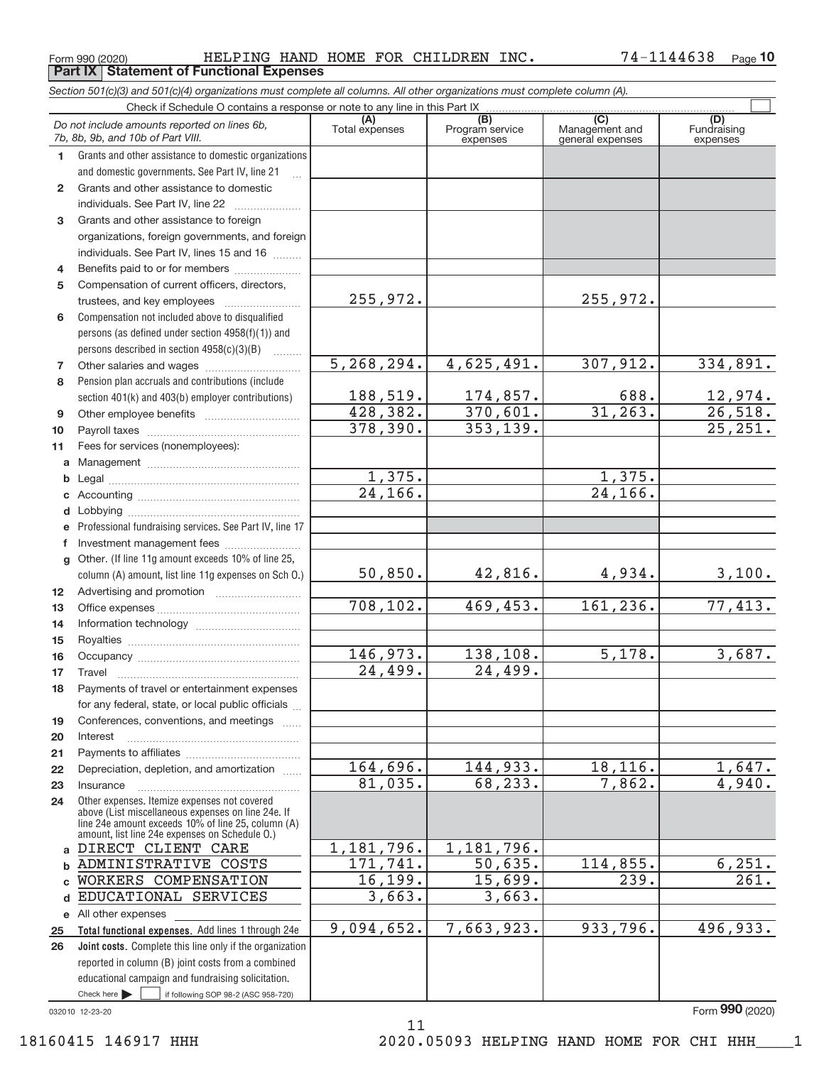Form 990 (2020) HELPING HAND HOME FOR CHILDREN INC. 74-1144638 Page 10

**Part IX Statement of Functional Expenses**

*Section 501(c)(3) and 501(c)(4) organizations must complete all columns. All other organizations must complete column (A).*

Check if Schedule O contains a response or note to any line in this Part IX

| | *Do not include amounts reported on lines 6b, 7b, 8b, 9b, and 10b of Part VIII.* | (A) Total expenses | (B) Program service expenses | (C) Management and general expenses | (D) Fundraising expenses |
|---|---|---|---|---|---|
| 1 | Grants and other assistance to domestic organizations and domestic governments. See Part IV, line 21 | | | | |
| 2 | Grants and other assistance to domestic individuals. See Part IV, line 22 | | | | |
| 3 | Grants and other assistance to foreign organizations, foreign governments, and foreign individuals. See Part IV, lines 15 and 16 | | | | |
| 4 | Benefits paid to or for members | | | | |
| 5 | Compensation of current officers, directors, trustees, and key employees | 255,972. | | 255,972. | |
| 6 | Compensation not included above to disqualified persons (as defined under section 4958(f)(1)) and persons described in section 4958(c)(3)(B) | | | | |
| 7 | Other salaries and wages | 5,268,294. | 4,625,491. | 307,912. | 334,891. |
| 8 | Pension plan accruals and contributions (include section 401(k) and 403(b) employer contributions) | 188,519. | 174,857. | 688. | 12,974. |
| 9 | Other employee benefits | 428,382. | 370,601. | 31,263. | 26,518. |
| 10 | Payroll taxes | 378,390. | 353,139. | | 25,251. |
| 11 | Fees for services (nonemployees): | | | | |
| a | Management | | | | |
| b | Legal | 1,375. | | 1,375. | |
| c | Accounting | 24,166. | | 24,166. | |
| d | Lobbying | | | | |
| e | Professional fundraising services. See Part IV, line 17 | | | | |
| f | Investment management fees | | | | |
| g | Other. (If line 11g amount exceeds 10% of line 25, column (A) amount, list line 11g expenses on Sch O.) | 50,850. | 42,816. | 4,934. | 3,100. |
| 12 | Advertising and promotion | | | | |
| 13 | Office expenses | 708,102. | 469,453. | 161,236. | 77,413. |
| 14 | Information technology | | | | |
| 15 | Royalties | | | | |
| 16 | Occupancy | 146,973. | 138,108. | 5,178. | 3,687. |
| 17 | Travel | 24,499. | 24,499. | | |
| 18 | Payments of travel or entertainment expenses for any federal, state, or local public officials | | | | |
| 19 | Conferences, conventions, and meetings | | | | |
| 20 | Interest | | | | |
| 21 | Payments to affiliates | | | | |
| 22 | Depreciation, depletion, and amortization | 164,696. | 144,933. | 18,116. | 1,647. |
| 23 | Insurance | 81,035. | 68,233. | 7,862. | 4,940. |
| 24 | Other expenses. Itemize expenses not covered above (List miscellaneous expenses on line 24e. If line 24e amount exceeds 10% of line 25, column (A) amount, list line 24e expenses on Schedule O.) | | | | |
| a | DIRECT CLIENT CARE | 1,181,796. | 1,181,796. | | |
| b | ADMINISTRATIVE COSTS | 171,741. | 50,635. | 114,855. | 6,251. |
| c | WORKERS COMPENSATION | 16,199. | 15,699. | 239. | 261. |
| d | EDUCATIONAL SERVICES | 3,663. | 3,663. | | |
| e | All other expenses | | | | |
| 25 | **Total functional expenses.** Add lines 1 through 24e | 9,094,652. | 7,663,923. | 933,796. | 496,933. |
| 26 | **Joint costs.** Complete this line only if the organization reported in column (B) joint costs from a combined educational campaign and fundraising solicitation. Check here ☐ if following SOP 98-2 (ASC 958-720) | | | | |

032010 12-23-20

Form **990** (2020)

18160415 146917 HHH 2020.05093 HELPING HAND HOME FOR CHI HHH____1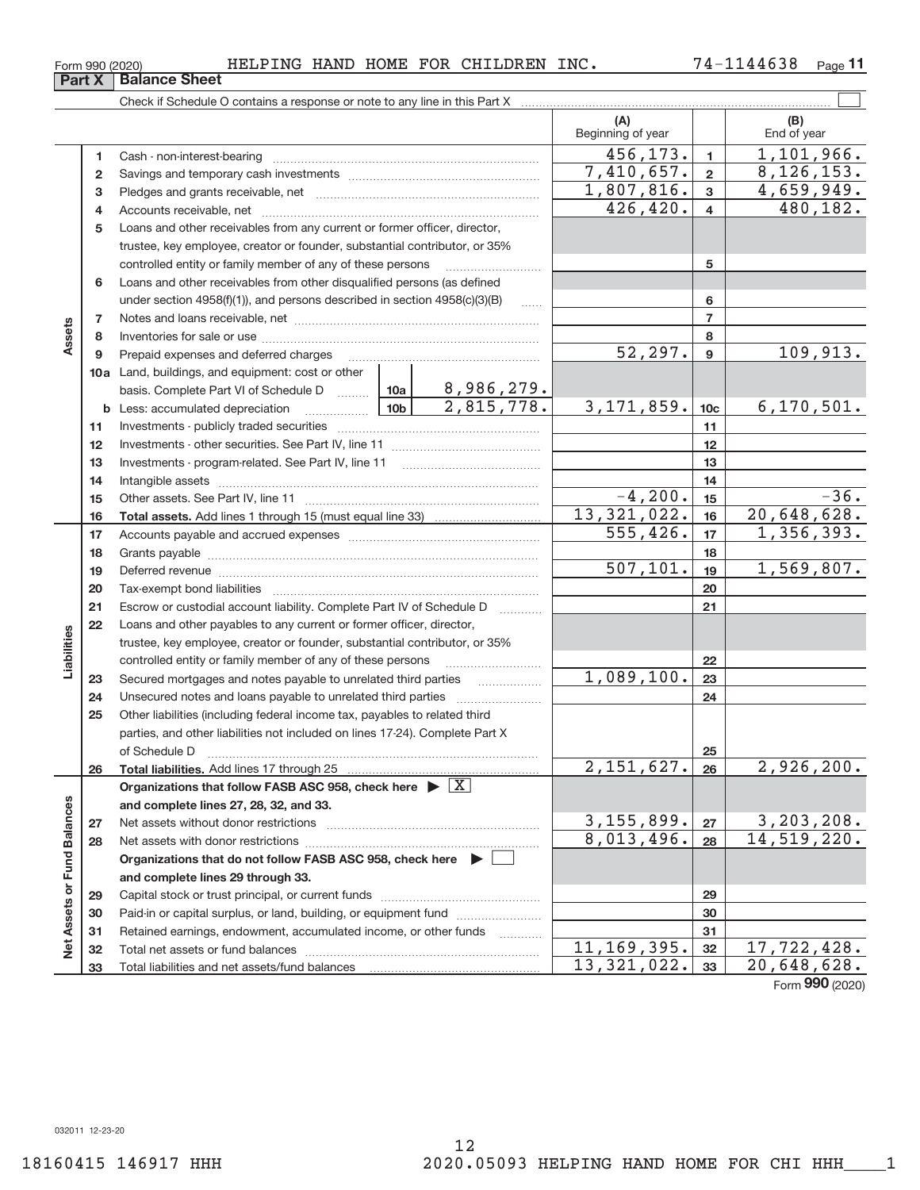Form 990 (2020) HELPING HAND HOME FOR CHILDREN INC. 74-1144638 Page 11

**Part X Balance Sheet**

Check if Schedule O contains a response or note to any line in this Part X ☐

| | | | | (A) Beginning of year | | (B) End of year |
|---|---|---|---|---|---|---|
| Assets | 1 | Cash - non-interest-bearing | | 456,173. | 1 | 1,101,966. |
| | 2 | Savings and temporary cash investments | | 7,410,657. | 2 | 8,126,153. |
| | 3 | Pledges and grants receivable, net | | 1,807,816. | 3 | 4,659,949. |
| | 4 | Accounts receivable, net | | 426,420. | 4 | 480,182. |
| | 5 | Loans and other receivables from any current or former officer, director, trustee, key employee, creator or founder, substantial contributor, or 35% controlled entity or family member of any of these persons | | | 5 | |
| | 6 | Loans and other receivables from other disqualified persons (as defined under section 4958(f)(1)), and persons described in section 4958(c)(3)(B) | | | 6 | |
| | 7 | Notes and loans receivable, net | | | 7 | |
| | 8 | Inventories for sale or use | | | 8 | |
| | 9 | Prepaid expenses and deferred charges | | 52,297. | 9 | 109,913. |
| | 10a | Land, buildings, and equipment: cost or other basis. Complete Part VI of Schedule D | 10a 8,986,279. | | | |
| | b | Less: accumulated depreciation | 10b 2,815,778. | 3,171,859. | 10c | 6,170,501. |
| | 11 | Investments - publicly traded securities | | | 11 | |
| | 12 | Investments - other securities. See Part IV, line 11 | | | 12 | |
| | 13 | Investments - program-related. See Part IV, line 11 | | | 13 | |
| | 14 | Intangible assets | | | 14 | |
| | 15 | Other assets. See Part IV, line 11 | | -4,200. | 15 | -36. |
| | 16 | **Total assets.** Add lines 1 through 15 (must equal line 33) | | 13,321,022. | 16 | 20,648,628. |
| Liabilities | 17 | Accounts payable and accrued expenses | | 555,426. | 17 | 1,356,393. |
| | 18 | Grants payable | | | 18 | |
| | 19 | Deferred revenue | | 507,101. | 19 | 1,569,807. |
| | 20 | Tax-exempt bond liabilities | | | 20 | |
| | 21 | Escrow or custodial account liability. Complete Part IV of Schedule D | | | 21 | |
| | 22 | Loans and other payables to any current or former officer, director, trustee, key employee, creator or founder, substantial contributor, or 35% controlled entity or family member of any of these persons | | | 22 | |
| | 23 | Secured mortgages and notes payable to unrelated third parties | | 1,089,100. | 23 | |
| | 24 | Unsecured notes and loans payable to unrelated third parties | | | 24 | |
| | 25 | Other liabilities (including federal income tax, payables to related third parties, and other liabilities not included on lines 17-24). Complete Part X of Schedule D | | | 25 | |
| | 26 | **Total liabilities.** Add lines 17 through 25 | | 2,151,627. | 26 | 2,926,200. |
| Net Assets or Fund Balances | | **Organizations that follow FASB ASC 958, check here** ☒ **and complete lines 27, 28, 32, and 33.** | | | | |
| | 27 | Net assets without donor restrictions | | 3,155,899. | 27 | 3,203,208. |
| | 28 | Net assets with donor restrictions | | 8,013,496. | 28 | 14,519,220. |
| | | **Organizations that do not follow FASB ASC 958, check here** ☐ **and complete lines 29 through 33.** | | | | |
| | 29 | Capital stock or trust principal, or current funds | | | 29 | |
| | 30 | Paid-in or capital surplus, or land, building, or equipment fund | | | 30 | |
| | 31 | Retained earnings, endowment, accumulated income, or other funds | | | 31 | |
| | 32 | Total net assets or fund balances | | 11,169,395. | 32 | 17,722,428. |
| | 33 | Total liabilities and net assets/fund balances | | 13,321,022. | 33 | 20,648,628. |

Form **990** (2020)

032011 12-23-20

18160415 146917 HHH 2020.05093 HELPING HAND HOME FOR CHI HHH____1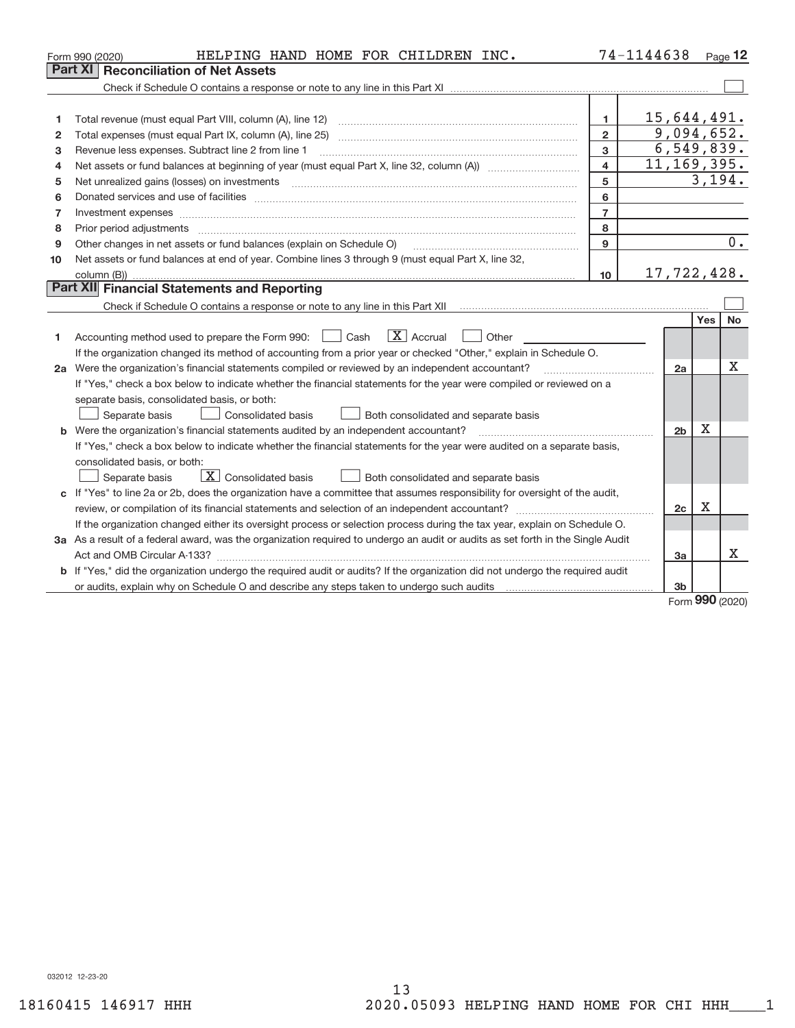Form 990 (2020) HELPING HAND HOME FOR CHILDREN INC. 74-1144638 Page 12

## Part XI Reconciliation of Net Assets

Check if Schedule O contains a response or note to any line in this Part XI ☐

| | | | |
|---|---|---|---|
| 1 | Total revenue (must equal Part VIII, column (A), line 12) | 1 | 15,644,491. |
| 2 | Total expenses (must equal Part IX, column (A), line 25) | 2 | 9,094,652. |
| 3 | Revenue less expenses. Subtract line 2 from line 1 | 3 | 6,549,839. |
| 4 | Net assets or fund balances at beginning of year (must equal Part X, line 32, column (A)) | 4 | 11,169,395. |
| 5 | Net unrealized gains (losses) on investments | 5 | 3,194. |
| 6 | Donated services and use of facilities | 6 | |
| 7 | Investment expenses | 7 | |
| 8 | Prior period adjustments | 8 | |
| 9 | Other changes in net assets or fund balances (explain on Schedule O) | 9 | 0. |
| 10 | Net assets or fund balances at end of year. Combine lines 3 through 9 (must equal Part X, line 32, column (B)) | 10 | 17,722,428. |

## Part XII Financial Statements and Reporting

Check if Schedule O contains a response or note to any line in this Part XII ☐

| | | | Yes | No |
|---|---|---|---|---|
| 1 | Accounting method used to prepare the Form 990: ☐ Cash ☒ Accrual ☐ Other<br>If the organization changed its method of accounting from a prior year or checked "Other," explain in Schedule O. | | | |
| 2a | Were the organization's financial statements compiled or reviewed by an independent accountant?<br>If "Yes," check a box below to indicate whether the financial statements for the year were compiled or reviewed on a separate basis, consolidated basis, or both:<br>☐ Separate basis ☐ Consolidated basis ☐ Both consolidated and separate basis | 2a | | X |
| b | Were the organization's financial statements audited by an independent accountant?<br>If "Yes," check a box below to indicate whether the financial statements for the year were audited on a separate basis, consolidated basis, or both:<br>☐ Separate basis ☒ Consolidated basis ☐ Both consolidated and separate basis | 2b | X | |
| c | If "Yes" to line 2a or 2b, does the organization have a committee that assumes responsibility for oversight of the audit, review, or compilation of its financial statements and selection of an independent accountant?<br>If the organization changed either its oversight process or selection process during the tax year, explain on Schedule O. | 2c | X | |
| 3a | As a result of a federal award, was the organization required to undergo an audit or audits as set forth in the Single Audit Act and OMB Circular A-133? | 3a | | X |
| b | If "Yes," did the organization undergo the required audit or audits? If the organization did not undergo the required audit or audits, explain why on Schedule O and describe any steps taken to undergo such audits | 3b | | |

Form 990 (2020)

032012 12-23-20

18160415 146917 HHH 2020.05093 HELPING HAND HOME FOR CHI HHH____1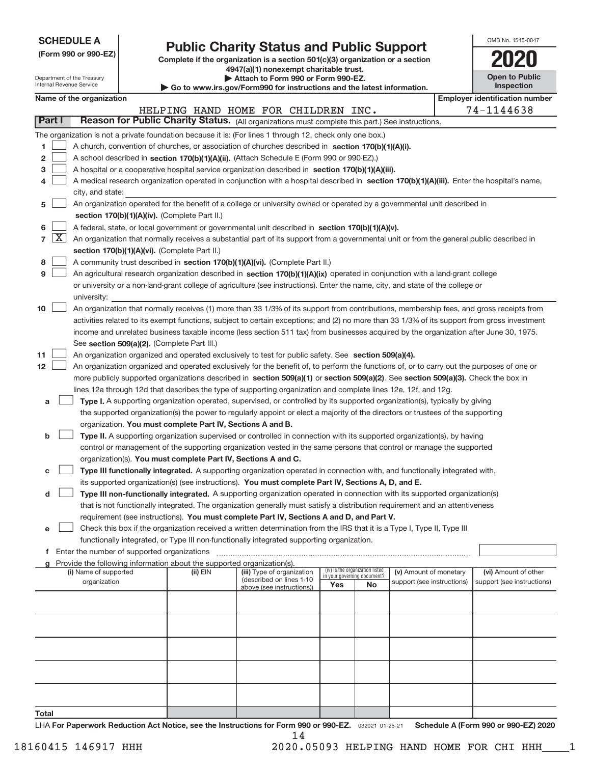**SCHEDULE A**
**(Form 990 or 990-EZ)**

Department of the Treasury
Internal Revenue Service

# Public Charity Status and Public Support

**Complete if the organization is a section 501(c)(3) organization or a section 4947(a)(1) nonexempt charitable trust.**
**▶ Attach to Form 990 or Form 990-EZ.**
**▶ Go to www.irs.gov/Form990 for instructions and the latest information.**

OMB No. 1545-0047

**2020**

**Open to Public Inspection**

**Name of the organization:** HELPING HAND HOME FOR CHILDREN INC.

**Employer identification number:** 74-1144638

## Part I Reason for Public Charity Status. (All organizations must complete this part.) See instructions.

The organization is not a private foundation because it is: (For lines 1 through 12, check only one box.)

1 ☐ A church, convention of churches, or association of churches described in **section 170(b)(1)(A)(i).**

2 ☐ A school described in **section 170(b)(1)(A)(ii).** (Attach Schedule E (Form 990 or 990-EZ).)

3 ☐ A hospital or a cooperative hospital service organization described in **section 170(b)(1)(A)(iii).**

4 ☐ A medical research organization operated in conjunction with a hospital described in **section 170(b)(1)(A)(iii).** Enter the hospital's name, city, and state: \_\_\_\_\_\_\_\_\_\_

5 ☐ An organization operated for the benefit of a college or university owned or operated by a governmental unit described in **section 170(b)(1)(A)(iv).** (Complete Part II.)

6 ☐ A federal, state, or local government or governmental unit described in **section 170(b)(1)(A)(v).**

7 ☒ An organization that normally receives a substantial part of its support from a governmental unit or from the general public described in **section 170(b)(1)(A)(vi).** (Complete Part II.)

8 ☐ A community trust described in **section 170(b)(1)(A)(vi).** (Complete Part II.)

9 ☐ An agricultural research organization described in **section 170(b)(1)(A)(ix)** operated in conjunction with a land-grant college or university or a non-land-grant college of agriculture (see instructions). Enter the name, city, and state of the college or university: \_\_\_\_\_\_\_\_\_\_

10 ☐ An organization that normally receives (1) more than 33 1/3% of its support from contributions, membership fees, and gross receipts from activities related to its exempt functions, subject to certain exceptions; and (2) no more than 33 1/3% of its support from gross investment income and unrelated business taxable income (less section 511 tax) from businesses acquired by the organization after June 30, 1975. See **section 509(a)(2).** (Complete Part III.)

11 ☐ An organization organized and operated exclusively to test for public safety. See **section 509(a)(4).**

12 ☐ An organization organized and operated exclusively for the benefit of, to perform the functions of, or to carry out the purposes of one or more publicly supported organizations described in **section 509(a)(1)** or **section 509(a)(2)**. See **section 509(a)(3).** Check the box in lines 12a through 12d that describes the type of supporting organization and complete lines 12e, 12f, and 12g.

a ☐ **Type I.** A supporting organization operated, supervised, or controlled by its supported organization(s), typically by giving the supported organization(s) the power to regularly appoint or elect a majority of the directors or trustees of the supporting organization. **You must complete Part IV, Sections A and B.**

b ☐ **Type II.** A supporting organization supervised or controlled in connection with its supported organization(s), by having control or management of the supporting organization vested in the same persons that control or manage the supported organization(s). **You must complete Part IV, Sections A and C.**

c ☐ **Type III functionally integrated.** A supporting organization operated in connection with, and functionally integrated with, its supported organization(s) (see instructions). **You must complete Part IV, Sections A, D, and E.**

d ☐ **Type III non-functionally integrated.** A supporting organization operated in connection with its supported organization(s) that is not functionally integrated. The organization generally must satisfy a distribution requirement and an attentiveness requirement (see instructions). **You must complete Part IV, Sections A and D, and Part V.**

e ☐ Check this box if the organization received a written determination from the IRS that it is a Type I, Type II, Type III functionally integrated, or Type III non-functionally integrated supporting organization.

f Enter the number of supported organizations ..........

g Provide the following information about the supported organization(s).

| (i) Name of supported organization | (ii) EIN | (iii) Type of organization (described on lines 1-10 above (see instructions)) | (iv) Is the organization listed in your governing document? Yes | No | (v) Amount of monetary support (see instructions) | (vi) Amount of other support (see instructions) |
|---|---|---|---|---|---|---|
| | | | | | | |
| | | | | | | |
| | | | | | | |
| | | | | | | |
| | | | | | | |
| **Total** | | | | | | |

LHA **For Paperwork Reduction Act Notice, see the Instructions for Form 990 or 990-EZ.** 032021 01-25-21 **Schedule A (Form 990 or 990-EZ) 2020**

18160415 146917 HHH 2020.05093 HELPING HAND HOME FOR CHI HHH\_\_\_\_1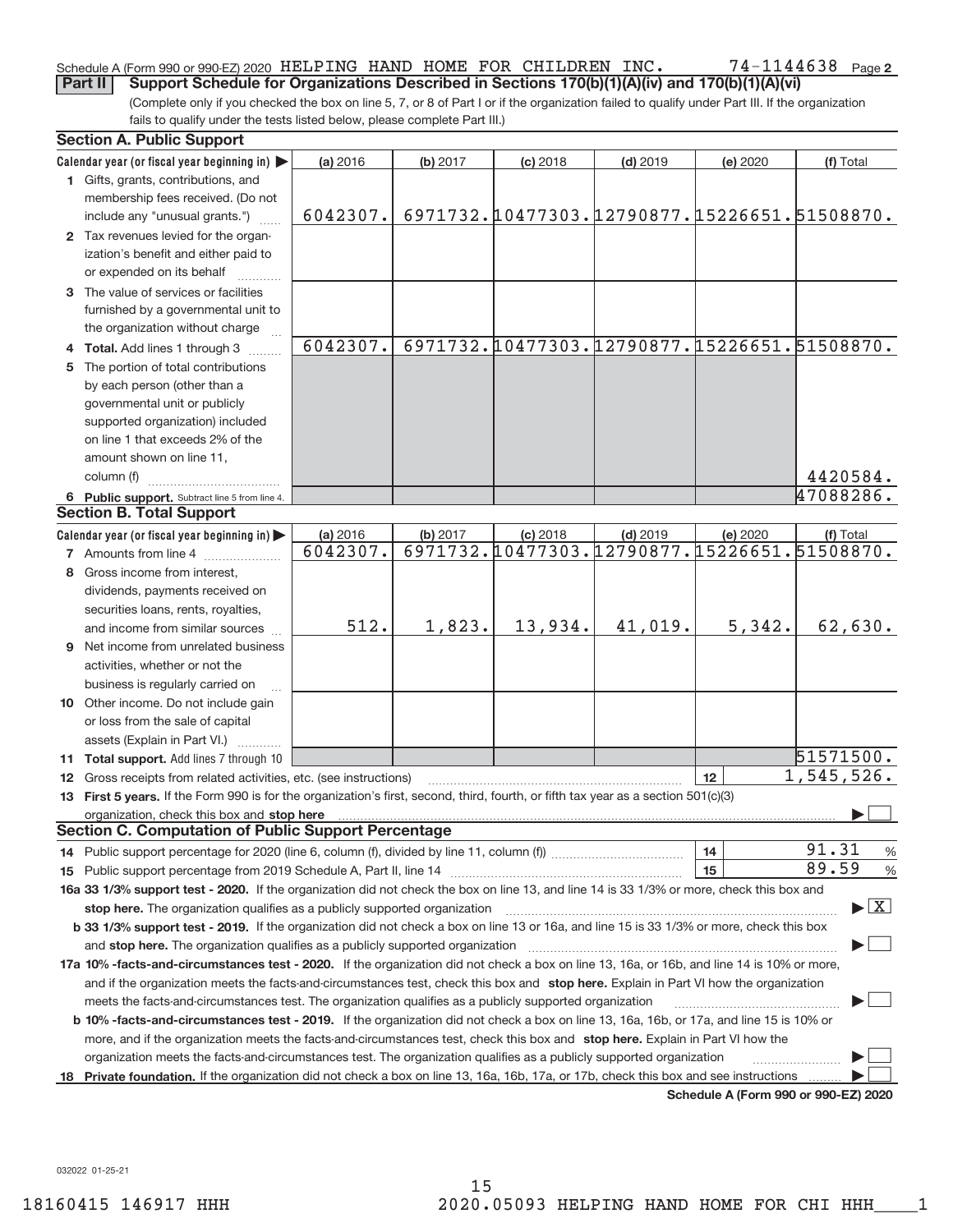Schedule A (Form 990 or 990-EZ) 2020 HELPING HAND HOME FOR CHILDREN INC. 74-1144638 Page 2

**Part II Support Schedule for Organizations Described in Sections 170(b)(1)(A)(iv) and 170(b)(1)(A)(vi)**

(Complete only if you checked the box on line 5, 7, or 8 of Part I or if the organization failed to qualify under Part III. If the organization fails to qualify under the tests listed below, please complete Part III.)

### Section A. Public Support

| Calendar year (or fiscal year beginning in) ▶ | (a) 2016 | (b) 2017 | (c) 2018 | (d) 2019 | (e) 2020 | (f) Total |
|---|---|---|---|---|---|---|
| 1 Gifts, grants, contributions, and membership fees received. (Do not include any "unusual grants.") | 6042307. | 6971732. | 10477303. | 12790877. | 15226651. | 51508870. |
| 2 Tax revenues levied for the organization's benefit and either paid to or expended on its behalf | | | | | | |
| 3 The value of services or facilities furnished by a governmental unit to the organization without charge | | | | | | |
| 4 Total. Add lines 1 through 3 | 6042307. | 6971732. | 10477303. | 12790877. | 15226651. | 51508870. |
| 5 The portion of total contributions by each person (other than a governmental unit or publicly supported organization) included on line 1 that exceeds 2% of the amount shown on line 11, column (f) | | | | | | 4420584. |
| 6 Public support. Subtract line 5 from line 4. | | | | | | 47088286. |

### Section B. Total Support

| Calendar year (or fiscal year beginning in) ▶ | (a) 2016 | (b) 2017 | (c) 2018 | (d) 2019 | (e) 2020 | (f) Total |
|---|---|---|---|---|---|---|
| 7 Amounts from line 4 | 6042307. | 6971732. | 10477303. | 12790877. | 15226651. | 51508870. |
| 8 Gross income from interest, dividends, payments received on securities loans, rents, royalties, and income from similar sources | 512. | 1,823. | 13,934. | 41,019. | 5,342. | 62,630. |
| 9 Net income from unrelated business activities, whether or not the business is regularly carried on | | | | | | |
| 10 Other income. Do not include gain or loss from the sale of capital assets (Explain in Part VI.) | | | | | | |
| 11 Total support. Add lines 7 through 10 | | | | | | 51571500. |

12 Gross receipts from related activities, etc. (see instructions) ..... 12 | 1,545,526.

13 First 5 years. If the Form 990 is for the organization's first, second, third, fourth, or fifth tax year as a section 501(c)(3) organization, check this box and stop here ▶ ☐

### Section C. Computation of Public Support Percentage

14 Public support percentage for 2020 (line 6, column (f), divided by line 11, column (f)) ..... 14 | 91.31 %

15 Public support percentage from 2019 Schedule A, Part II, line 14 ..... 15 | 89.59 %

16a 33 1/3% support test - 2020. If the organization did not check the box on line 13, and line 14 is 33 1/3% or more, check this box and stop here. The organization qualifies as a publicly supported organization ▶ ☒

b 33 1/3% support test - 2019. If the organization did not check a box on line 13 or 16a, and line 15 is 33 1/3% or more, check this box and stop here. The organization qualifies as a publicly supported organization ▶ ☐

17a 10% -facts-and-circumstances test - 2020. If the organization did not check a box on line 13, 16a, or 16b, and line 14 is 10% or more, and if the organization meets the facts-and-circumstances test, check this box and stop here. Explain in Part VI how the organization meets the facts-and-circumstances test. The organization qualifies as a publicly supported organization ▶ ☐

b 10% -facts-and-circumstances test - 2019. If the organization did not check a box on line 13, 16a, 16b, or 17a, and line 15 is 10% or more, and if the organization meets the facts-and-circumstances test, check this box and stop here. Explain in Part VI how the organization meets the facts-and-circumstances test. The organization qualifies as a publicly supported organization ▶ ☐

18 Private foundation. If the organization did not check a box on line 13, 16a, 16b, 17a, or 17b, check this box and see instructions ▶ ☐

Schedule A (Form 990 or 990-EZ) 2020

032022 01-25-21

18160415 146917 HHH 2020.05093 HELPING HAND HOME FOR CHI HHH____1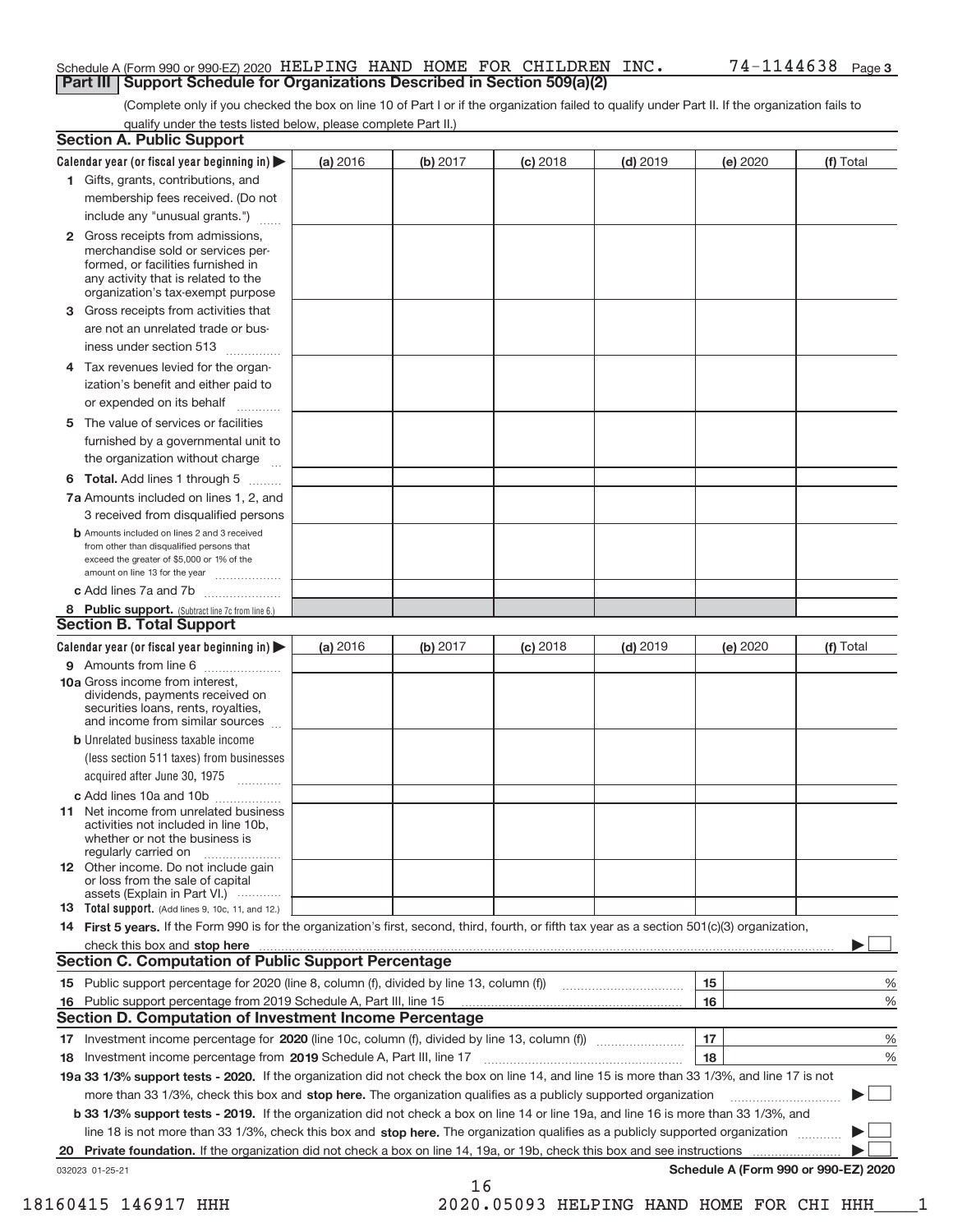Schedule A (Form 990 or 990-EZ) 2020 HELPING HAND HOME FOR CHILDREN INC. 74-1144638 Page 3

## Part III Support Schedule for Organizations Described in Section 509(a)(2)

(Complete only if you checked the box on line 10 of Part I or if the organization failed to qualify under Part II. If the organization fails to qualify under the tests listed below, please complete Part II.)

### Section A. Public Support

| Calendar year (or fiscal year beginning in) ▶ | (a) 2016 | (b) 2017 | (c) 2018 | (d) 2019 | (e) 2020 | (f) Total |
|---|---|---|---|---|---|---|
| 1 Gifts, grants, contributions, and membership fees received. (Do not include any "unusual grants.") | | | | | | |
| 2 Gross receipts from admissions, merchandise sold or services performed, or facilities furnished in any activity that is related to the organization's tax-exempt purpose | | | | | | |
| 3 Gross receipts from activities that are not an unrelated trade or business under section 513 | | | | | | |
| 4 Tax revenues levied for the organization's benefit and either paid to or expended on its behalf | | | | | | |
| 5 The value of services or facilities furnished by a governmental unit to the organization without charge | | | | | | |
| 6 **Total.** Add lines 1 through 5 | | | | | | |
| 7a Amounts included on lines 1, 2, and 3 received from disqualified persons | | | | | | |
| b Amounts included on lines 2 and 3 received from other than disqualified persons that exceed the greater of $5,000 or 1% of the amount on line 13 for the year | | | | | | |
| c Add lines 7a and 7b | | | | | | |
| 8 **Public support.** (Subtract line 7c from line 6.) | | | | | | |

### Section B. Total Support

| Calendar year (or fiscal year beginning in) ▶ | (a) 2016 | (b) 2017 | (c) 2018 | (d) 2019 | (e) 2020 | (f) Total |
|---|---|---|---|---|---|---|
| 9 Amounts from line 6 | | | | | | |
| 10a Gross income from interest, dividends, payments received on securities loans, rents, royalties, and income from similar sources | | | | | | |
| b Unrelated business taxable income (less section 511 taxes) from businesses acquired after June 30, 1975 | | | | | | |
| c Add lines 10a and 10b | | | | | | |
| 11 Net income from unrelated business activities not included in line 10b, whether or not the business is regularly carried on | | | | | | |
| 12 Other income. Do not include gain or loss from the sale of capital assets (Explain in Part VI.) | | | | | | |
| 13 **Total support.** (Add lines 9, 10c, 11, and 12.) | | | | | | |

14 **First 5 years.** If the Form 990 is for the organization's first, second, third, fourth, or fifth tax year as a section 501(c)(3) organization, check this box and **stop here** ▶ ☐

### Section C. Computation of Public Support Percentage

| | | | |
|---|---|---|---|
| 15 | Public support percentage for 2020 (line 8, column (f), divided by line 13, column (f)) | 15 | % |
| 16 | Public support percentage from 2019 Schedule A, Part III, line 15 | 16 | % |

### Section D. Computation of Investment Income Percentage

| | | | |
|---|---|---|---|
| 17 | Investment income percentage for **2020** (line 10c, column (f), divided by line 13, column (f)) | 17 | % |
| 18 | Investment income percentage from **2019** Schedule A, Part III, line 17 | 18 | % |

**19a 33 1/3% support tests - 2020.** If the organization did not check the box on line 14, and line 15 is more than 33 1/3%, and line 17 is not more than 33 1/3%, check this box and **stop here.** The organization qualifies as a publicly supported organization ▶ ☐

**b 33 1/3% support tests - 2019.** If the organization did not check a box on line 14 or line 19a, and line 16 is more than 33 1/3%, and line 18 is not more than 33 1/3%, check this box and **stop here.** The organization qualifies as a publicly supported organization ▶ ☐

**20 Private foundation.** If the organization did not check a box on line 14, 19a, or 19b, check this box and see instructions ▶ ☐

032023 01-25-21 **Schedule A (Form 990 or 990-EZ) 2020**

18160415 146917 HHH 2020.05093 HELPING HAND HOME FOR CHI HHH____1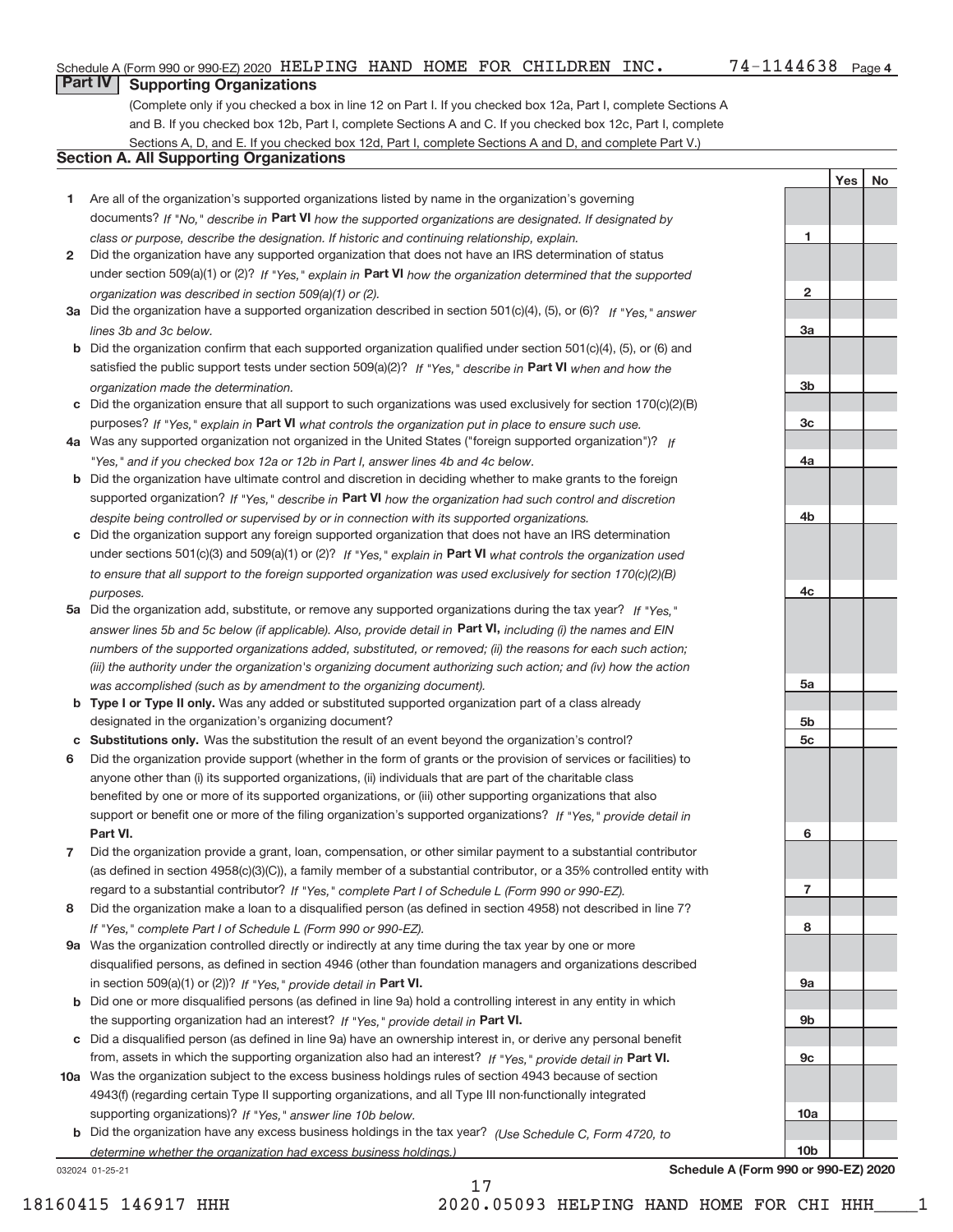Schedule A (Form 990 or 990-EZ) 2020 HELPING HAND HOME FOR CHILDREN INC. 74-1144638 Page 4

## Part IV Supporting Organizations

(Complete only if you checked a box in line 12 on Part I. If you checked box 12a, Part I, complete Sections A and B. If you checked box 12b, Part I, complete Sections A and C. If you checked box 12c, Part I, complete Sections A, D, and E. If you checked box 12d, Part I, complete Sections A and D, and complete Part V.)

### Section A. All Supporting Organizations

| | | | Yes | No |
|---|---|---|---|---|
| 1 | Are all of the organization's supported organizations listed by name in the organization's governing documents? *If "No," describe in* **Part VI** *how the supported organizations are designated. If designated by class or purpose, describe the designation. If historic and continuing relationship, explain.* | 1 | | |
| 2 | Did the organization have any supported organization that does not have an IRS determination of status under section 509(a)(1) or (2)? *If "Yes," explain in* **Part VI** *how the organization determined that the supported organization was described in section 509(a)(1) or (2).* | 2 | | |
| 3a | Did the organization have a supported organization described in section 501(c)(4), (5), or (6)? *If "Yes," answer lines 3b and 3c below.* | 3a | | |
| b | Did the organization confirm that each supported organization qualified under section 501(c)(4), (5), or (6) and satisfied the public support tests under section 509(a)(2)? *If "Yes," describe in* **Part VI** *when and how the organization made the determination.* | 3b | | |
| c | Did the organization ensure that all support to such organizations was used exclusively for section 170(c)(2)(B) purposes? *If "Yes," explain in* **Part VI** *what controls the organization put in place to ensure such use.* | 3c | | |
| 4a | Was any supported organization not organized in the United States ("foreign supported organization")? *If "Yes," and if you checked box 12a or 12b in Part I, answer lines 4b and 4c below.* | 4a | | |
| b | Did the organization have ultimate control and discretion in deciding whether to make grants to the foreign supported organization? *If "Yes," describe in* **Part VI** *how the organization had such control and discretion despite being controlled or supervised by or in connection with its supported organizations.* | 4b | | |
| c | Did the organization support any foreign supported organization that does not have an IRS determination under sections 501(c)(3) and 509(a)(1) or (2)? *If "Yes," explain in* **Part VI** *what controls the organization used to ensure that all support to the foreign supported organization was used exclusively for section 170(c)(2)(B) purposes.* | 4c | | |
| 5a | Did the organization add, substitute, or remove any supported organizations during the tax year? *If "Yes," answer lines 5b and 5c below (if applicable). Also, provide detail in* **Part VI,** *including (i) the names and EIN numbers of the supported organizations added, substituted, or removed; (ii) the reasons for each such action; (iii) the authority under the organization's organizing document authorizing such action; and (iv) how the action was accomplished (such as by amendment to the organizing document).* | 5a | | |
| b | **Type I or Type II only.** Was any added or substituted supported organization part of a class already designated in the organization's organizing document? | 5b | | |
| c | **Substitutions only.** Was the substitution the result of an event beyond the organization's control? | 5c | | |
| 6 | Did the organization provide support (whether in the form of grants or the provision of services or facilities) to anyone other than (i) its supported organizations, (ii) individuals that are part of the charitable class benefited by one or more of its supported organizations, or (iii) other supporting organizations that also support or benefit one or more of the filing organization's supported organizations? *If "Yes," provide detail in* **Part VI.** | 6 | | |
| 7 | Did the organization provide a grant, loan, compensation, or other similar payment to a substantial contributor (as defined in section 4958(c)(3)(C)), a family member of a substantial contributor, or a 35% controlled entity with regard to a substantial contributor? *If "Yes," complete Part I of Schedule L (Form 990 or 990-EZ).* | 7 | | |
| 8 | Did the organization make a loan to a disqualified person (as defined in section 4958) not described in line 7? *If "Yes," complete Part I of Schedule L (Form 990 or 990-EZ).* | 8 | | |
| 9a | Was the organization controlled directly or indirectly at any time during the tax year by one or more disqualified persons, as defined in section 4946 (other than foundation managers and organizations described in section 509(a)(1) or (2))? *If "Yes," provide detail in* **Part VI.** | 9a | | |
| b | Did one or more disqualified persons (as defined in line 9a) hold a controlling interest in any entity in which the supporting organization had an interest? *If "Yes," provide detail in* **Part VI.** | 9b | | |
| c | Did a disqualified person (as defined in line 9a) have an ownership interest in, or derive any personal benefit from, assets in which the supporting organization also had an interest? *If "Yes," provide detail in* **Part VI.** | 9c | | |
| 10a | Was the organization subject to the excess business holdings rules of section 4943 because of section 4943(f) (regarding certain Type II supporting organizations, and all Type III non-functionally integrated supporting organizations)? *If "Yes," answer line 10b below.* | 10a | | |
| b | Did the organization have any excess business holdings in the tax year? *(Use Schedule C, Form 4720, to determine whether the organization had excess business holdings.)* | 10b | | |

032024 01-25-21

**Schedule A (Form 990 or 990-EZ) 2020**

18160415 146917 HHH 2020.05093 HELPING HAND HOME FOR CHI HHH____1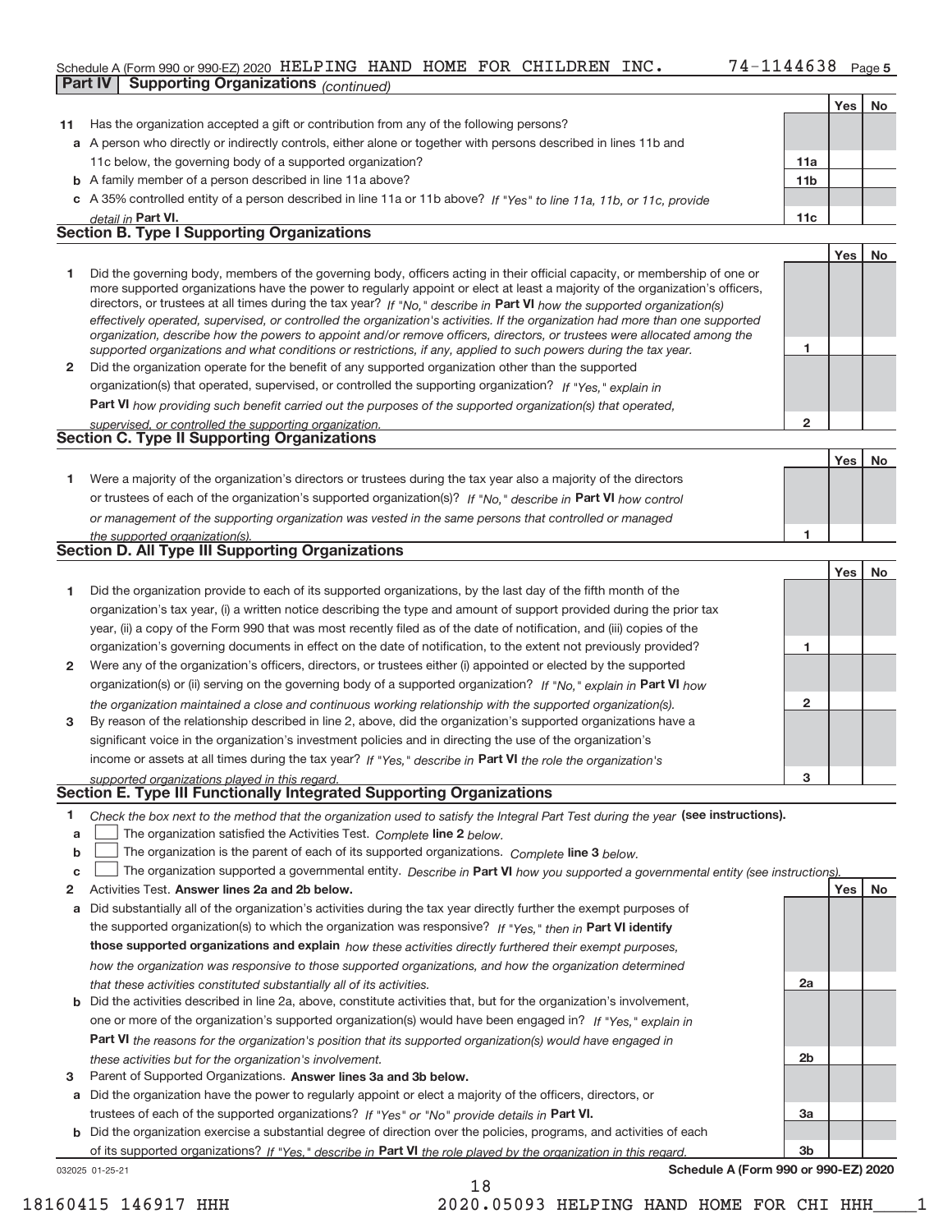Schedule A (Form 990 or 990-EZ) 2020 HELPING HAND HOME FOR CHILDREN INC. 74-1144638 Page 5

**Part IV | Supporting Organizations** *(continued)*

| | | | Yes | No |
|---|---|---|---|---|
| **11** | Has the organization accepted a gift or contribution from any of the following persons? | | | |
| **a** | A person who directly or indirectly controls, either alone or together with persons described in lines 11b and 11c below, the governing body of a supported organization? | 11a | | |
| **b** | A family member of a person described in line 11a above? | 11b | | |
| **c** | A 35% controlled entity of a person described in line 11a or 11b above? *If "Yes" to line 11a, 11b, or 11c, provide detail in* **Part VI.** | 11c | | |

## Section B. Type I Supporting Organizations

| | | | Yes | No |
|---|---|---|---|---|
| **1** | Did the governing body, members of the governing body, officers acting in their official capacity, or membership of one or more supported organizations have the power to regularly appoint or elect at least a majority of the organization's officers, directors, or trustees at all times during the tax year? *If "No," describe in* **Part VI** *how the supported organization(s) effectively operated, supervised, or controlled the organization's activities. If the organization had more than one supported organization, describe how the powers to appoint and/or remove officers, directors, or trustees were allocated among the supported organizations and what conditions or restrictions, if any, applied to such powers during the tax year.* | 1 | | |
| **2** | Did the organization operate for the benefit of any supported organization other than the supported organization(s) that operated, supervised, or controlled the supporting organization? *If "Yes," explain in* **Part VI** *how providing such benefit carried out the purposes of the supported organization(s) that operated, supervised, or controlled the supporting organization.* | 2 | | |

## Section C. Type II Supporting Organizations

| | | | Yes | No |
|---|---|---|---|---|
| **1** | Were a majority of the organization's directors or trustees during the tax year also a majority of the directors or trustees of each of the organization's supported organization(s)? *If "No," describe in* **Part VI** *how control or management of the supporting organization was vested in the same persons that controlled or managed the supported organization(s).* | 1 | | |

## Section D. All Type III Supporting Organizations

| | | | Yes | No |
|---|---|---|---|---|
| **1** | Did the organization provide to each of its supported organizations, by the last day of the fifth month of the organization's tax year, (i) a written notice describing the type and amount of support provided during the prior tax year, (ii) a copy of the Form 990 that was most recently filed as of the date of notification, and (iii) copies of the organization's governing documents in effect on the date of notification, to the extent not previously provided? | 1 | | |
| **2** | Were any of the organization's officers, directors, or trustees either (i) appointed or elected by the supported organization(s) or (ii) serving on the governing body of a supported organization? *If "No," explain in* **Part VI** *how the organization maintained a close and continuous working relationship with the supported organization(s).* | 2 | | |
| **3** | By reason of the relationship described in line 2, above, did the organization's supported organizations have a significant voice in the organization's investment policies and in directing the use of the organization's income or assets at all times during the tax year? *If "Yes," describe in* **Part VI** *the role the organization's supported organizations played in this regard.* | 3 | | |

## Section E. Type III Functionally Integrated Supporting Organizations

**1** *Check the box next to the method that the organization used to satisfy the Integral Part Test during the year* **(see instructions).**

- **a** ☐ The organization satisfied the Activities Test. *Complete* **line 2** *below.*
- **b** ☐ The organization is the parent of each of its supported organizations. *Complete* **line 3** *below.*
- **c** ☐ The organization supported a governmental entity. *Describe in* **Part VI** *how you supported a governmental entity (see instructions).*

| | | | Yes | No |
|---|---|---|---|---|
| **2** | Activities Test. **Answer lines 2a and 2b below.** | | | |
| **a** | Did substantially all of the organization's activities during the tax year directly further the exempt purposes of the supported organization(s) to which the organization was responsive? *If "Yes," then in* **Part VI identify those supported organizations and explain** *how these activities directly furthered their exempt purposes, how the organization was responsive to those supported organizations, and how the organization determined that these activities constituted substantially all of its activities.* | 2a | | |
| **b** | Did the activities described in line 2a, above, constitute activities that, but for the organization's involvement, one or more of the organization's supported organization(s) would have been engaged in? *If "Yes," explain in* **Part VI** *the reasons for the organization's position that its supported organization(s) would have engaged in these activities but for the organization's involvement.* | 2b | | |
| **3** | Parent of Supported Organizations. **Answer lines 3a and 3b below.** | | | |
| **a** | Did the organization have the power to regularly appoint or elect a majority of the officers, directors, or trustees of each of the supported organizations? *If "Yes" or "No" provide details in* **Part VI.** | 3a | | |
| **b** | Did the organization exercise a substantial degree of direction over the policies, programs, and activities of each of its supported organizations? *If "Yes," describe in* **Part VI** *the role played by the organization in this regard.* | 3b | | |

032025 01-25-21 **Schedule A (Form 990 or 990-EZ) 2020**

18160415 146917 HHH 2020.05093 HELPING HAND HOME FOR CHI HHH____1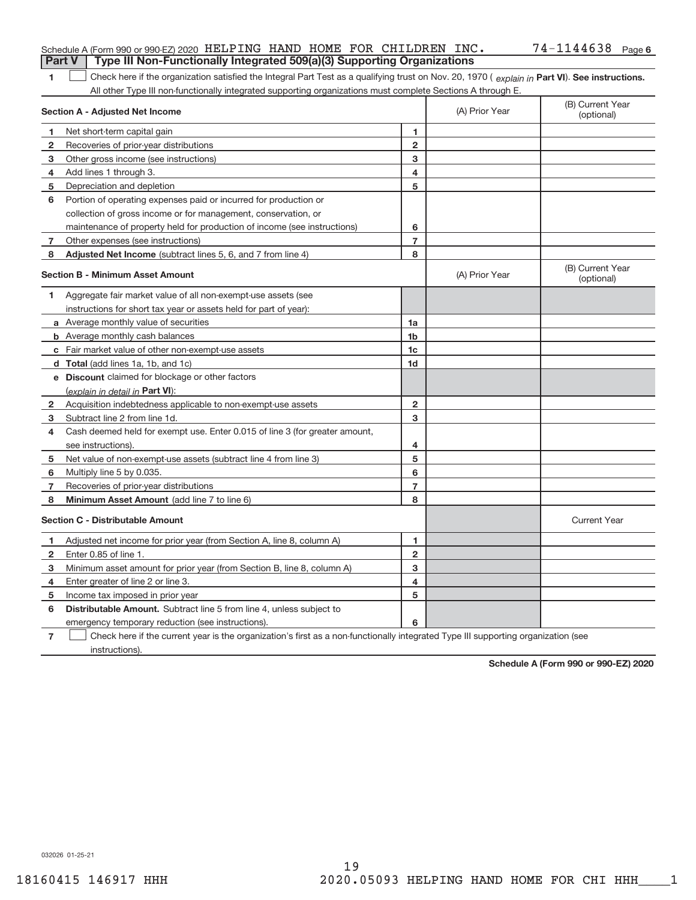Schedule A (Form 990 or 990-EZ) 2020 HELPING HAND HOME FOR CHILDREN INC. 74-1144638 Page 6

**Part V | Type III Non-Functionally Integrated 509(a)(3) Supporting Organizations**

1 ☐ Check here if the organization satisfied the Integral Part Test as a qualifying trust on Nov. 20, 1970 ( *explain in* **Part VI**). **See instructions.** All other Type III non-functionally integrated supporting organizations must complete Sections A through E.

| **Section A - Adjusted Net Income** | | | (A) Prior Year | (B) Current Year (optional) |
|---|---|---|---|---|
| 1 | Net short-term capital gain | 1 | | |
| 2 | Recoveries of prior-year distributions | 2 | | |
| 3 | Other gross income (see instructions) | 3 | | |
| 4 | Add lines 1 through 3. | 4 | | |
| 5 | Depreciation and depletion | 5 | | |
| 6 | Portion of operating expenses paid or incurred for production or collection of gross income or for management, conservation, or maintenance of property held for production of income (see instructions) | 6 | | |
| 7 | Other expenses (see instructions) | 7 | | |
| 8 | **Adjusted Net Income** (subtract lines 5, 6, and 7 from line 4) | 8 | | |

| **Section B - Minimum Asset Amount** | | | (A) Prior Year | (B) Current Year (optional) |
|---|---|---|---|---|
| 1 | Aggregate fair market value of all non-exempt-use assets (see instructions for short tax year or assets held for part of year): | | | |
| a | Average monthly value of securities | 1a | | |
| b | Average monthly cash balances | 1b | | |
| c | Fair market value of other non-exempt-use assets | 1c | | |
| d | **Total** (add lines 1a, 1b, and 1c) | 1d | | |
| e | **Discount** claimed for blockage or other factors (*explain in detail in* **Part VI**): | | | |
| 2 | Acquisition indebtedness applicable to non-exempt-use assets | 2 | | |
| 3 | Subtract line 2 from line 1d. | 3 | | |
| 4 | Cash deemed held for exempt use. Enter 0.015 of line 3 (for greater amount, see instructions). | 4 | | |
| 5 | Net value of non-exempt-use assets (subtract line 4 from line 3) | 5 | | |
| 6 | Multiply line 5 by 0.035. | 6 | | |
| 7 | Recoveries of prior-year distributions | 7 | | |
| 8 | **Minimum Asset Amount** (add line 7 to line 6) | 8 | | |

| **Section C - Distributable Amount** | | | | Current Year |
|---|---|---|---|---|
| 1 | Adjusted net income for prior year (from Section A, line 8, column A) | 1 | | |
| 2 | Enter 0.85 of line 1. | 2 | | |
| 3 | Minimum asset amount for prior year (from Section B, line 8, column A) | 3 | | |
| 4 | Enter greater of line 2 or line 3. | 4 | | |
| 5 | Income tax imposed in prior year | 5 | | |
| 6 | **Distributable Amount.** Subtract line 5 from line 4, unless subject to emergency temporary reduction (see instructions). | 6 | | |

7 ☐ Check here if the current year is the organization's first as a non-functionally integrated Type III supporting organization (see instructions).

**Schedule A (Form 990 or 990-EZ) 2020**

032026 01-25-21

18160415 146917 HHH 2020.05093 HELPING HAND HOME FOR CHI HHH____1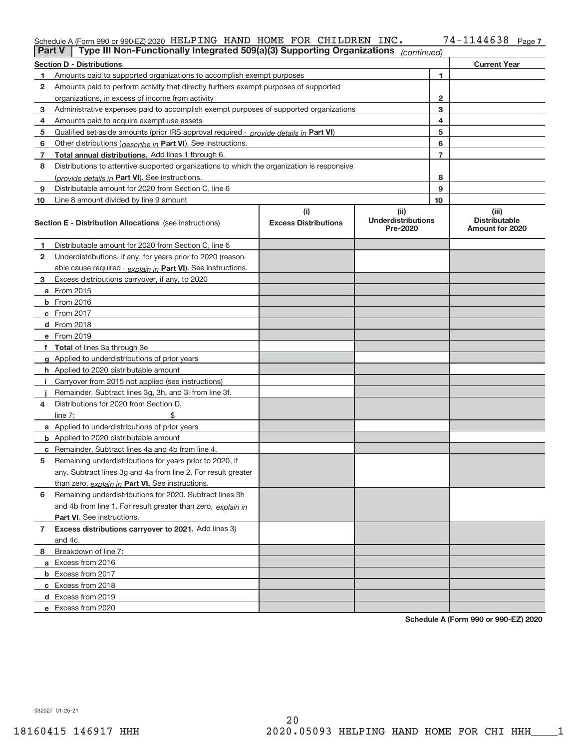Schedule A (Form 990 or 990-EZ) 2020 HELPING HAND HOME FOR CHILDREN INC. 74-1144638 Page 7

**Part V | Type III Non-Functionally Integrated 509(a)(3) Supporting Organizations** *(continued)*

| Section D - Distributions | | Current Year |
|---|---|---|
| 1 Amounts paid to supported organizations to accomplish exempt purposes | 1 | |
| 2 Amounts paid to perform activity that directly furthers exempt purposes of supported organizations, in excess of income from activity | 2 | |
| 3 Administrative expenses paid to accomplish exempt purposes of supported organizations | 3 | |
| 4 Amounts paid to acquire exempt-use assets | 4 | |
| 5 Qualified set-aside amounts (prior IRS approval required - *provide details in* **Part VI**) | 5 | |
| 6 Other distributions (*describe in* **Part VI**). See instructions. | 6 | |
| 7 **Total annual distributions.** Add lines 1 through 6. | 7 | |
| 8 Distributions to attentive supported organizations to which the organization is responsive (*provide details in* **Part VI**). See instructions. | 8 | |
| 9 Distributable amount for 2020 from Section C, line 6 | 9 | |
| 10 Line 8 amount divided by line 9 amount | 10 | |

| **Section E - Distribution Allocations** (see instructions) | (i) Excess Distributions | (ii) Underdistributions Pre-2020 | (iii) Distributable Amount for 2020 |
|---|---|---|---|
| 1 Distributable amount for 2020 from Section C, line 6 | | | |
| 2 Underdistributions, if any, for years prior to 2020 (reasonable cause required - *explain in* **Part VI**). See instructions. | | | |
| 3 Excess distributions carryover, if any, to 2020 | | | |
| a From 2015 | | | |
| b From 2016 | | | |
| c From 2017 | | | |
| d From 2018 | | | |
| e From 2019 | | | |
| f **Total** of lines 3a through 3e | | | |
| g Applied to underdistributions of prior years | | | |
| h Applied to 2020 distributable amount | | | |
| i Carryover from 2015 not applied (see instructions) | | | |
| j Remainder. Subtract lines 3g, 3h, and 3i from line 3f. | | | |
| 4 Distributions for 2020 from Section D, line 7: $ | | | |
| a Applied to underdistributions of prior years | | | |
| b Applied to 2020 distributable amount | | | |
| c Remainder. Subtract lines 4a and 4b from line 4. | | | |
| 5 Remaining underdistributions for years prior to 2020, if any. Subtract lines 3g and 4a from line 2. For result greater than zero, *explain in* **Part VI.** See instructions. | | | |
| 6 Remaining underdistributions for 2020. Subtract lines 3h and 4b from line 1. For result greater than zero, *explain in* **Part VI**. See instructions. | | | |
| 7 **Excess distributions carryover to 2021.** Add lines 3j and 4c. | | | |
| 8 Breakdown of line 7: | | | |
| a Excess from 2016 | | | |
| b Excess from 2017 | | | |
| c Excess from 2018 | | | |
| d Excess from 2019 | | | |
| e Excess from 2020 | | | |

**Schedule A (Form 990 or 990-EZ) 2020**

032027 01-25-21

18160415 146917 HHH 2020.05093 HELPING HAND HOME FOR CHI HHH____1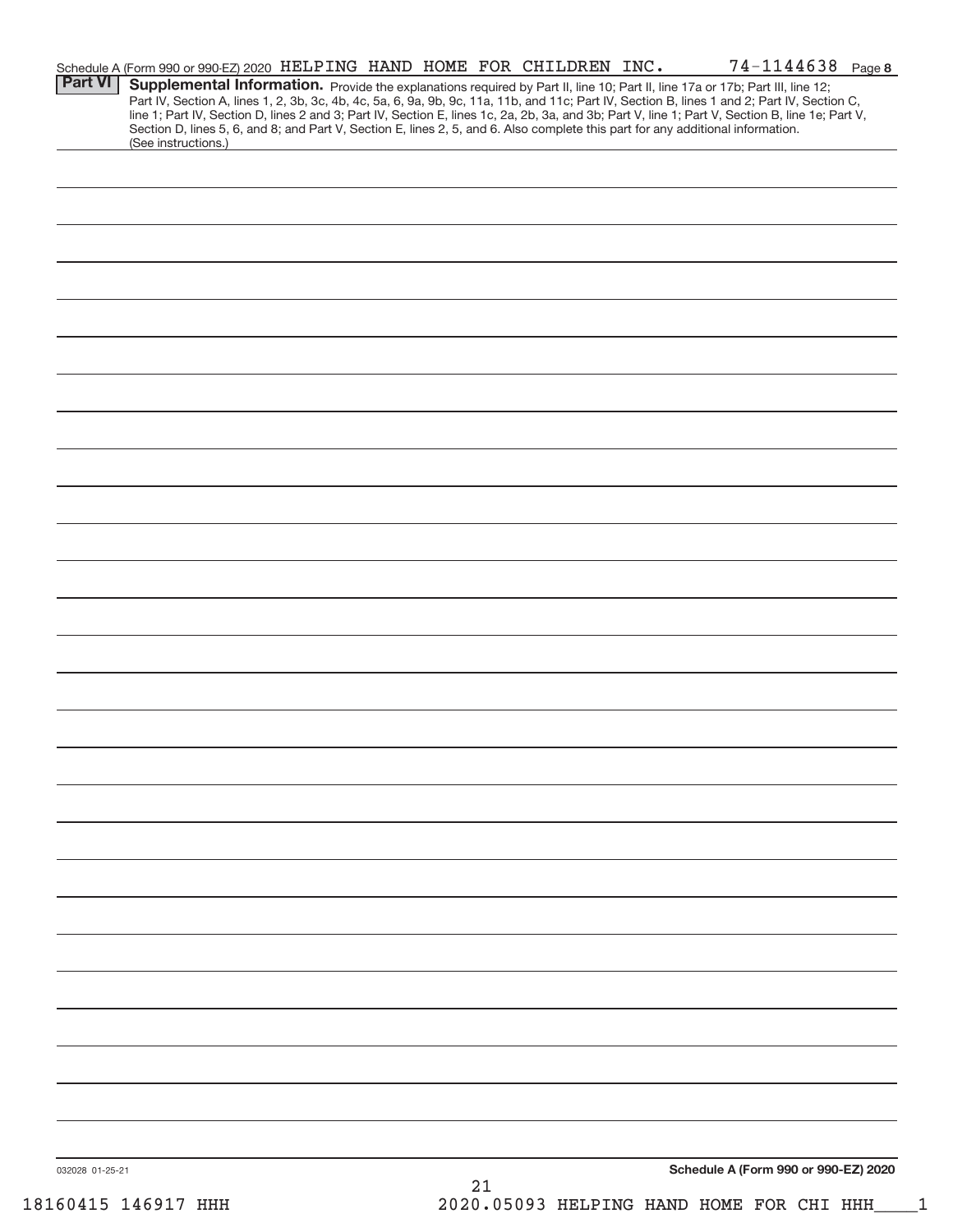Schedule A (Form 990 or 990-EZ) 2020 HELPING HAND HOME FOR CHILDREN INC. 74-1144638 Page 8

**Part VI** **Supplemental Information.** Provide the explanations required by Part II, line 10; Part II, line 17a or 17b; Part III, line 12; Part IV, Section A, lines 1, 2, 3b, 3c, 4b, 4c, 5a, 6, 9a, 9b, 9c, 11a, 11b, and 11c; Part IV, Section B, lines 1 and 2; Part IV, Section C, line 1; Part IV, Section D, lines 2 and 3; Part IV, Section E, lines 1c, 2a, 2b, 3a, and 3b; Part V, line 1; Part V, Section B, line 1e; Part V, Section D, lines 5, 6, and 8; and Part V, Section E, lines 2, 5, and 6. Also complete this part for any additional information. (See instructions.)

032028 01-25-21

**Schedule A (Form 990 or 990-EZ) 2020**

18160415 146917 HHH 2020.05093 HELPING HAND HOME FOR CHI HHH____1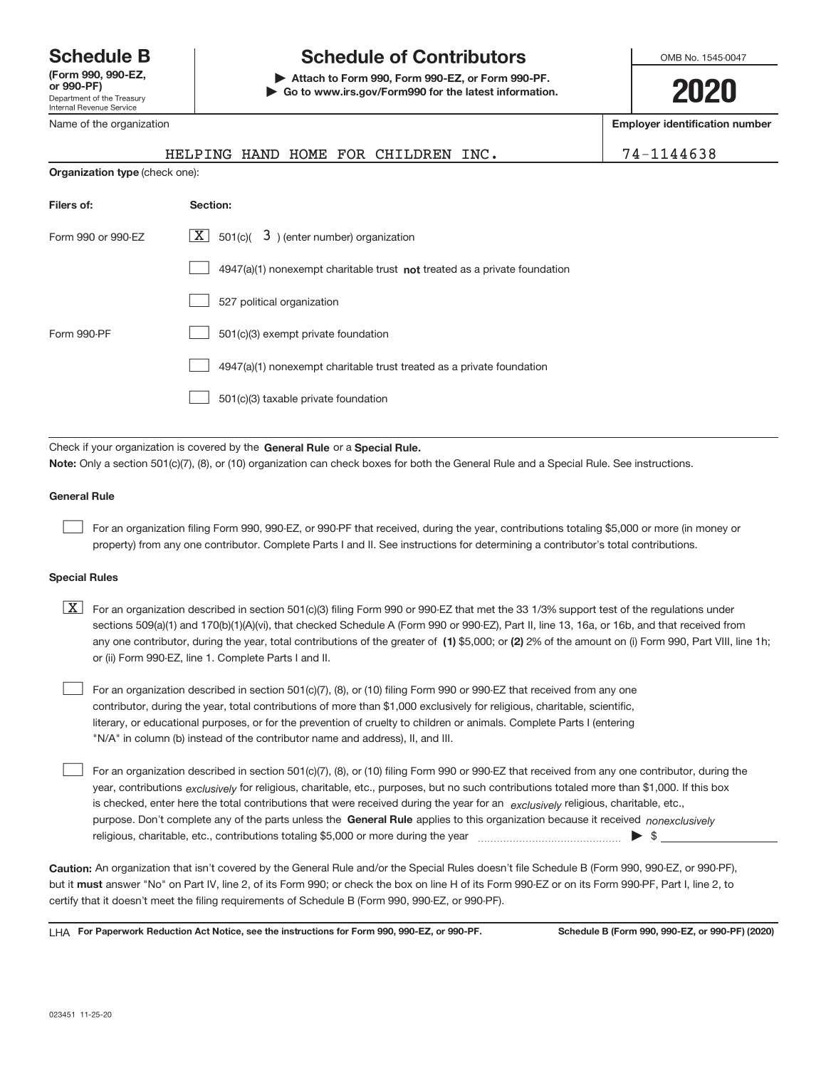# Schedule B

**(Form 990, 990-EZ, or 990-PF)**
Department of the Treasury
Internal Revenue Service

## Schedule of Contributors

▶ **Attach to Form 990, Form 990-EZ, or Form 990-PF.**
▶ **Go to www.irs.gov/Form990 for the latest information.**

OMB No. 1545-0047

**2020**

Name of the organization: HELPING HAND HOME FOR CHILDREN INC.

**Employer identification number:** 74-1144638

**Organization type** (check one):

| **Filers of:** | **Section:** |
|---|---|
| Form 990 or 990-EZ | [X] 501(c)( 3 ) (enter number) organization |
| | [ ] 4947(a)(1) nonexempt charitable trust **not** treated as a private foundation |
| | [ ] 527 political organization |
| Form 990-PF | [ ] 501(c)(3) exempt private foundation |
| | [ ] 4947(a)(1) nonexempt charitable trust treated as a private foundation |
| | [ ] 501(c)(3) taxable private foundation |

Check if your organization is covered by the **General Rule** or a **Special Rule.**

**Note:** Only a section 501(c)(7), (8), or (10) organization can check boxes for both the General Rule and a Special Rule. See instructions.

### General Rule

[ ] For an organization filing Form 990, 990-EZ, or 990-PF that received, during the year, contributions totaling $5,000 or more (in money or property) from any one contributor. Complete Parts I and II. See instructions for determining a contributor's total contributions.

### Special Rules

[X] For an organization described in section 501(c)(3) filing Form 990 or 990-EZ that met the 33 1/3% support test of the regulations under sections 509(a)(1) and 170(b)(1)(A)(vi), that checked Schedule A (Form 990 or 990-EZ), Part II, line 13, 16a, or 16b, and that received from any one contributor, during the year, total contributions of the greater of **(1)** $5,000; or **(2)** 2% of the amount on (i) Form 990, Part VIII, line 1h; or (ii) Form 990-EZ, line 1. Complete Parts I and II.

[ ] For an organization described in section 501(c)(7), (8), or (10) filing Form 990 or 990-EZ that received from any one contributor, during the year, total contributions of more than $1,000 exclusively for religious, charitable, scientific, literary, or educational purposes, or for the prevention of cruelty to children or animals. Complete Parts I (entering "N/A" in column (b) instead of the contributor name and address), II, and III.

[ ] For an organization described in section 501(c)(7), (8), or (10) filing Form 990 or 990-EZ that received from any one contributor, during the year, contributions *exclusively* for religious, charitable, etc., purposes, but no such contributions totaled more than $1,000. If this box is checked, enter here the total contributions that were received during the year for an *exclusively* religious, charitable, etc., purpose. Don't complete any of the parts unless the **General Rule** applies to this organization because it received *nonexclusively* religious, charitable, etc., contributions totaling $5,000 or more during the year ▶ $ ____________

**Caution:** An organization that isn't covered by the General Rule and/or the Special Rules doesn't file Schedule B (Form 990, 990-EZ, or 990-PF), but it **must** answer "No" on Part IV, line 2, of its Form 990; or check the box on line H of its Form 990-EZ or on its Form 990-PF, Part I, line 2, to certify that it doesn't meet the filing requirements of Schedule B (Form 990, 990-EZ, or 990-PF).

LHA **For Paperwork Reduction Act Notice, see the instructions for Form 990, 990-EZ, or 990-PF.** **Schedule B (Form 990, 990-EZ, or 990-PF) (2020)**

023451 11-25-20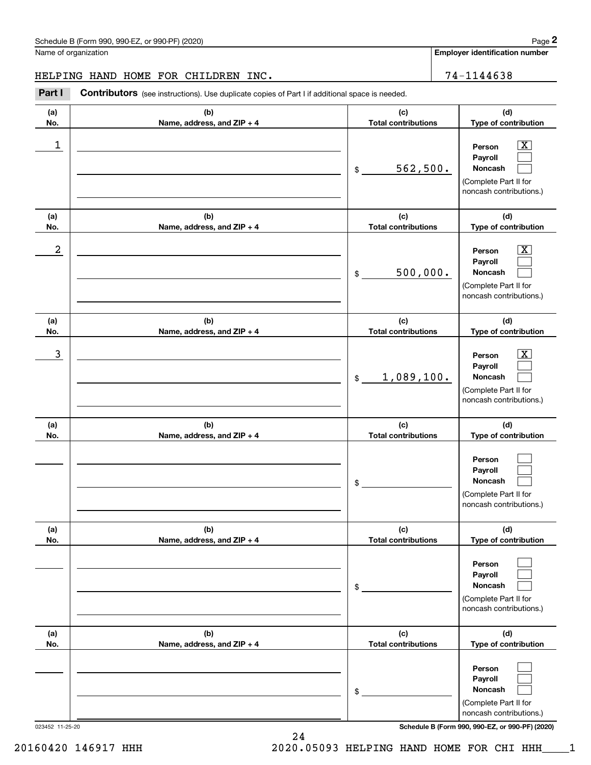Schedule B (Form 990, 990-EZ, or 990-PF) (2020)

Name of organization: HELPING HAND HOME FOR CHILDREN INC.

Employer identification number: 74-1144638

**Part I** **Contributors** (see instructions). Use duplicate copies of Part I if additional space is needed.

| (a) No. | (b) Name, address, and ZIP + 4 | (c) Total contributions | (d) Type of contribution |
|---|---|---|---|
| 1 | | $ 562,500. | Person [X] Payroll [ ] Noncash [ ] (Complete Part II for noncash contributions.) |
| 2 | | $ 500,000. | Person [X] Payroll [ ] Noncash [ ] (Complete Part II for noncash contributions.) |
| 3 | | $ 1,089,100. | Person [X] Payroll [ ] Noncash [ ] (Complete Part II for noncash contributions.) |
| | | $ | Person [ ] Payroll [ ] Noncash [ ] (Complete Part II for noncash contributions.) |
| | | $ | Person [ ] Payroll [ ] Noncash [ ] (Complete Part II for noncash contributions.) |
| | | $ | Person [ ] Payroll [ ] Noncash [ ] (Complete Part II for noncash contributions.) |

023452 11-25-20

Schedule B (Form 990, 990-EZ, or 990-PF) (2020)

20160420 146917 HHH 2020.05093 HELPING HAND HOME FOR CHI HHH____1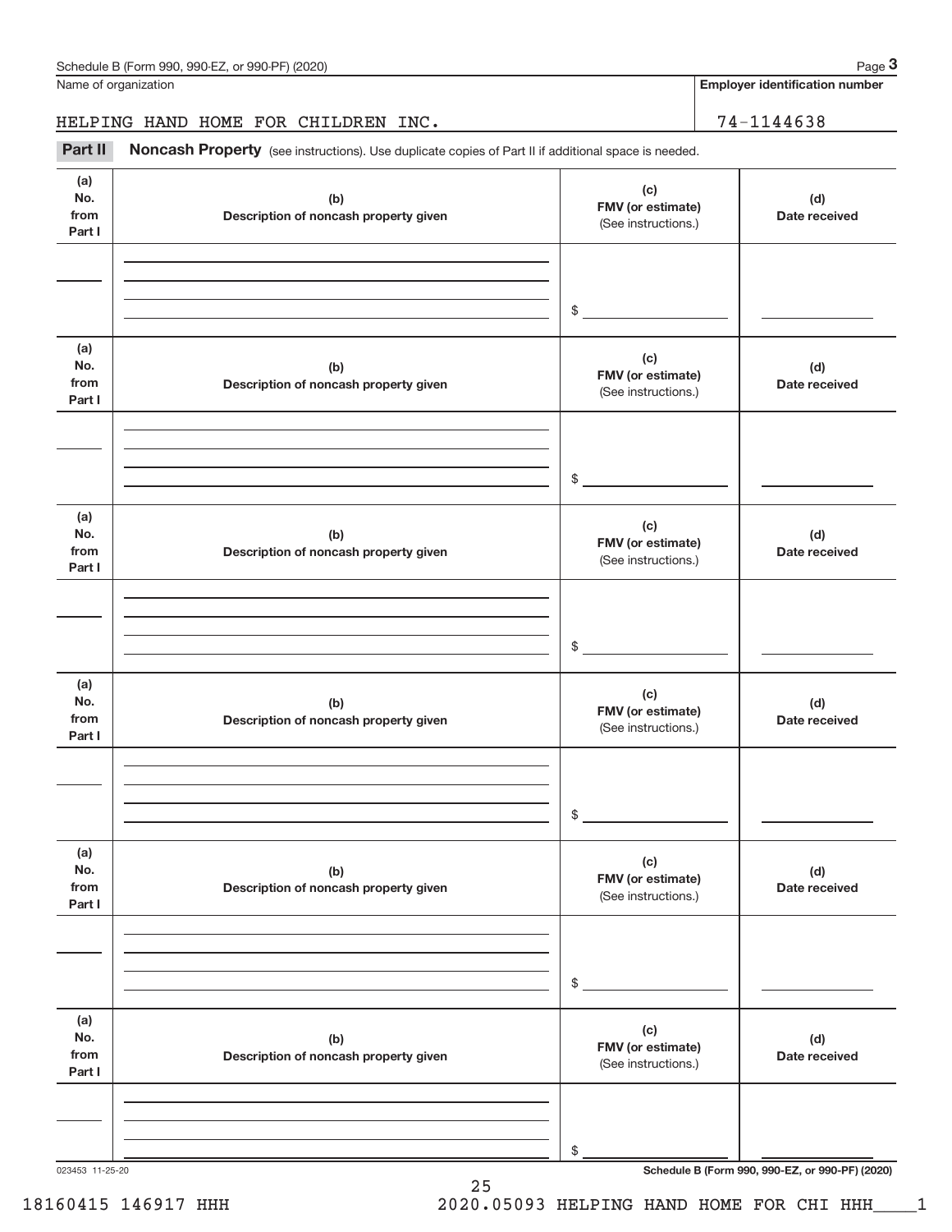Name of organization

**Employer identification number**

HELPING HAND HOME FOR CHILDREN INC. 74-1144638

**Part II** **Noncash Property** (see instructions). Use duplicate copies of Part II if additional space is needed.

| (a) No. from Part I | (b) Description of noncash property given | (c) FMV (or estimate) (See instructions.) | (d) Date received |
|---|---|---|---|
| | | $ | |

| (a) No. from Part I | (b) Description of noncash property given | (c) FMV (or estimate) (See instructions.) | (d) Date received |
|---|---|---|---|
| | | $ | |

| (a) No. from Part I | (b) Description of noncash property given | (c) FMV (or estimate) (See instructions.) | (d) Date received |
|---|---|---|---|
| | | $ | |

| (a) No. from Part I | (b) Description of noncash property given | (c) FMV (or estimate) (See instructions.) | (d) Date received |
|---|---|---|---|
| | | $ | |

| (a) No. from Part I | (b) Description of noncash property given | (c) FMV (or estimate) (See instructions.) | (d) Date received |
|---|---|---|---|
| | | $ | |

| (a) No. from Part I | (b) Description of noncash property given | (c) FMV (or estimate) (See instructions.) | (d) Date received |
|---|---|---|---|
| | | $ | |

023453 11-25-20

18160415 146917 HHH 2020.05093 HELPING HAND HOME FOR CHI HHH____1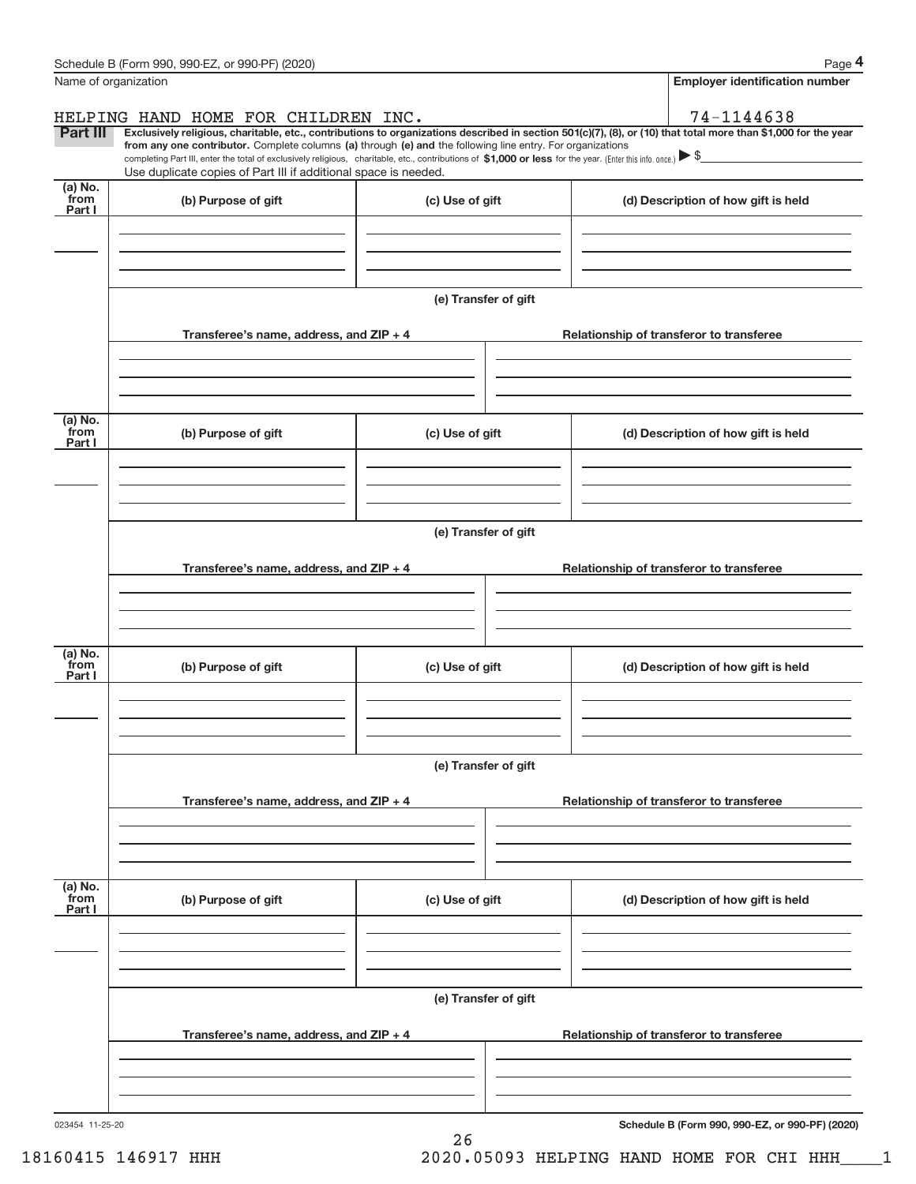Name of organization | Employer identification number

HELPING HAND HOME FOR CHILDREN INC. | 74-1144638

**Part III** **Exclusively religious, charitable, etc., contributions to organizations described in section 501(c)(7), (8), or (10) that total more than $1,000 for the year from any one contributor.** Complete columns **(a)** through **(e)** and the following line entry. For organizations completing Part III, enter the total of exclusively religious, charitable, etc., contributions of **$1,000 or less** for the year. (Enter this info. once.) ▶ $

Use duplicate copies of Part III if additional space is needed.

| (a) No. from Part I | (b) Purpose of gift | (c) Use of gift | (d) Description of how gift is held |
|---|---|---|---|
| | | | |

(e) Transfer of gift

| Transferee's name, address, and ZIP + 4 | Relationship of transferor to transferee |
|---|---|
| | |

| (a) No. from Part I | (b) Purpose of gift | (c) Use of gift | (d) Description of how gift is held |
|---|---|---|---|
| | | | |

(e) Transfer of gift

| Transferee's name, address, and ZIP + 4 | Relationship of transferor to transferee |
|---|---|
| | |

| (a) No. from Part I | (b) Purpose of gift | (c) Use of gift | (d) Description of how gift is held |
|---|---|---|---|
| | | | |

(e) Transfer of gift

| Transferee's name, address, and ZIP + 4 | Relationship of transferor to transferee |
|---|---|
| | |

| (a) No. from Part I | (b) Purpose of gift | (c) Use of gift | (d) Description of how gift is held |
|---|---|---|---|
| | | | |

(e) Transfer of gift

| Transferee's name, address, and ZIP + 4 | Relationship of transferor to transferee |
|---|---|
| | |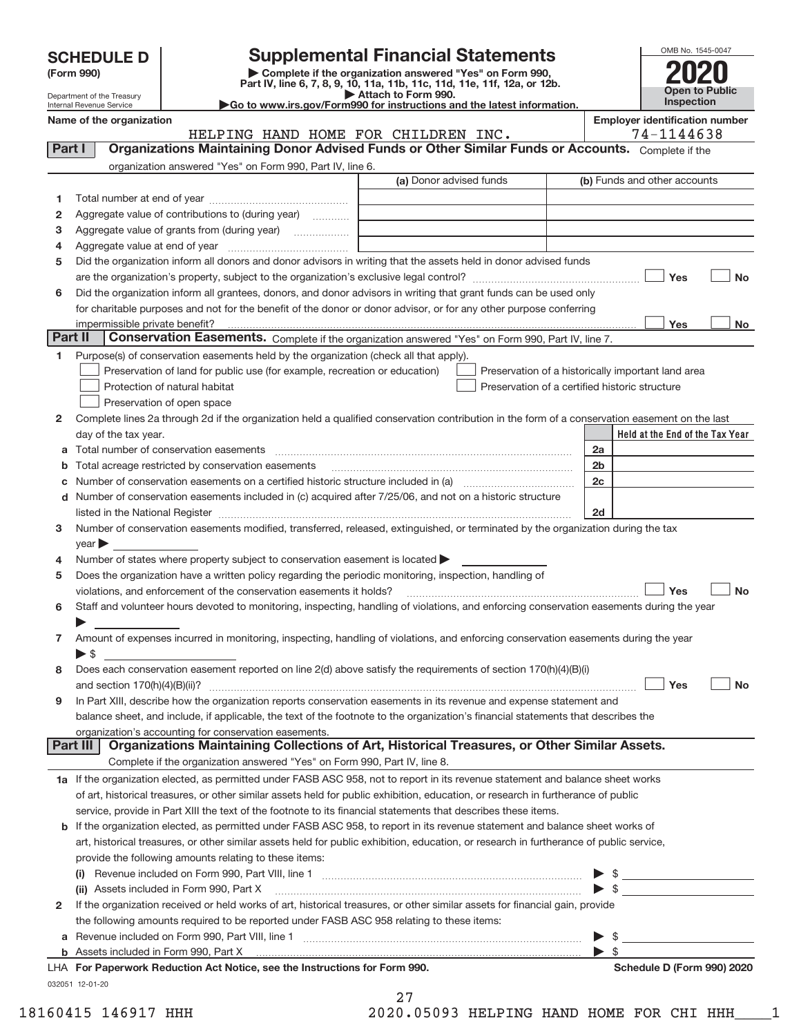# SCHEDULE D (Form 990)

Department of the Treasury
Internal Revenue Service

## Supplemental Financial Statements

▶ Complete if the organization answered "Yes" on Form 990, Part IV, line 6, 7, 8, 9, 10, 11a, 11b, 11c, 11d, 11e, 11f, 12a, or 12b.
▶ Attach to Form 990.
▶Go to www.irs.gov/Form990 for instructions and the latest information.

OMB No. 1545-0047

**2020**

**Open to Public Inspection**

**Name of the organization**
HELPING HAND HOME FOR CHILDREN INC.

**Employer identification number**
74-1144638

**Part I — Organizations Maintaining Donor Advised Funds or Other Similar Funds or Accounts.** Complete if the organization answered "Yes" on Form 990, Part IV, line 6.

| | | (a) Donor advised funds | (b) Funds and other accounts |
|---|---|---|---|
| 1 | Total number at end of year | | |
| 2 | Aggregate value of contributions to (during year) | | |
| 3 | Aggregate value of grants from (during year) | | |
| 4 | Aggregate value at end of year | | |

5 Did the organization inform all donors and donor advisors in writing that the assets held in donor advised funds are the organization's property, subject to the organization's exclusive legal control? ☐ Yes ☐ No

6 Did the organization inform all grantees, donors, and donor advisors in writing that grant funds can be used only for charitable purposes and not for the benefit of the donor or donor advisor, or for any other purpose conferring impermissible private benefit? ☐ Yes ☐ No

**Part II — Conservation Easements.** Complete if the organization answered "Yes" on Form 990, Part IV, line 7.

1 Purpose(s) of conservation easements held by the organization (check all that apply).

- ☐ Preservation of land for public use (for example, recreation or education)
- ☐ Protection of natural habitat
- ☐ Preservation of open space
- ☐ Preservation of a historically important land area
- ☐ Preservation of a certified historic structure

2 Complete lines 2a through 2d if the organization held a qualified conservation contribution in the form of a conservation easement on the last day of the tax year.

| | | | Held at the End of the Tax Year |
|---|---|---|---|
| a | Total number of conservation easements | 2a | |
| b | Total acreage restricted by conservation easements | 2b | |
| c | Number of conservation easements on a certified historic structure included in (a) | 2c | |
| d | Number of conservation easements included in (c) acquired after 7/25/06, and not on a historic structure listed in the National Register | 2d | |

3 Number of conservation easements modified, transferred, released, extinguished, or terminated by the organization during the tax year ▶

4 Number of states where property subject to conservation easement is located ▶

5 Does the organization have a written policy regarding the periodic monitoring, inspection, handling of violations, and enforcement of the conservation easements it holds? ☐ Yes ☐ No

6 Staff and volunteer hours devoted to monitoring, inspecting, handling of violations, and enforcing conservation easements during the year ▶

7 Amount of expenses incurred in monitoring, inspecting, handling of violations, and enforcing conservation easements during the year ▶ $

8 Does each conservation easement reported on line 2(d) above satisfy the requirements of section 170(h)(4)(B)(i) and section 170(h)(4)(B)(ii)? ☐ Yes ☐ No

9 In Part XIII, describe how the organization reports conservation easements in its revenue and expense statement and balance sheet, and include, if applicable, the text of the footnote to the organization's financial statements that describes the organization's accounting for conservation easements.

**Part III — Organizations Maintaining Collections of Art, Historical Treasures, or Other Similar Assets.** Complete if the organization answered "Yes" on Form 990, Part IV, line 8.

1a If the organization elected, as permitted under FASB ASC 958, not to report in its revenue statement and balance sheet works of art, historical treasures, or other similar assets held for public exhibition, education, or research in furtherance of public service, provide in Part XIII the text of the footnote to its financial statements that describes these items.

b If the organization elected, as permitted under FASB ASC 958, to report in its revenue statement and balance sheet works of art, historical treasures, or other similar assets held for public exhibition, education, or research in furtherance of public service, provide the following amounts relating to these items:

(i) Revenue included on Form 990, Part VIII, line 1 ▶ $

(ii) Assets included in Form 990, Part X ▶ $

2 If the organization received or held works of art, historical treasures, or other similar assets for financial gain, provide the following amounts required to be reported under FASB ASC 958 relating to these items:

a Revenue included on Form 990, Part VIII, line 1 ▶ $

b Assets included in Form 990, Part X ▶ $

LHA For Paperwork Reduction Act Notice, see the Instructions for Form 990. — Schedule D (Form 990) 2020

032051 12-01-20

18160415 146917 HHH    2020.05093 HELPING HAND HOME FOR CHI HHH____1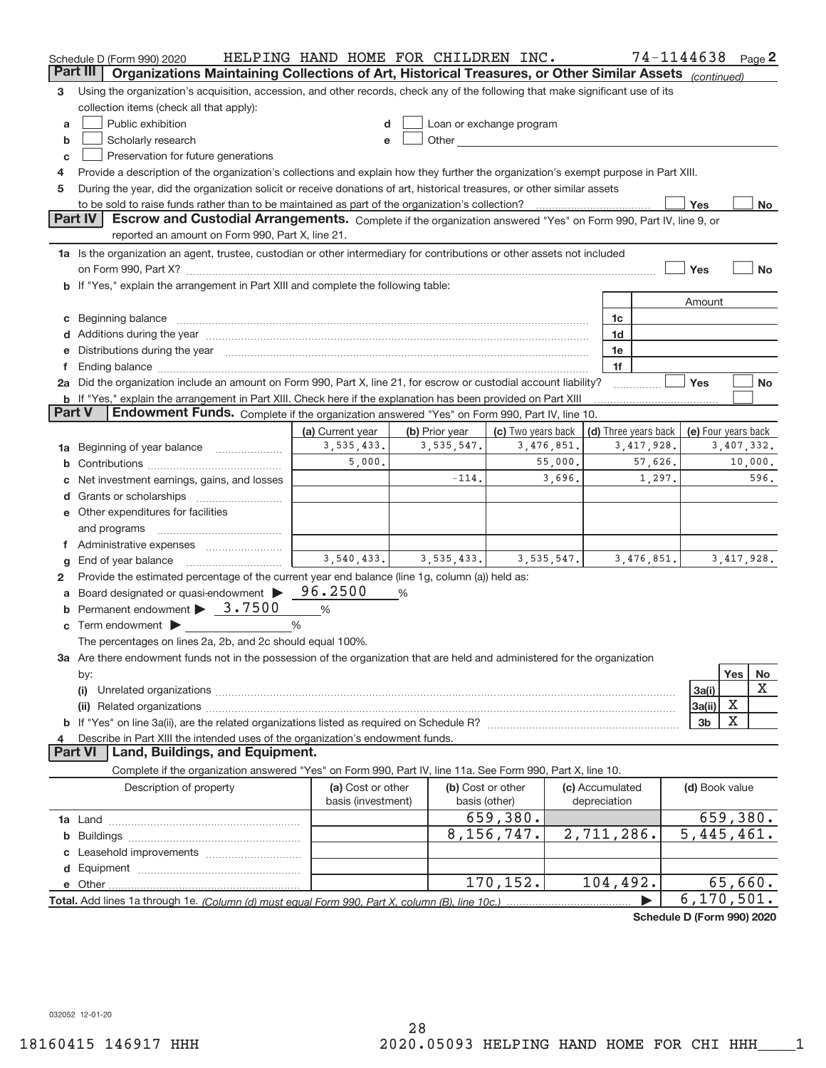Schedule D (Form 990) 2020 HELPING HAND HOME FOR CHILDREN INC. 74-1144638 Page 2

## Part III Organizations Maintaining Collections of Art, Historical Treasures, or Other Similar Assets *(continued)*

3 Using the organization's acquisition, accession, and other records, check any of the following that make significant use of its collection items (check all that apply):

- a ☐ Public exhibition
- b ☐ Scholarly research
- c ☐ Preservation for future generations
- d ☐ Loan or exchange program
- e ☐ Other

4 Provide a description of the organization's collections and explain how they further the organization's exempt purpose in Part XIII.

5 During the year, did the organization solicit or receive donations of art, historical treasures, or other similar assets to be sold to raise funds rather than to be maintained as part of the organization's collection? ☐ Yes ☐ No

## Part IV Escrow and Custodial Arrangements.

Complete if the organization answered "Yes" on Form 990, Part IV, line 9, or reported an amount on Form 990, Part X, line 21.

1a Is the organization an agent, trustee, custodian or other intermediary for contributions or other assets not included on Form 990, Part X? ☐ Yes ☐ No

b If "Yes," explain the arrangement in Part XIII and complete the following table:

| | | Amount |
|---|---|---|
| c Beginning balance | 1c | |
| d Additions during the year | 1d | |
| e Distributions during the year | 1e | |
| f Ending balance | 1f | |

2a Did the organization include an amount on Form 990, Part X, line 21, for escrow or custodial account liability? ☐ Yes ☐ No

b If "Yes," explain the arrangement in Part XIII. Check here if the explanation has been provided on Part XIII ☐

## Part V Endowment Funds.

Complete if the organization answered "Yes" on Form 990, Part IV, line 10.

| | (a) Current year | (b) Prior year | (c) Two years back | (d) Three years back | (e) Four years back |
|---|---|---|---|---|---|
| 1a Beginning of year balance | 3,535,433. | 3,535,547. | 3,476,851. | 3,417,928. | 3,407,332. |
| b Contributions | 5,000. | | 55,000. | 57,626. | 10,000. |
| c Net investment earnings, gains, and losses | | -114. | 3,696. | 1,297. | 596. |
| d Grants or scholarships | | | | | |
| e Other expenditures for facilities and programs | | | | | |
| f Administrative expenses | | | | | |
| g End of year balance | 3,540,433. | 3,535,433. | 3,535,547. | 3,476,851. | 3,417,928. |

2 Provide the estimated percentage of the current year end balance (line 1g, column (a)) held as:

- a Board designated or quasi-endowment ▶ 96.2500 %
- b Permanent endowment ▶ 3.7500 %
- c Term endowment ▶ %

The percentages on lines 2a, 2b, and 2c should equal 100%.

3a Are there endowment funds not in the possession of the organization that are held and administered for the organization by:

| | | Yes | No |
|---|---|---|---|
| (i) Unrelated organizations | 3a(i) | | X |
| (ii) Related organizations | 3a(ii) | X | |
| b If "Yes" on line 3a(ii), are the related organizations listed as required on Schedule R? | 3b | X | |

4 Describe in Part XIII the intended uses of the organization's endowment funds.

## Part VI Land, Buildings, and Equipment.

Complete if the organization answered "Yes" on Form 990, Part IV, line 11a. See Form 990, Part X, line 10.

| Description of property | (a) Cost or other basis (investment) | (b) Cost or other basis (other) | (c) Accumulated depreciation | (d) Book value |
|---|---|---|---|---|
| 1a Land | | 659,380. | | 659,380. |
| b Buildings | | 8,156,747. | 2,711,286. | 5,445,461. |
| c Leasehold improvements | | | | |
| d Equipment | | | | |
| e Other | | 170,152. | 104,492. | 65,660. |
| **Total.** Add lines 1a through 1e. *(Column (d) must equal Form 990, Part X, column (B), line 10c.)* | | | ▶ | 6,170,501. |

**Schedule D (Form 990) 2020**

032052 12-01-20

18160415 146917 HHH 2020.05093 HELPING HAND HOME FOR CHI HHH____1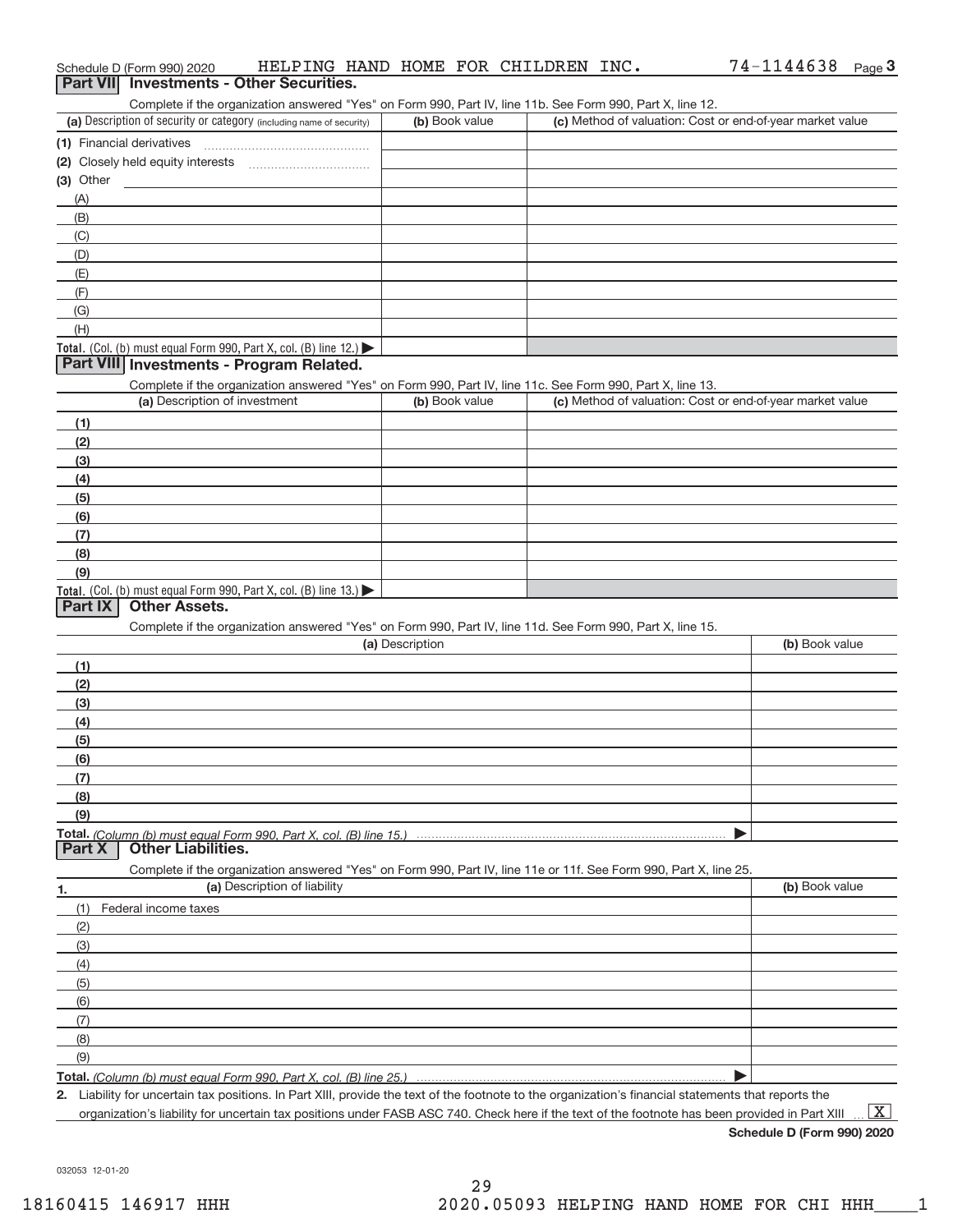Schedule D (Form 990) 2020 HELPING HAND HOME FOR CHILDREN INC. 74-1144638 Page 3

## Part VII Investments - Other Securities.

Complete if the organization answered "Yes" on Form 990, Part IV, line 11b. See Form 990, Part X, line 12.

| (a) Description of security or category (including name of security) | (b) Book value | (c) Method of valuation: Cost or end-of-year market value |
|---|---|---|
| (1) Financial derivatives | | |
| (2) Closely held equity interests | | |
| (3) Other | | |
| (A) | | |
| (B) | | |
| (C) | | |
| (D) | | |
| (E) | | |
| (F) | | |
| (G) | | |
| (H) | | |
| **Total.** (Col. (b) must equal Form 990, Part X, col. (B) line 12.) ▶ | | |

## Part VIII Investments - Program Related.

Complete if the organization answered "Yes" on Form 990, Part IV, line 11c. See Form 990, Part X, line 13.

| (a) Description of investment | (b) Book value | (c) Method of valuation: Cost or end-of-year market value |
|---|---|---|
| (1) | | |
| (2) | | |
| (3) | | |
| (4) | | |
| (5) | | |
| (6) | | |
| (7) | | |
| (8) | | |
| (9) | | |
| **Total.** (Col. (b) must equal Form 990, Part X, col. (B) line 13.) ▶ | | |

## Part IX Other Assets.

Complete if the organization answered "Yes" on Form 990, Part IV, line 11d. See Form 990, Part X, line 15.

| (a) Description | (b) Book value |
|---|---|
| (1) | |
| (2) | |
| (3) | |
| (4) | |
| (5) | |
| (6) | |
| (7) | |
| (8) | |
| (9) | |
| **Total.** *(Column (b) must equal Form 990, Part X, col. (B) line 15.)* ▶ | |

## Part X Other Liabilities.

Complete if the organization answered "Yes" on Form 990, Part IV, line 11e or 11f. See Form 990, Part X, line 25.

| 1. (a) Description of liability | (b) Book value |
|---|---|
| (1) Federal income taxes | |
| (2) | |
| (3) | |
| (4) | |
| (5) | |
| (6) | |
| (7) | |
| (8) | |
| (9) | |
| **Total.** *(Column (b) must equal Form 990, Part X, col. (B) line 25.)* ▶ | |

2. Liability for uncertain tax positions. In Part XIII, provide the text of the footnote to the organization's financial statements that reports the organization's liability for uncertain tax positions under FASB ASC 740. Check here if the text of the footnote has been provided in Part XIII ... [X]

**Schedule D (Form 990) 2020**

032053 12-01-20

18160415 146917 HHH 2020.05093 HELPING HAND HOME FOR CHI HHH____1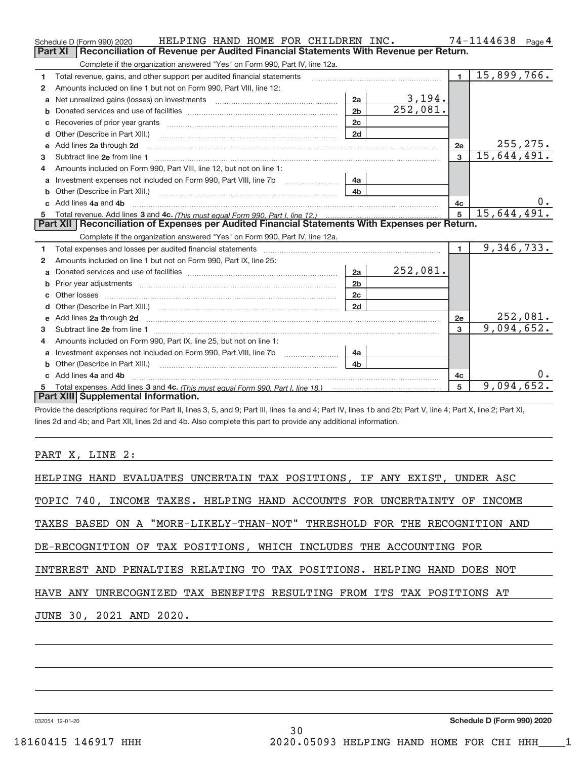Schedule D (Form 990) 2020 HELPING HAND HOME FOR CHILDREN INC. 74-1144638 Page 4

## Part XI Reconciliation of Revenue per Audited Financial Statements With Revenue per Return.

Complete if the organization answered "Yes" on Form 990, Part IV, line 12a.

| | | | | | |
|---|---|---|---|---|---|
| 1 | Total revenue, gains, and other support per audited financial statements | | | 1 | 15,899,766. |
| 2 | Amounts included on line 1 but not on Form 990, Part VIII, line 12: | | | | |
| a | Net unrealized gains (losses) on investments | 2a | 3,194. | | |
| b | Donated services and use of facilities | 2b | 252,081. | | |
| c | Recoveries of prior year grants | 2c | | | |
| d | Other (Describe in Part XIII.) | 2d | | | |
| e | Add lines 2a through 2d | | | 2e | 255,275. |
| 3 | Subtract line 2e from line 1 | | | 3 | 15,644,491. |
| 4 | Amounts included on Form 990, Part VIII, line 12, but not on line 1: | | | | |
| a | Investment expenses not included on Form 990, Part VIII, line 7b | 4a | | | |
| b | Other (Describe in Part XIII.) | 4b | | | |
| c | Add lines 4a and 4b | | | 4c | 0. |
| 5 | Total revenue. Add lines 3 and 4c. *(This must equal Form 990, Part I, line 12.)* | | | 5 | 15,644,491. |

## Part XII Reconciliation of Expenses per Audited Financial Statements With Expenses per Return.

Complete if the organization answered "Yes" on Form 990, Part IV, line 12a.

| | | | | | |
|---|---|---|---|---|---|
| 1 | Total expenses and losses per audited financial statements | | | 1 | 9,346,733. |
| 2 | Amounts included on line 1 but not on Form 990, Part IX, line 25: | | | | |
| a | Donated services and use of facilities | 2a | 252,081. | | |
| b | Prior year adjustments | 2b | | | |
| c | Other losses | 2c | | | |
| d | Other (Describe in Part XIII.) | 2d | | | |
| e | Add lines 2a through 2d | | | 2e | 252,081. |
| 3 | Subtract line 2e from line 1 | | | 3 | 9,094,652. |
| 4 | Amounts included on Form 990, Part IX, line 25, but not on line 1: | | | | |
| a | Investment expenses not included on Form 990, Part VIII, line 7b | 4a | | | |
| b | Other (Describe in Part XIII.) | 4b | | | |
| c | Add lines 4a and 4b | | | 4c | 0. |
| 5 | Total expenses. Add lines 3 and 4c. *(This must equal Form 990, Part I, line 18.)* | | | 5 | 9,094,652. |

## Part XIII Supplemental Information.

Provide the descriptions required for Part II, lines 3, 5, and 9; Part III, lines 1a and 4; Part IV, lines 1b and 2b; Part V, line 4; Part X, line 2; Part XI, lines 2d and 4b; and Part XII, lines 2d and 4b. Also complete this part to provide any additional information.

PART X, LINE 2:

HELPING HAND EVALUATES UNCERTAIN TAX POSITIONS, IF ANY EXIST, UNDER ASC TOPIC 740, INCOME TAXES. HELPING HAND ACCOUNTS FOR UNCERTAINTY OF INCOME TAXES BASED ON A "MORE-LIKELY-THAN-NOT" THRESHOLD FOR THE RECOGNITION AND DE-RECOGNITION OF TAX POSITIONS, WHICH INCLUDES THE ACCOUNTING FOR INTEREST AND PENALTIES RELATING TO TAX POSITIONS. HELPING HAND DOES NOT HAVE ANY UNRECOGNIZED TAX BENEFITS RESULTING FROM ITS TAX POSITIONS AT JUNE 30, 2021 AND 2020.

032054 12-01-20 **Schedule D (Form 990) 2020**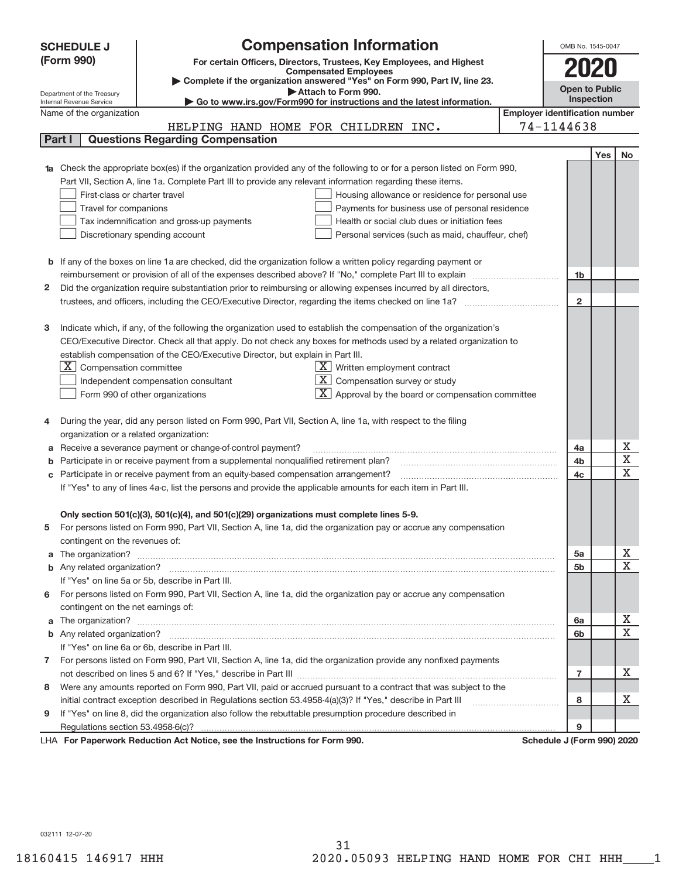**SCHEDULE J (Form 990)**

# Compensation Information

**For certain Officers, Directors, Trustees, Key Employees, and Highest Compensated Employees**

▶ Complete if the organization answered "Yes" on Form 990, Part IV, line 23.

▶ Attach to Form 990.

▶ Go to www.irs.gov/Form990 for instructions and the latest information.

Department of the Treasury
Internal Revenue Service

OMB No. 1545-0047

**2020**

**Open to Public Inspection**

Name of the organization: HELPING HAND HOME FOR CHILDREN INC.

Employer identification number: 74-1144638

## Part I — Questions Regarding Compensation

| | | | Yes | No |
|---|---|---|---|---|
| **1a** | Check the appropriate box(es) if the organization provided any of the following to or for a person listed on Form 990, Part VII, Section A, line 1a. Complete Part III to provide any relevant information regarding these items.<br>☐ First-class or charter travel ☐ Housing allowance or residence for personal use<br>☐ Travel for companions ☐ Payments for business use of personal residence<br>☐ Tax indemnification and gross-up payments ☐ Health or social club dues or initiation fees<br>☐ Discretionary spending account ☐ Personal services (such as maid, chauffeur, chef) | | | |
| **b** | If any of the boxes on line 1a are checked, did the organization follow a written policy regarding payment or reimbursement or provision of all of the expenses described above? If "No," complete Part III to explain | 1b | | |
| **2** | Did the organization require substantiation prior to reimbursing or allowing expenses incurred by all directors, trustees, and officers, including the CEO/Executive Director, regarding the items checked on line 1a? | 2 | | |
| **3** | Indicate which, if any, of the following the organization used to establish the compensation of the organization's CEO/Executive Director. Check all that apply. Do not check any boxes for methods used by a related organization to establish compensation of the CEO/Executive Director, but explain in Part III.<br>☒ Compensation committee ☒ Written employment contract<br>☐ Independent compensation consultant ☒ Compensation survey or study<br>☐ Form 990 of other organizations ☒ Approval by the board or compensation committee | | | |
| **4** | During the year, did any person listed on Form 990, Part VII, Section A, line 1a, with respect to the filing organization or a related organization: | | | |
| **a** | Receive a severance payment or change-of-control payment? | 4a | | X |
| **b** | Participate in or receive payment from a supplemental nonqualified retirement plan? | 4b | | X |
| **c** | Participate in or receive payment from an equity-based compensation arrangement? | 4c | | X |
| | If "Yes" to any of lines 4a-c, list the persons and provide the applicable amounts for each item in Part III. | | | |
| | **Only section 501(c)(3), 501(c)(4), and 501(c)(29) organizations must complete lines 5-9.** | | | |
| **5** | For persons listed on Form 990, Part VII, Section A, line 1a, did the organization pay or accrue any compensation contingent on the revenues of: | | | |
| **a** | The organization? | 5a | | X |
| **b** | Any related organization? | 5b | | X |
| | If "Yes" on line 5a or 5b, describe in Part III. | | | |
| **6** | For persons listed on Form 990, Part VII, Section A, line 1a, did the organization pay or accrue any compensation contingent on the net earnings of: | | | |
| **a** | The organization? | 6a | | X |
| **b** | Any related organization? | 6b | | X |
| | If "Yes" on line 6a or 6b, describe in Part III. | | | |
| **7** | For persons listed on Form 990, Part VII, Section A, line 1a, did the organization provide any nonfixed payments not described on lines 5 and 6? If "Yes," describe in Part III | 7 | | X |
| **8** | Were any amounts reported on Form 990, Part VII, paid or accrued pursuant to a contract that was subject to the initial contract exception described in Regulations section 53.4958-4(a)(3)? If "Yes," describe in Part III | 8 | | X |
| **9** | If "Yes" on line 8, did the organization also follow the rebuttable presumption procedure described in Regulations section 53.4958-6(c)? | 9 | | |

LHA **For Paperwork Reduction Act Notice, see the Instructions for Form 990.** **Schedule J (Form 990) 2020**

032111 12-07-20

18160415 146917 HHH 2020.05093 HELPING HAND HOME FOR CHI HHH____1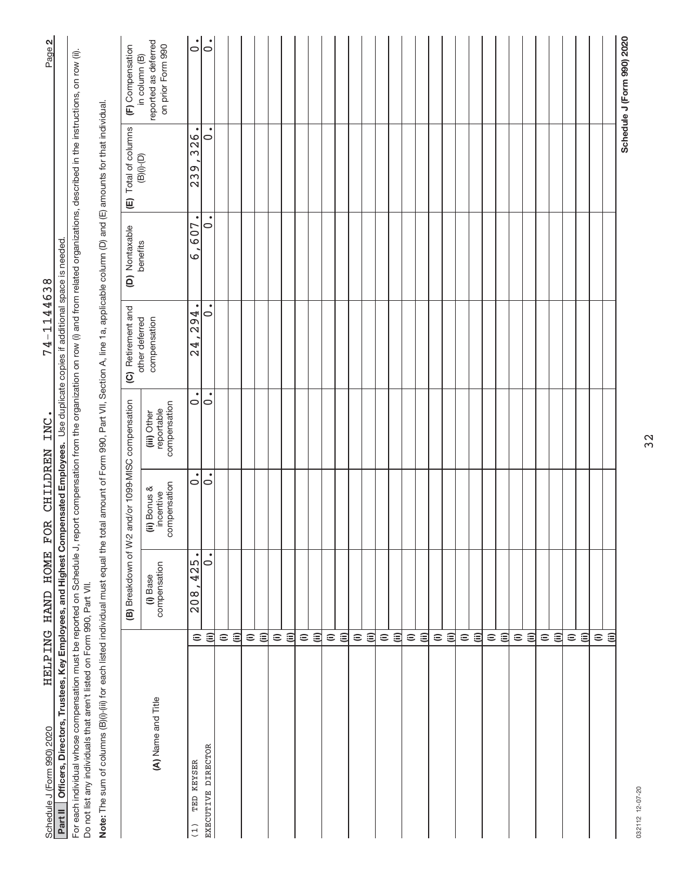Schedule J (Form 990) 2020 HELPING HAND HOME FOR CHILDREN INC. 74-1144638 Page **2**

**Part II Officers, Directors, Trustees, Key Employees, and Highest Compensated Employees.** Use duplicate copies if additional space is needed.

For each individual whose compensation must be reported on Schedule J, report compensation from the organization on row (i) and from related organizations, described in the instructions, on row (ii). Do not list any individuals that aren't listed on Form 990, Part VII.

**Note:** The sum of columns (B)(i)-(iii) for each listed individual must equal the total amount of Form 990, Part VII, Section A, line 1a, applicable column (D) and (E) amounts for that individual.

| (A) Name and Title | | (B) Breakdown of W-2 and/or 1099-MISC compensation | | | (C) Retirement and other deferred compensation | (D) Nontaxable benefits | (E) Total of columns (B)(i)-(D) | (F) Compensation in column (B) reported as deferred on prior Form 990 |
|---|---|---|---|---|---|---|---|---|
| | | (i) Base compensation | (ii) Bonus & incentive compensation | (iii) Other reportable compensation | | | | |
| (1) TED KEYSER | (i) | 208,425. | 0. | 0. | 24,294. | 6,607. | 239,326. | 0. |
| EXECUTIVE DIRECTOR | (ii) | 0. | 0. | 0. | 0. | 0. | 0. | 0. |
| | (i) | | | | | | | |
| | (ii) | | | | | | | |
| | (i) | | | | | | | |
| | (ii) | | | | | | | |
| | (i) | | | | | | | |
| | (ii) | | | | | | | |
| | (i) | | | | | | | |
| | (ii) | | | | | | | |
| | (i) | | | | | | | |
| | (ii) | | | | | | | |
| | (i) | | | | | | | |
| | (ii) | | | | | | | |
| | (i) | | | | | | | |
| | (ii) | | | | | | | |
| | (i) | | | | | | | |
| | (ii) | | | | | | | |
| | (i) | | | | | | | |
| | (ii) | | | | | | | |
| | (i) | | | | | | | |
| | (ii) | | | | | | | |
| | (i) | | | | | | | |
| | (ii) | | | | | | | |
| | (i) | | | | | | | |
| | (ii) | | | | | | | |
| | (i) | | | | | | | |
| | (ii) | | | | | | | |
| | (i) | | | | | | | |
| | (ii) | | | | | | | |
| | (i) | | | | | | | |
| | (ii) | | | | | | | |

032112 12-07-20

**Schedule J (Form 990) 2020**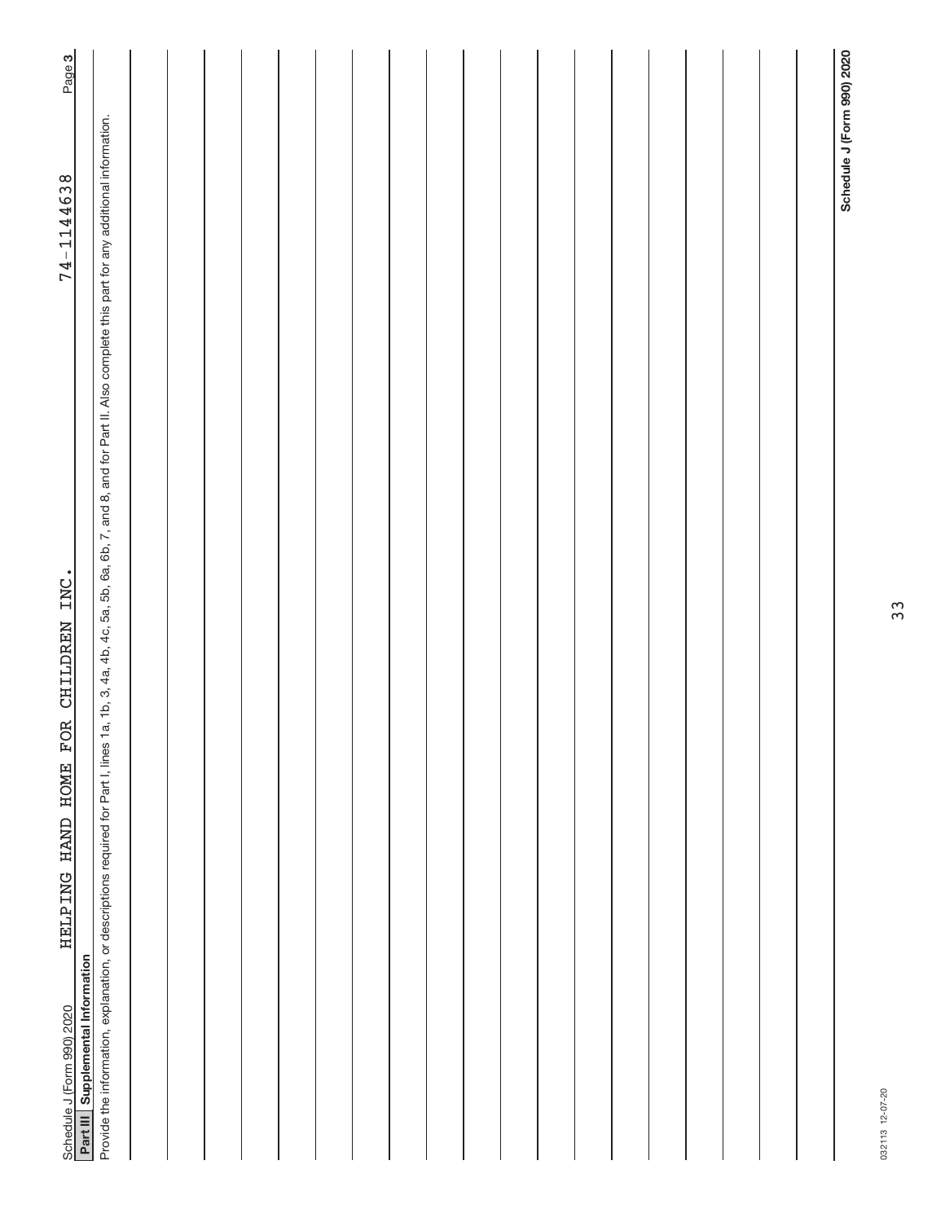Schedule J (Form 990) 2020 HELPING HAND HOME FOR CHILDREN INC. 74-1144638 Page 3

## Part III Supplemental Information

Provide the information, explanation, or descriptions required for Part I, lines 1a, 1b, 3, 4a, 4b, 4c, 5a, 5b, 6a, 6b, 7, and 8, and for Part II. Also complete this part for any additional information.

Schedule J (Form 990) 2020

032113 12-07-20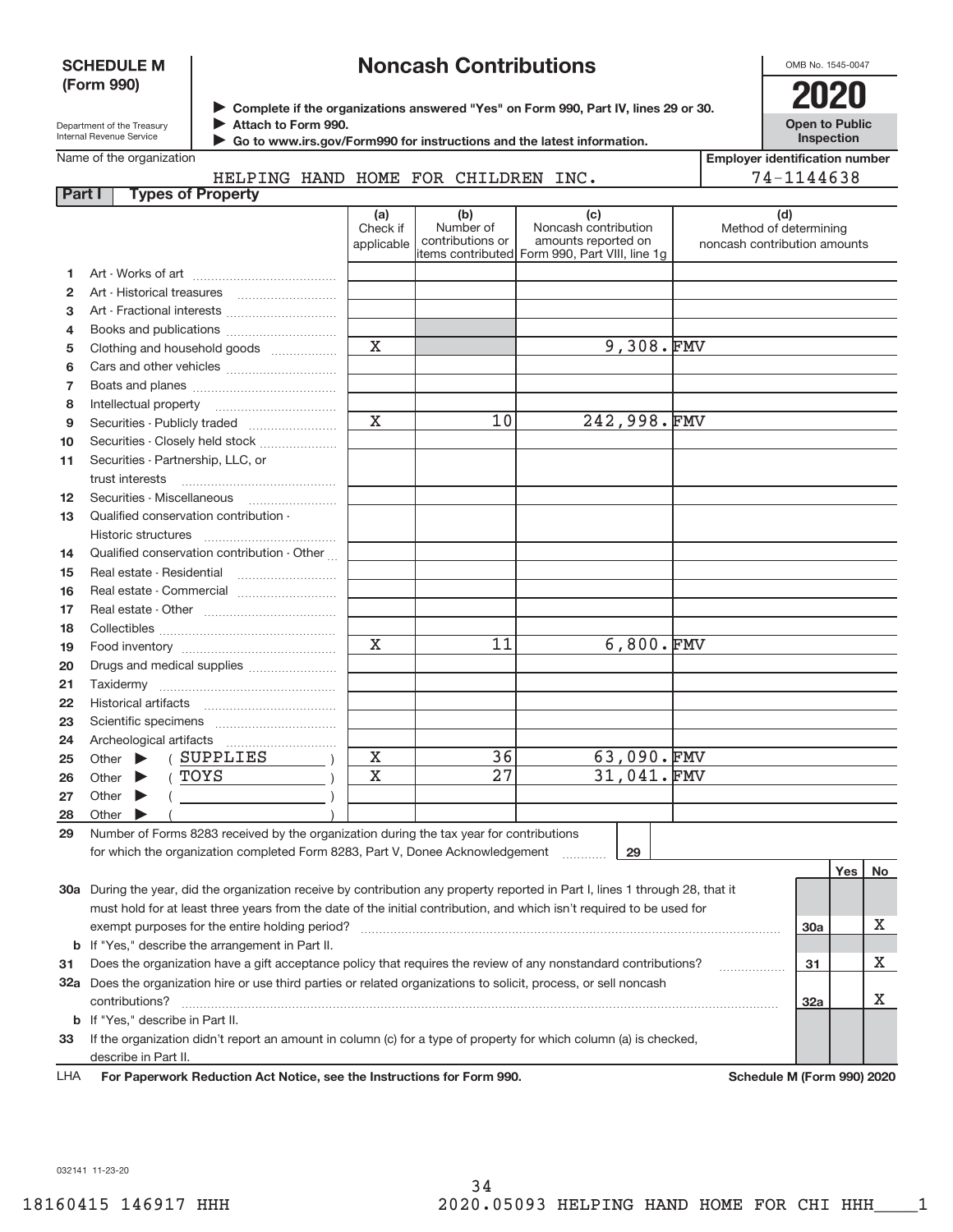**SCHEDULE M (Form 990)**

Department of the Treasury
Internal Revenue Service

# Noncash Contributions

▶ Complete if the organizations answered "Yes" on Form 990, Part IV, lines 29 or 30.
▶ Attach to Form 990.
▶ Go to www.irs.gov/Form990 for instructions and the latest information.

OMB No. 1545-0047

**2020**

**Open to Public Inspection**

Name of the organization: HELPING HAND HOME FOR CHILDREN INC.

Employer identification number: 74-1144638

## Part I Types of Property

| | | (a) Check if applicable | (b) Number of contributions or items contributed | (c) Noncash contribution amounts reported on Form 990, Part VIII, line 1g | (d) Method of determining noncash contribution amounts |
|---|---|---|---|---|---|
| 1 | Art - Works of art | | | | |
| 2 | Art - Historical treasures | | | | |
| 3 | Art - Fractional interests | | | | |
| 4 | Books and publications | | | | |
| 5 | Clothing and household goods | X | | 9,308. | FMV |
| 6 | Cars and other vehicles | | | | |
| 7 | Boats and planes | | | | |
| 8 | Intellectual property | | | | |
| 9 | Securities - Publicly traded | X | 10 | 242,998. | FMV |
| 10 | Securities - Closely held stock | | | | |
| 11 | Securities - Partnership, LLC, or trust interests | | | | |
| 12 | Securities - Miscellaneous | | | | |
| 13 | Qualified conservation contribution - Historic structures | | | | |
| 14 | Qualified conservation contribution - Other | | | | |
| 15 | Real estate - Residential | | | | |
| 16 | Real estate - Commercial | | | | |
| 17 | Real estate - Other | | | | |
| 18 | Collectibles | | | | |
| 19 | Food inventory | X | 11 | 6,800. | FMV |
| 20 | Drugs and medical supplies | | | | |
| 21 | Taxidermy | | | | |
| 22 | Historical artifacts | | | | |
| 23 | Scientific specimens | | | | |
| 24 | Archeological artifacts | | | | |
| 25 | Other ▶ ( SUPPLIES ) | X | 36 | 63,090. | FMV |
| 26 | Other ▶ ( TOYS ) | X | 27 | 31,041. | FMV |
| 27 | Other ▶ ( ) | | | | |
| 28 | Other ▶ ( ) | | | | |

29 Number of Forms 8283 received by the organization during the tax year for contributions for which the organization completed Form 8283, Part V, Donee Acknowledgement ..... **29**

| | | | Yes | No |
|---|---|---|---|---|
| **30a** | During the year, did the organization receive by contribution any property reported in Part I, lines 1 through 28, that it must hold for at least three years from the date of the initial contribution, and which isn't required to be used for exempt purposes for the entire holding period? | 30a | | X |
| **b** | If "Yes," describe the arrangement in Part II. | | | |
| **31** | Does the organization have a gift acceptance policy that requires the review of any nonstandard contributions? | 31 | | X |
| **32a** | Does the organization hire or use third parties or related organizations to solicit, process, or sell noncash contributions? | 32a | | X |
| **b** | If "Yes," describe in Part II. | | | |
| **33** | If the organization didn't report an amount in column (c) for a type of property for which column (a) is checked, describe in Part II. | | | |

LHA **For Paperwork Reduction Act Notice, see the Instructions for Form 990.** **Schedule M (Form 990) 2020**

032141 11-23-20

18160415 146917 HHH 2020.05093 HELPING HAND HOME FOR CHI HHH____1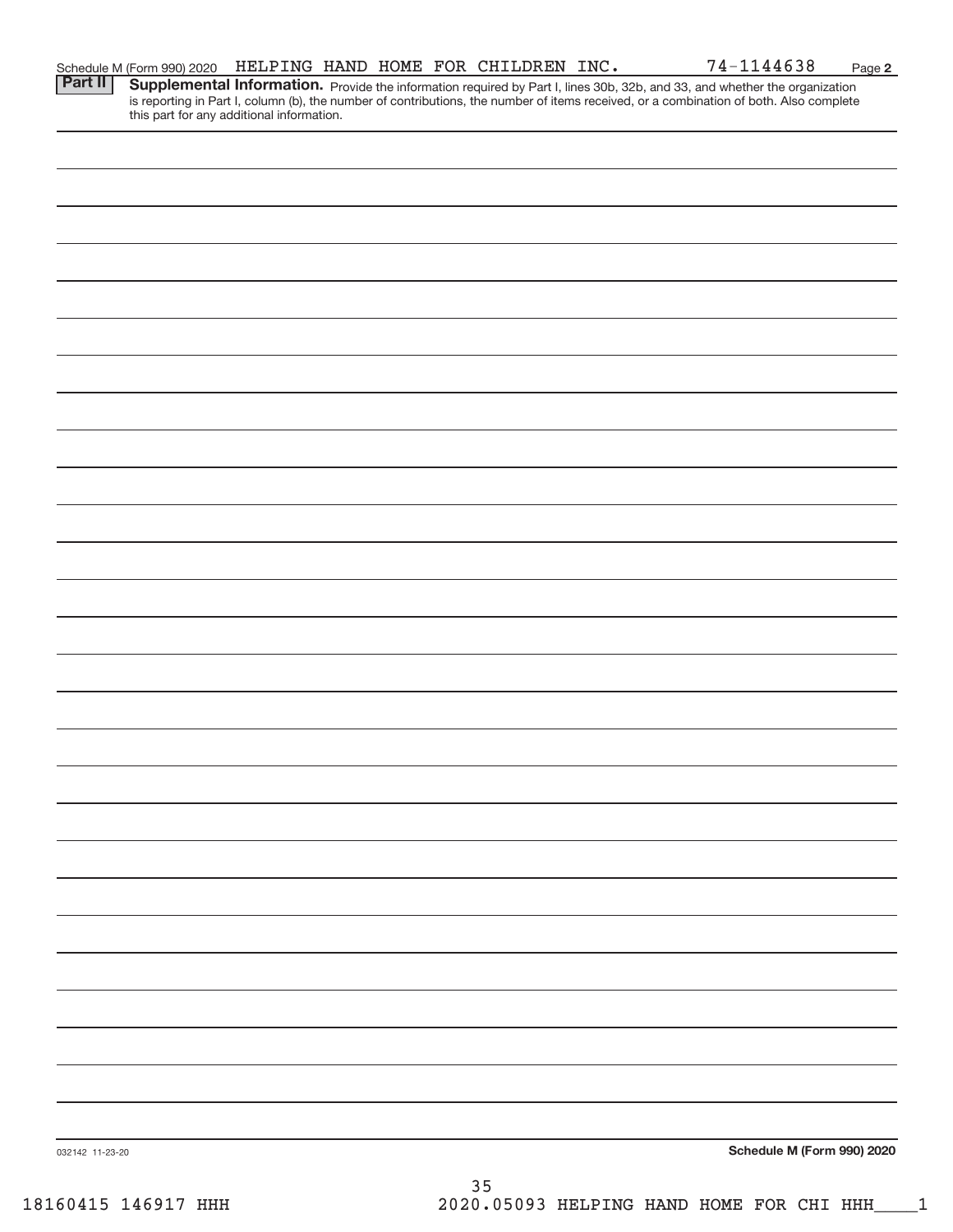Schedule M (Form 990) 2020 HELPING HAND HOME FOR CHILDREN INC. 74-1144638 Page **2**

**Part II** **Supplemental Information.** Provide the information required by Part I, lines 30b, 32b, and 33, and whether the organization is reporting in Part I, column (b), the number of contributions, the number of items received, or a combination of both. Also complete this part for any additional information.

032142 11-23-20 **Schedule M (Form 990) 2020**

18160415 146917 HHH 2020.05093 HELPING HAND HOME FOR CHI HHH____1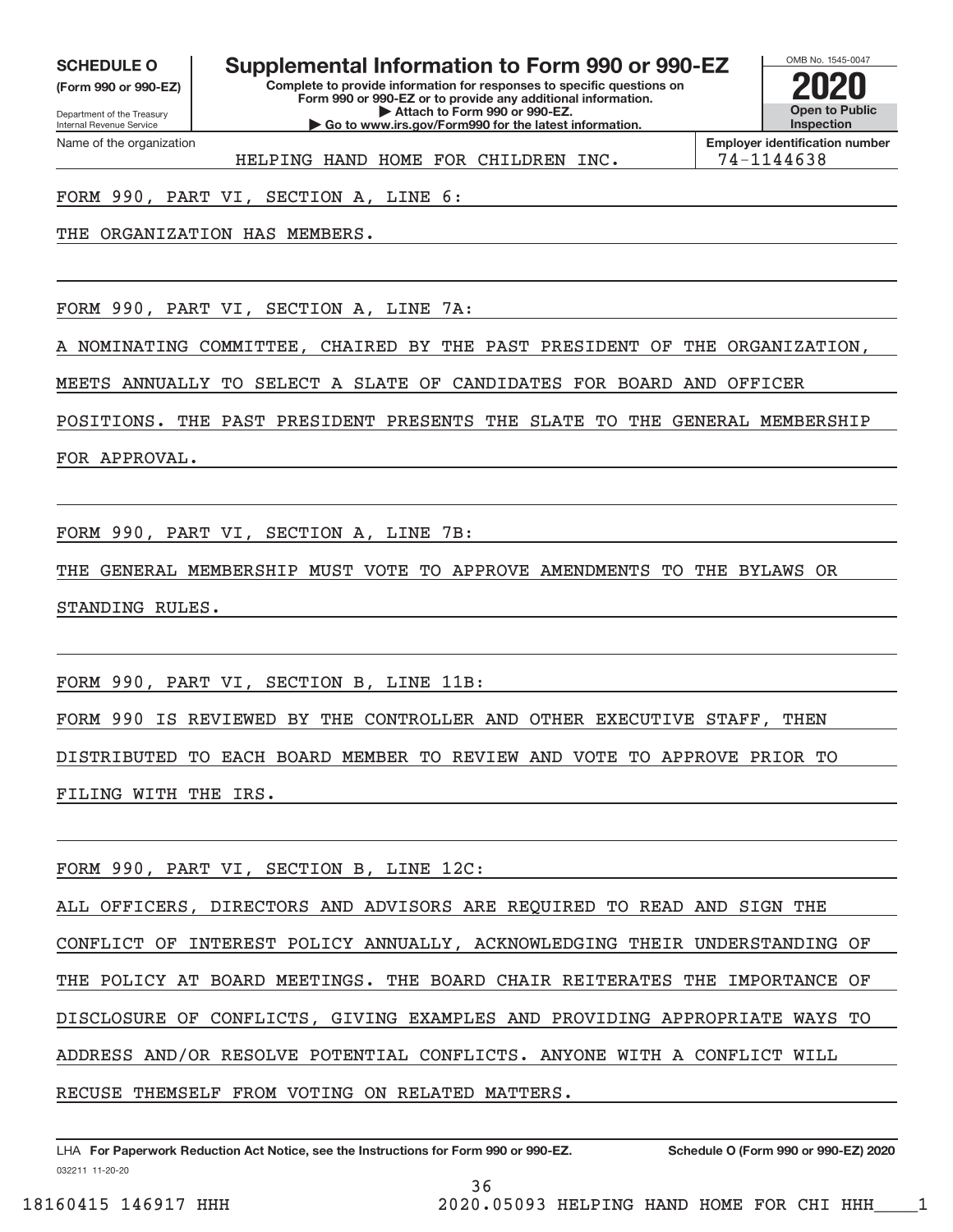**SCHEDULE O**
**(Form 990 or 990-EZ)**

Department of the Treasury
Internal Revenue Service

# Supplemental Information to Form 990 or 990-EZ

**Complete to provide information for responses to specific questions on Form 990 or 990-EZ or to provide any additional information.**
**▶ Attach to Form 990 or 990-EZ.**
**▶ Go to www.irs.gov/Form990 for the latest information.**

OMB No. 1545-0047

**2020**

**Open to Public Inspection**

Name of the organization: HELPING HAND HOME FOR CHILDREN INC.

**Employer identification number:** 74-1144638

FORM 990, PART VI, SECTION A, LINE 6:

THE ORGANIZATION HAS MEMBERS.

FORM 990, PART VI, SECTION A, LINE 7A:

A NOMINATING COMMITTEE, CHAIRED BY THE PAST PRESIDENT OF THE ORGANIZATION, MEETS ANNUALLY TO SELECT A SLATE OF CANDIDATES FOR BOARD AND OFFICER POSITIONS. THE PAST PRESIDENT PRESENTS THE SLATE TO THE GENERAL MEMBERSHIP FOR APPROVAL.

FORM 990, PART VI, SECTION A, LINE 7B:

THE GENERAL MEMBERSHIP MUST VOTE TO APPROVE AMENDMENTS TO THE BYLAWS OR STANDING RULES.

FORM 990, PART VI, SECTION B, LINE 11B:

FORM 990 IS REVIEWED BY THE CONTROLLER AND OTHER EXECUTIVE STAFF, THEN DISTRIBUTED TO EACH BOARD MEMBER TO REVIEW AND VOTE TO APPROVE PRIOR TO FILING WITH THE IRS.

FORM 990, PART VI, SECTION B, LINE 12C:

ALL OFFICERS, DIRECTORS AND ADVISORS ARE REQUIRED TO READ AND SIGN THE CONFLICT OF INTEREST POLICY ANNUALLY, ACKNOWLEDGING THEIR UNDERSTANDING OF THE POLICY AT BOARD MEETINGS. THE BOARD CHAIR REITERATES THE IMPORTANCE OF DISCLOSURE OF CONFLICTS, GIVING EXAMPLES AND PROVIDING APPROPRIATE WAYS TO ADDRESS AND/OR RESOLVE POTENTIAL CONFLICTS. ANYONE WITH A CONFLICT WILL RECUSE THEMSELF FROM VOTING ON RELATED MATTERS.

LHA **For Paperwork Reduction Act Notice, see the Instructions for Form 990 or 990-EZ.** **Schedule O (Form 990 or 990-EZ) 2020**
032211 11-20-20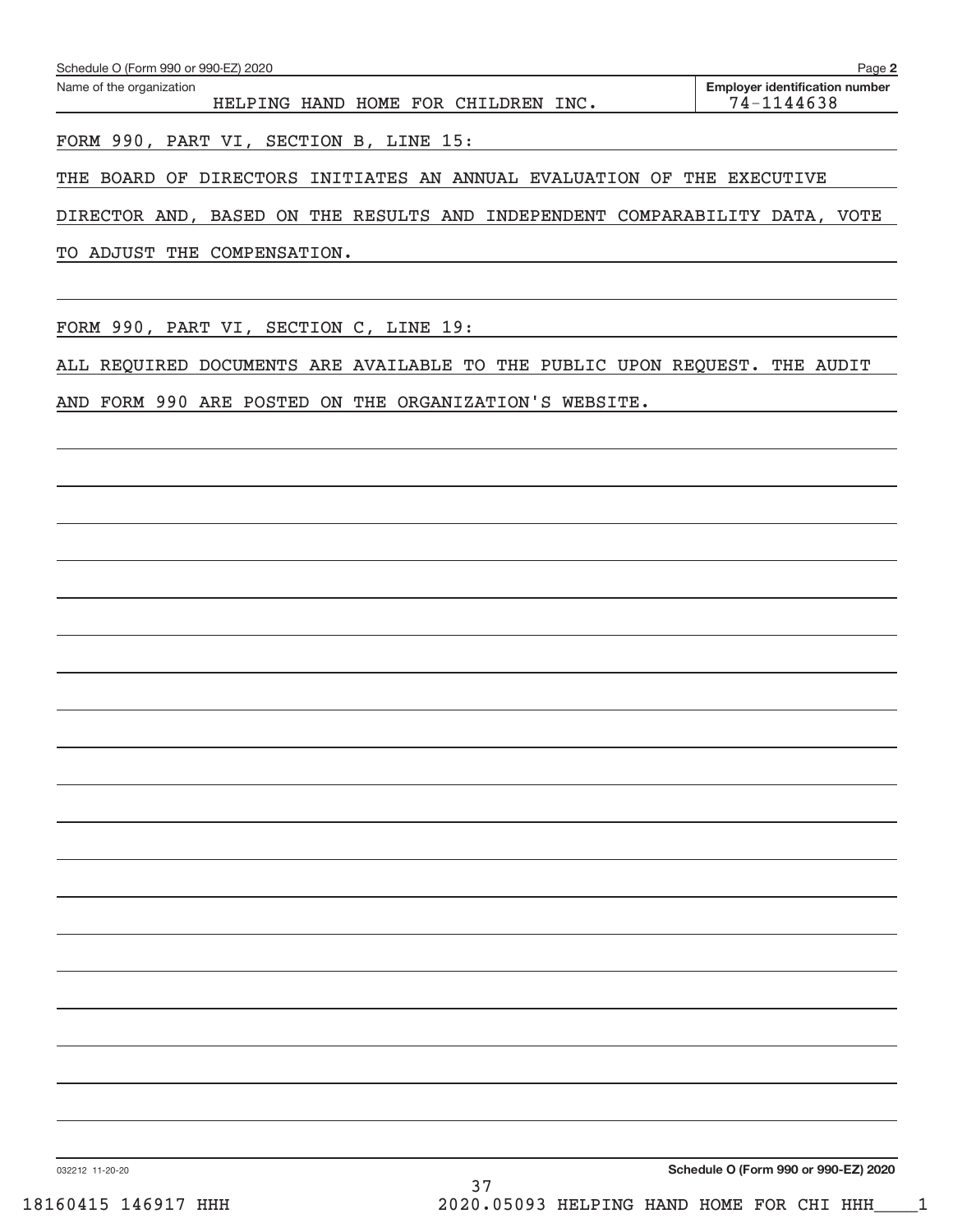Schedule O (Form 990 or 990-EZ) 2020

Name of the organization: HELPING HAND HOME FOR CHILDREN INC.

Employer identification number: 74-1144638

FORM 990, PART VI, SECTION B, LINE 15:

THE BOARD OF DIRECTORS INITIATES AN ANNUAL EVALUATION OF THE EXECUTIVE DIRECTOR AND, BASED ON THE RESULTS AND INDEPENDENT COMPARABILITY DATA, VOTE TO ADJUST THE COMPENSATION.

FORM 990, PART VI, SECTION C, LINE 19:

ALL REQUIRED DOCUMENTS ARE AVAILABLE TO THE PUBLIC UPON REQUEST. THE AUDIT AND FORM 990 ARE POSTED ON THE ORGANIZATION'S WEBSITE.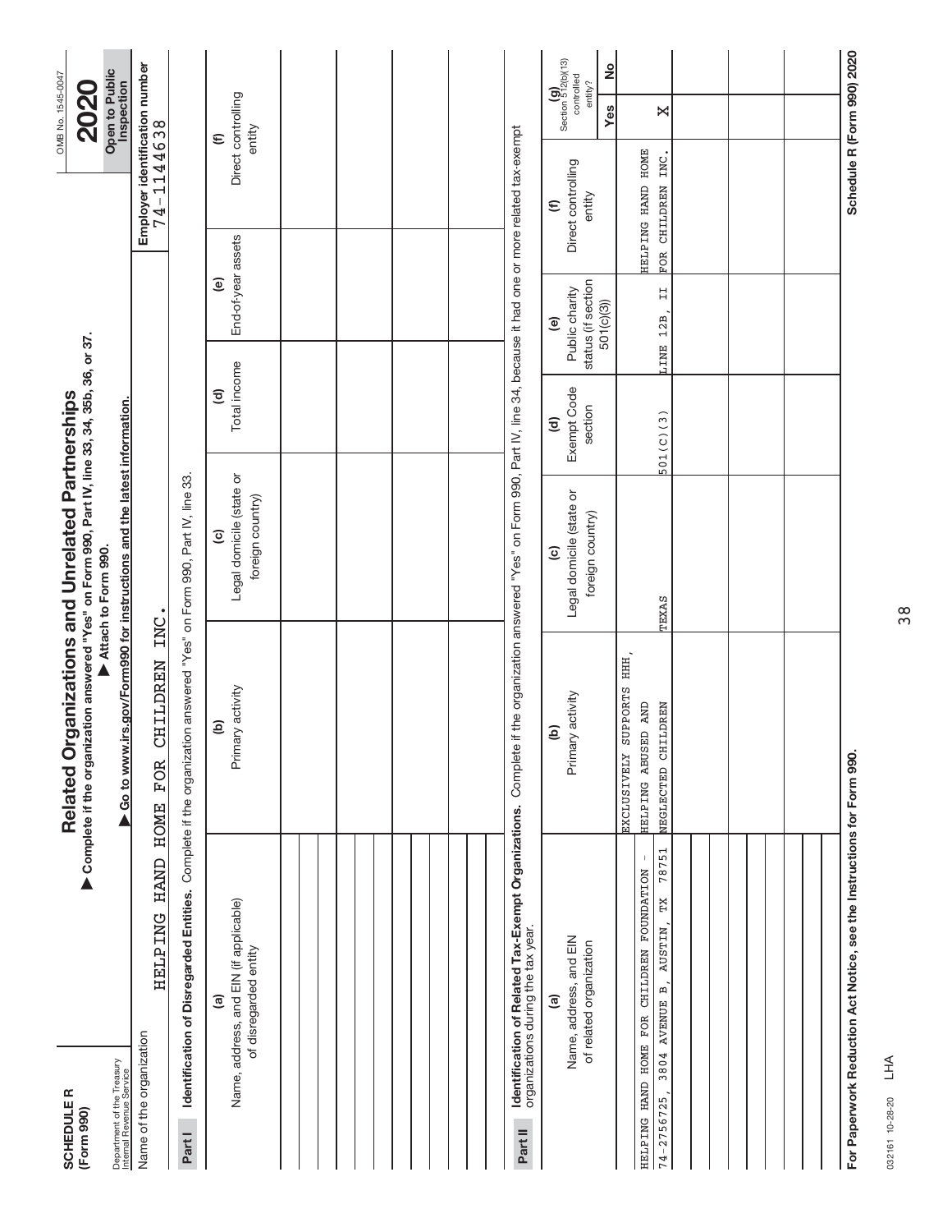**SCHEDULE R (Form 990)**

Department of the Treasury
Internal Revenue Service

# Related Organizations and Unrelated Partnerships

▶ Complete if the organization answered "Yes" on Form 990, Part IV, line 33, 34, 35b, 36, or 37.
▶ Attach to Form 990.
▶ Go to www.irs.gov/Form990 for instructions and the latest information.

OMB No. 1545-0047

**2020**

**Open to Public Inspection**

Name of the organization: HELPING HAND HOME FOR CHILDREN INC.

Employer identification number: 74-1144638

**Part I** **Identification of Disregarded Entities.** Complete if the organization answered "Yes" on Form 990, Part IV, line 33.

| (a) Name, address, and EIN (if applicable) of disregarded entity | (b) Primary activity | (c) Legal domicile (state or foreign country) | (d) Total income | (e) End-of-year assets | (f) Direct controlling entity |
|---|---|---|---|---|---|
| | | | | | |
| | | | | | |
| | | | | | |
| | | | | | |
| | | | | | |
| | | | | | |

**Part II** **Identification of Related Tax-Exempt Organizations.** Complete if the organization answered "Yes" on Form 990, Part IV, line 34, because it had one or more related tax-exempt organizations during the tax year.

| (a) Name, address, and EIN of related organization | (b) Primary activity | (c) Legal domicile (state or foreign country) | (d) Exempt Code section | (e) Public charity status (if section 501(c)(3)) | (f) Direct controlling entity | (g) Section 512(b)(13) controlled entity? Yes | No |
|---|---|---|---|---|---|---|---|
| HELPING HAND HOME FOR CHILDREN FOUNDATION - 74-2756725, 3804 AVENUE B, AUSTIN, TX 78751 | EXCLUSIVELY SUPPORTS HHH, HELPING ABUSED AND NEGLECTED CHILDREN | TEXAS | 501(C)(3) | LINE 12B, II | HELPING HAND HOME FOR CHILDREN INC. | X | |
| | | | | | | | |
| | | | | | | | |
| | | | | | | | |
| | | | | | | | |

**For Paperwork Reduction Act Notice, see the Instructions for Form 990.** **Schedule R (Form 990) 2020**

032161 10-28-20 LHA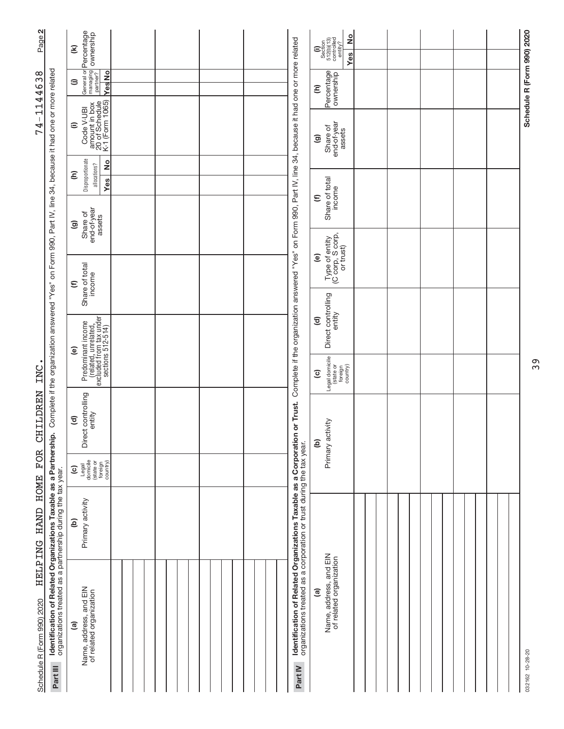Schedule R (Form 990) 2020 HELPING HAND HOME FOR CHILDREN INC. 74-1144638 Page **2**

**Part III** **Identification of Related Organizations Taxable as a Partnership.** Complete if the organization answered "Yes" on Form 990, Part IV, line 34, because it had one or more related organizations treated as a partnership during the tax year.

| (a) Name, address, and EIN of related organization | (b) Primary activity | (c) Legal domicile (state or foreign country) | (d) Direct controlling entity | (e) Predominant income (related, unrelated, excluded from tax under sections 512-514) | (f) Share of total income | (g) Share of end-of-year assets | (h) Disproportionate allocations? | | (i) Code V-UBI amount in box 20 of Schedule K-1 (Form 1065) | (j) General or managing partner? | | (k) Percentage ownership |
|---|---|---|---|---|---|---|---|---|---|---|---|---|
| | | | | | | | Yes | No | | Yes | No | |
| | | | | | | | | | | | | |
| | | | | | | | | | | | | |
| | | | | | | | | | | | | |
| | | | | | | | | | | | | |

**Part IV** **Identification of Related Organizations Taxable as a Corporation or Trust.** Complete if the organization answered "Yes" on Form 990, Part IV, line 34, because it had one or more related organizations treated as a corporation or trust during the tax year.

| (a) Name, address, and EIN of related organization | (b) Primary activity | (c) Legal domicile (state or foreign country) | (d) Direct controlling entity | (e) Type of entity (C corp, S corp, or trust) | (f) Share of total income | (g) Share of end-of-year assets | (h) Percentage ownership | (i) Section 512(b)(13) controlled entity? | |
|---|---|---|---|---|---|---|---|---|---|
| | | | | | | | | Yes | No |
| | | | | | | | | | |
| | | | | | | | | | |
| | | | | | | | | | |
| | | | | | | | | | |
| | | | | | | | | | |
| | | | | | | | | | |
| | | | | | | | | | |

032162 10-28-20 **Schedule R (Form 990) 2020**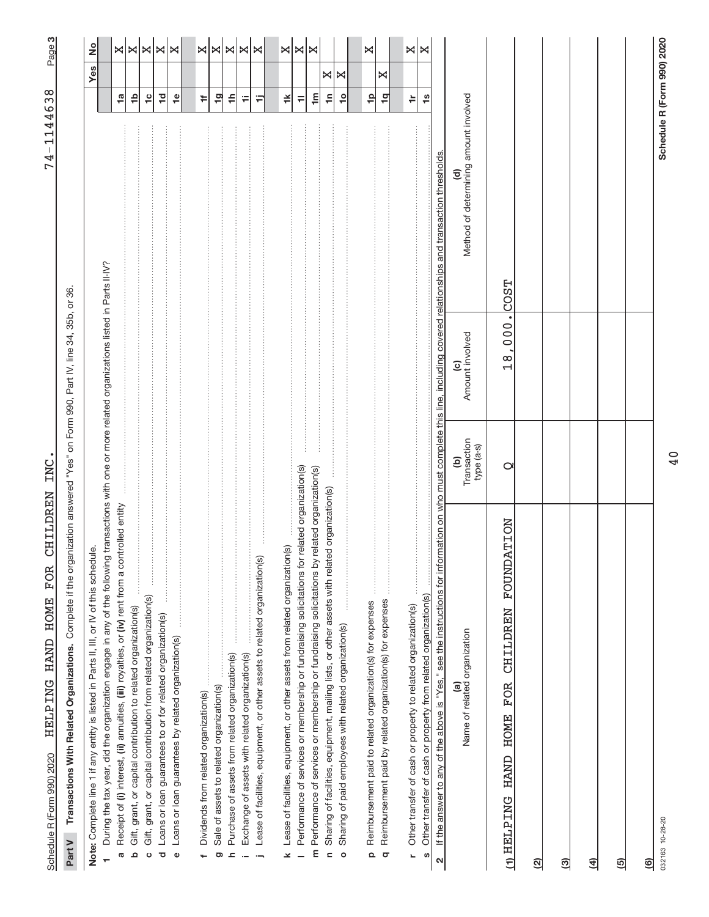Schedule R (Form 990) 2020 HELPING HAND HOME FOR CHILDREN INC. 74-1144638 Page 3

## Part V Transactions With Related Organizations. Complete if the organization answered "Yes" on Form 990, Part IV, line 34, 35b, or 36.

**Note:** Complete line 1 if any entity is listed in Parts II, III, or IV of this schedule.

| | | Line | Yes | No |
|---|---|---|---|---|
| **1** | During the tax year, did the organization engage in any of the following transactions with one or more related organizations listed in Parts II-IV? | | | |
| **a** | Receipt of **(i)** interest, **(ii)** annuities, **(iii)** royalties, or **(iv)** rent from a controlled entity | 1a | | X |
| **b** | Gift, grant, or capital contribution to related organization(s) | 1b | | X |
| **c** | Gift, grant, or capital contribution from related organization(s) | 1c | | X |
| **d** | Loans or loan guarantees to or for related organization(s) | 1d | | X |
| **e** | Loans or loan guarantees by related organization(s) | 1e | | X |
| **f** | Dividends from related organization(s) | 1f | | X |
| **g** | Sale of assets to related organization(s) | 1g | | X |
| **h** | Purchase of assets from related organization(s) | 1h | | X |
| **i** | Exchange of assets with related organization(s) | 1i | | X |
| **j** | Lease of facilities, equipment, or other assets to related organization(s) | 1j | | X |
| **k** | Lease of facilities, equipment, or other assets from related organization(s) | 1k | | X |
| **l** | Performance of services or membership or fundraising solicitations for related organization(s) | 1l | | X |
| **m** | Performance of services or membership or fundraising solicitations by related organization(s) | 1m | | X |
| **n** | Sharing of facilities, equipment, mailing lists, or other assets with related organization(s) | 1n | X | |
| **o** | Sharing of paid employees with related organization(s) | 1o | X | |
| **p** | Reimbursement paid to related organization(s) for expenses | 1p | | X |
| **q** | Reimbursement paid by related organization(s) for expenses | 1q | X | |
| **r** | Other transfer of cash or property to related organization(s) | 1r | | X |
| **s** | Other transfer of cash or property from related organization(s) | 1s | | X |

**2** If the answer to any of the above is "Yes," see the instructions for information on who must complete this line, including covered relationships and transaction thresholds.

| | (a) Name of related organization | (b) Transaction type (a-s) | (c) Amount involved | (d) Method of determining amount involved |
|---|---|---|---|---|
| (1) | HELPING HAND HOME FOR CHILDREN FOUNDATION | Q | 18,000. | COST |
| (2) | | | | |
| (3) | | | | |
| (4) | | | | |
| (5) | | | | |
| (6) | | | | |

032163 10-28-20

Schedule R (Form 990) 2020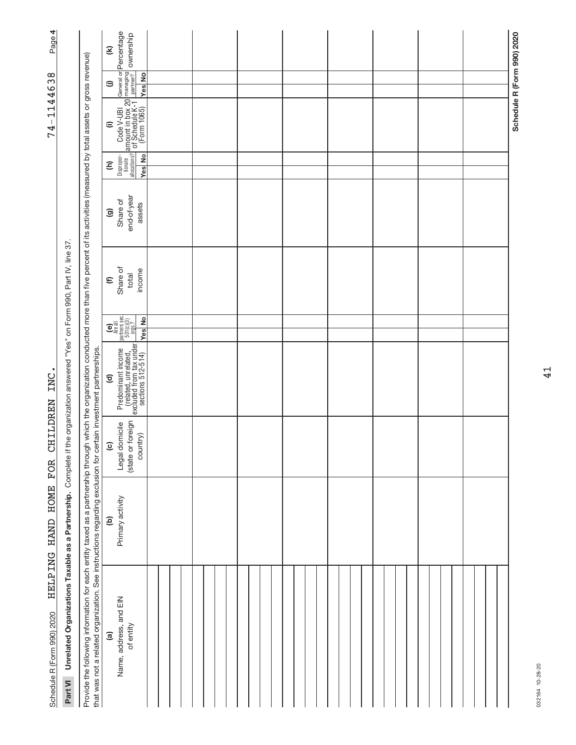Schedule R (Form 990) 2020 HELPING HAND HOME FOR CHILDREN INC. 74-1144638 Page 4

**Part VI** **Unrelated Organizations Taxable as a Partnership.** Complete if the organization answered "Yes" on Form 990, Part IV, line 37.

Provide the following information for each entity taxed as a partnership through which the organization conducted more than five percent of its activities (measured by total assets or gross revenue) that was not a related organization. See instructions regarding exclusion for certain investment partnerships.

| (a) Name, address, and EIN of entity | (b) Primary activity | (c) Legal domicile (state or foreign country) | (d) Predominant income (related, unrelated, excluded from tax under sections 512-514) | (e) Are all partners sec. 501(c)(3) orgs.? | | (f) Share of total income | (g) Share of end-of-year assets | (h) Disproportionate allocations? | | (i) Code V-UBI amount in box 20 of Schedule K-1 (Form 1065) | (j) General or managing partner? | | (k) Percentage ownership |
|---|---|---|---|---|---|---|---|---|---|---|---|---|---|
| | | | | Yes | No | | | Yes | No | | Yes | No | |
| | | | | | | | | | | | | | |
| | | | | | | | | | | | | | |
| | | | | | | | | | | | | | |
| | | | | | | | | | | | | | |
| | | | | | | | | | | | | | |
| | | | | | | | | | | | | | |
| | | | | | | | | | | | | | |
| | | | | | | | | | | | | | |

Schedule R (Form 990) 2020

032164 10-28-20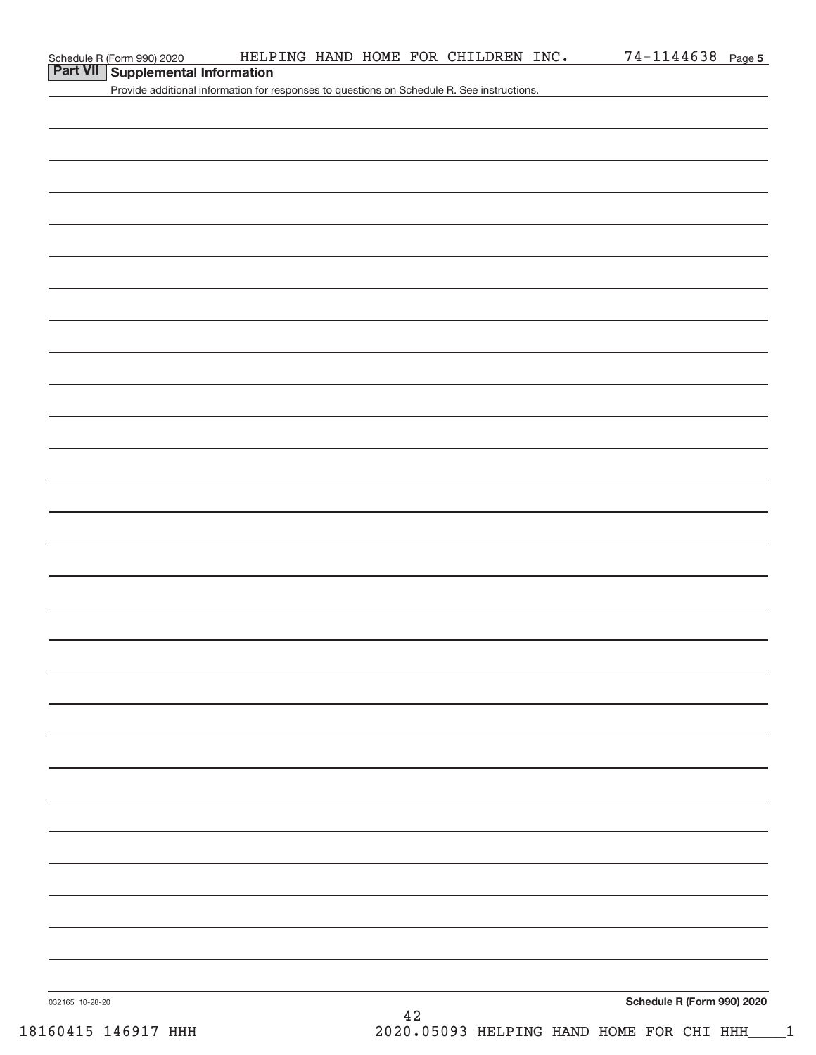## Part VII Supplemental Information

Provide additional information for responses to questions on Schedule R. See instructions.